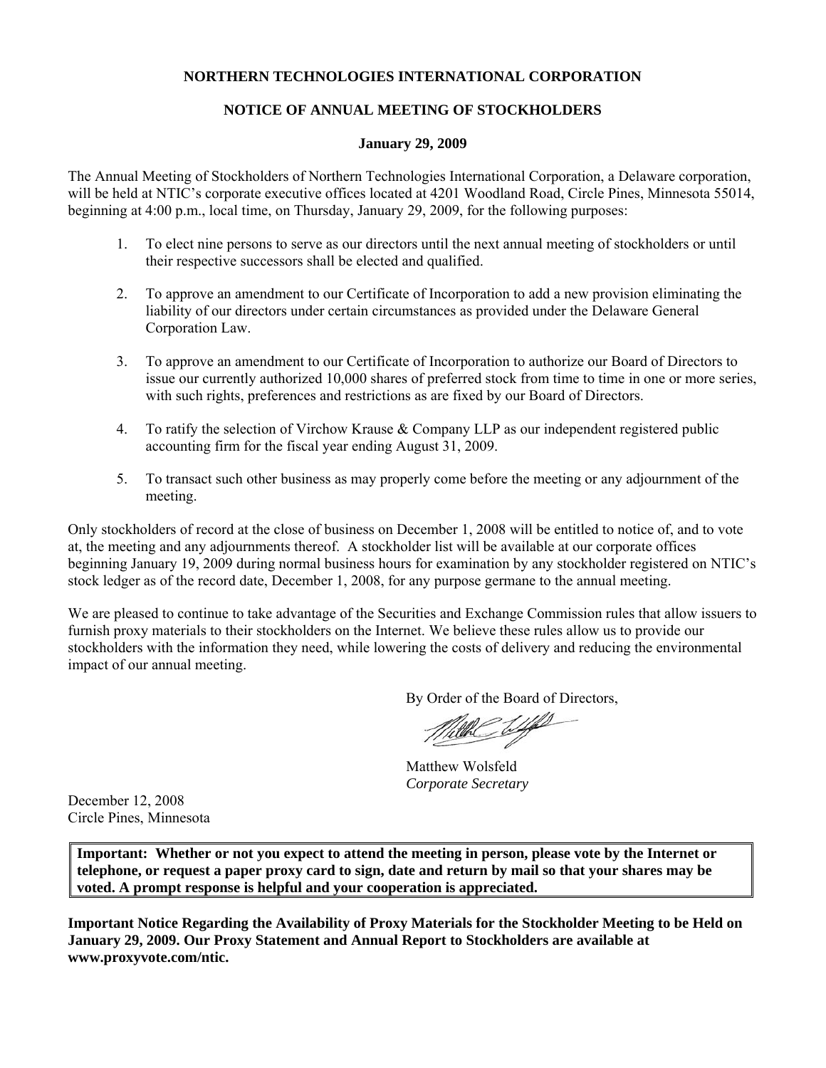# NORTHERN TECHNOLOGIES INTERNATIONAL CORPORATION

## NOTICE OF ANNUAL MEETING OF STOCKHOLDERS

**January 29, 2009**

The Annual Meeting of Stockholders of Northern Technologies International Corporation, a Delaware corporation, will be held at NTIC's corporate executive offices located at 4201 Woodland Road, Circle Pines, Minnesota 55014, beginning at 4:00 p.m., local time, on Thursday, January 29, 2009, for the following purposes:

1. To elect nine persons to serve as our directors until the next annual meeting of stockholders or until their respective successors shall be elected and qualified.

2. To approve an amendment to our Certificate of Incorporation to add a new provision eliminating the liability of our directors under certain circumstances as provided under the Delaware General Corporation Law.

3. To approve an amendment to our Certificate of Incorporation to authorize our Board of Directors to issue our currently authorized 10,000 shares of preferred stock from time to time in one or more series, with such rights, preferences and restrictions as are fixed by our Board of Directors.

4. To ratify the selection of Virchow Krause & Company LLP as our independent registered public accounting firm for the fiscal year ending August 31, 2009.

5. To transact such other business as may properly come before the meeting or any adjournment of the meeting.

Only stockholders of record at the close of business on December 1, 2008 will be entitled to notice of, and to vote at, the meeting and any adjournments thereof. A stockholder list will be available at our corporate offices beginning January 19, 2009 during normal business hours for examination by any stockholder registered on NTIC's stock ledger as of the record date, December 1, 2008, for any purpose germane to the annual meeting.

We are pleased to continue to take advantage of the Securities and Exchange Commission rules that allow issuers to furnish proxy materials to their stockholders on the Internet. We believe these rules allow us to provide our stockholders with the information they need, while lowering the costs of delivery and reducing the environmental impact of our annual meeting.

By Order of the Board of Directors,

Matthew Wolsfeld
*Corporate Secretary*

December 12, 2008
Circle Pines, Minnesota

**Important: Whether or not you expect to attend the meeting in person, please vote by the Internet or telephone, or request a paper proxy card to sign, date and return by mail so that your shares may be voted. A prompt response is helpful and your cooperation is appreciated.**

**Important Notice Regarding the Availability of Proxy Materials for the Stockholder Meeting to be Held on January 29, 2009. Our Proxy Statement and Annual Report to Stockholders are available at www.proxyvote.com/ntic.**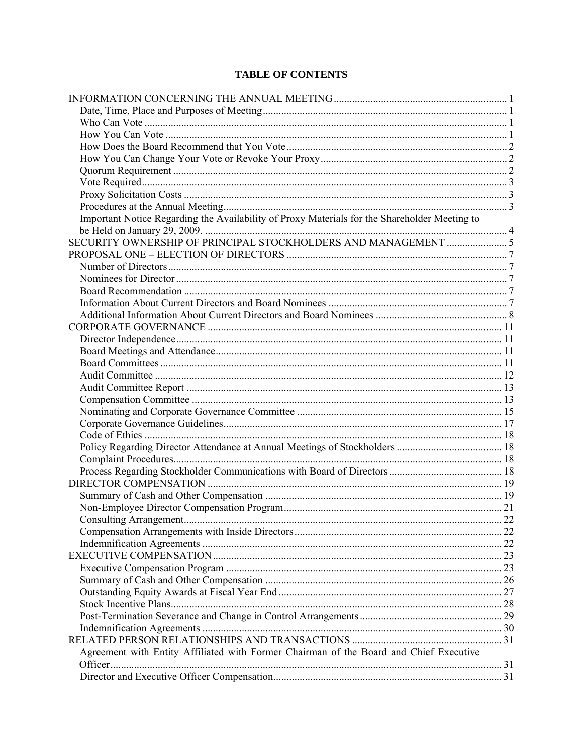# TABLE OF CONTENTS

| | |
|---|---|
| INFORMATION CONCERNING THE ANNUAL MEETING | 1 |
| Date, Time, Place and Purposes of Meeting | 1 |
| Who Can Vote | 1 |
| How You Can Vote | 1 |
| How Does the Board Recommend that You Vote | 2 |
| How You Can Change Your Vote or Revoke Your Proxy | 2 |
| Quorum Requirement | 2 |
| Vote Required | 3 |
| Proxy Solicitation Costs | 3 |
| Procedures at the Annual Meeting | 3 |
| Important Notice Regarding the Availability of Proxy Materials for the Shareholder Meeting to be Held on January 29, 2009. | 4 |
| SECURITY OWNERSHIP OF PRINCIPAL STOCKHOLDERS AND MANAGEMENT | 5 |
| PROPOSAL ONE – ELECTION OF DIRECTORS | 7 |
| Number of Directors | 7 |
| Nominees for Director | 7 |
| Board Recommendation | 7 |
| Information About Current Directors and Board Nominees | 7 |
| Additional Information About Current Directors and Board Nominees | 8 |
| CORPORATE GOVERNANCE | 11 |
| Director Independence | 11 |
| Board Meetings and Attendance | 11 |
| Board Committees | 11 |
| Audit Committee | 12 |
| Audit Committee Report | 13 |
| Compensation Committee | 13 |
| Nominating and Corporate Governance Committee | 15 |
| Corporate Governance Guidelines | 17 |
| Code of Ethics | 18 |
| Policy Regarding Director Attendance at Annual Meetings of Stockholders | 18 |
| Complaint Procedures | 18 |
| Process Regarding Stockholder Communications with Board of Directors | 18 |
| DIRECTOR COMPENSATION | 19 |
| Summary of Cash and Other Compensation | 19 |
| Non-Employee Director Compensation Program | 21 |
| Consulting Arrangement | 22 |
| Compensation Arrangements with Inside Directors | 22 |
| Indemnification Agreements | 22 |
| EXECUTIVE COMPENSATION | 23 |
| Executive Compensation Program | 23 |
| Summary of Cash and Other Compensation | 26 |
| Outstanding Equity Awards at Fiscal Year End | 27 |
| Stock Incentive Plans | 28 |
| Post-Termination Severance and Change in Control Arrangements | 29 |
| Indemnification Agreements | 30 |
| RELATED PERSON RELATIONSHIPS AND TRANSACTIONS | 31 |
| Agreement with Entity Affiliated with Former Chairman of the Board and Chief Executive Officer | 31 |
| Director and Executive Officer Compensation | 31 |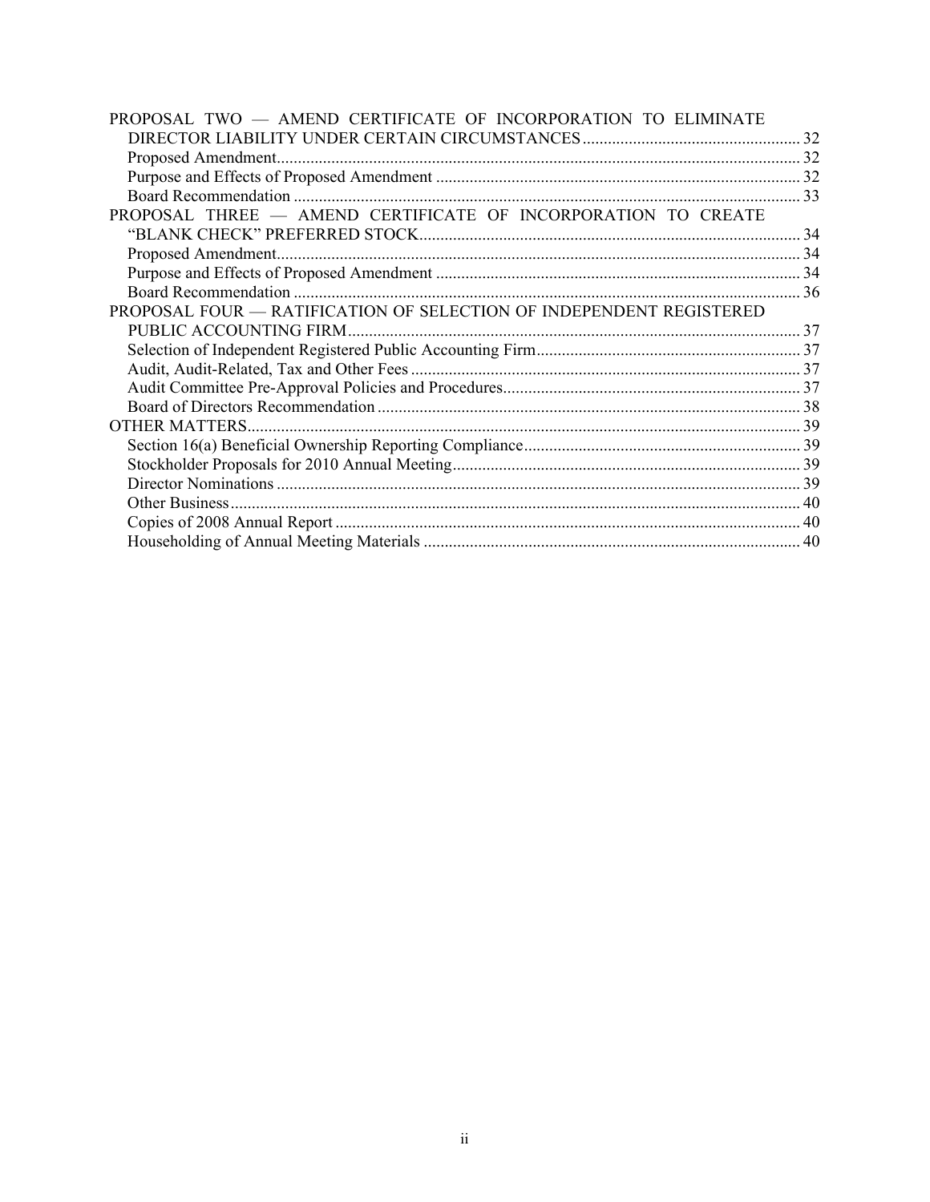| | |
|---|---|
| PROPOSAL TWO — AMEND CERTIFICATE OF INCORPORATION TO ELIMINATE DIRECTOR LIABILITY UNDER CERTAIN CIRCUMSTANCES | 32 |
| Proposed Amendment | 32 |
| Purpose and Effects of Proposed Amendment | 32 |
| Board Recommendation | 33 |
| PROPOSAL THREE — AMEND CERTIFICATE OF INCORPORATION TO CREATE “BLANK CHECK” PREFERRED STOCK | 34 |
| Proposed Amendment | 34 |
| Purpose and Effects of Proposed Amendment | 34 |
| Board Recommendation | 36 |
| PROPOSAL FOUR — RATIFICATION OF SELECTION OF INDEPENDENT REGISTERED PUBLIC ACCOUNTING FIRM | 37 |
| Selection of Independent Registered Public Accounting Firm | 37 |
| Audit, Audit-Related, Tax and Other Fees | 37 |
| Audit Committee Pre-Approval Policies and Procedures | 37 |
| Board of Directors Recommendation | 38 |
| OTHER MATTERS | 39 |
| Section 16(a) Beneficial Ownership Reporting Compliance | 39 |
| Stockholder Proposals for 2010 Annual Meeting | 39 |
| Director Nominations | 39 |
| Other Business | 40 |
| Copies of 2008 Annual Report | 40 |
| Householding of Annual Meeting Materials | 40 |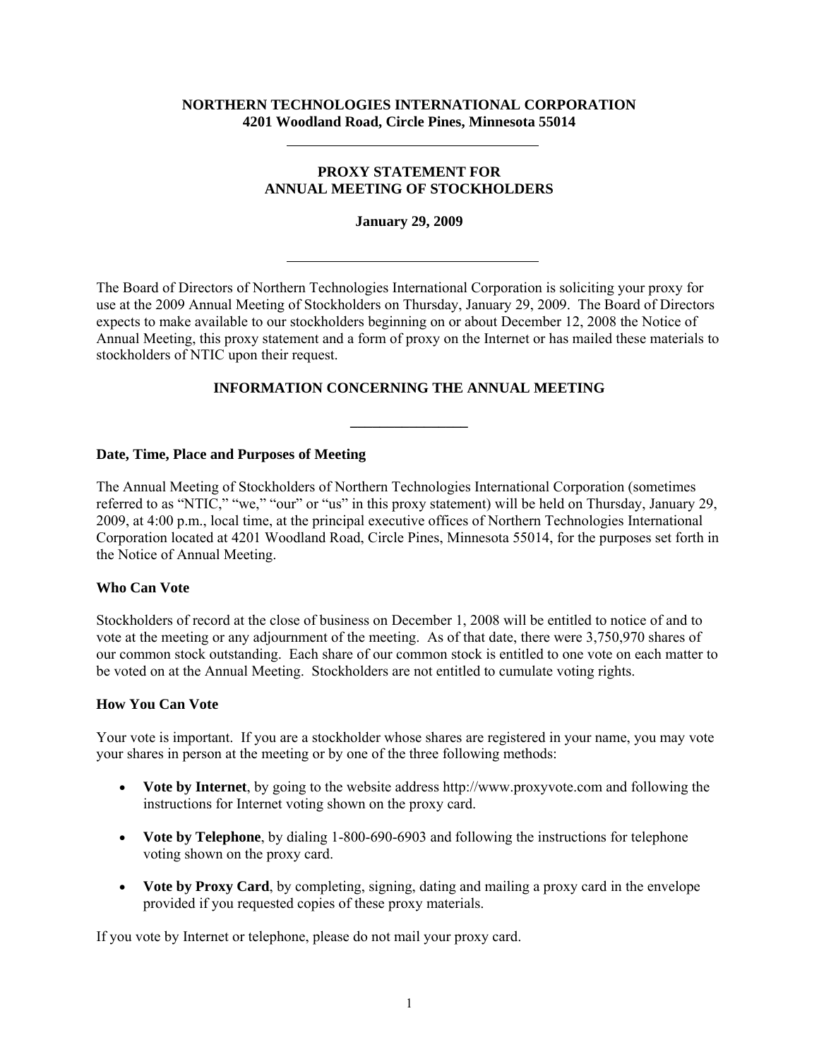**NORTHERN TECHNOLOGIES INTERNATIONAL CORPORATION**
**4201 Woodland Road, Circle Pines, Minnesota 55014**

---

**PROXY STATEMENT FOR**
**ANNUAL MEETING OF STOCKHOLDERS**

**January 29, 2009**

---

The Board of Directors of Northern Technologies International Corporation is soliciting your proxy for use at the 2009 Annual Meeting of Stockholders on Thursday, January 29, 2009. The Board of Directors expects to make available to our stockholders beginning on or about December 12, 2008 the Notice of Annual Meeting, this proxy statement and a form of proxy on the Internet or has mailed these materials to stockholders of NTIC upon their request.

## INFORMATION CONCERNING THE ANNUAL MEETING

---

### Date, Time, Place and Purposes of Meeting

The Annual Meeting of Stockholders of Northern Technologies International Corporation (sometimes referred to as "NTIC," "we," "our" or "us" in this proxy statement) will be held on Thursday, January 29, 2009, at 4:00 p.m., local time, at the principal executive offices of Northern Technologies International Corporation located at 4201 Woodland Road, Circle Pines, Minnesota 55014, for the purposes set forth in the Notice of Annual Meeting.

### Who Can Vote

Stockholders of record at the close of business on December 1, 2008 will be entitled to notice of and to vote at the meeting or any adjournment of the meeting. As of that date, there were 3,750,970 shares of our common stock outstanding. Each share of our common stock is entitled to one vote on each matter to be voted on at the Annual Meeting. Stockholders are not entitled to cumulate voting rights.

### How You Can Vote

Your vote is important. If you are a stockholder whose shares are registered in your name, you may vote your shares in person at the meeting or by one of the three following methods:

- **Vote by Internet**, by going to the website address http://www.proxyvote.com and following the instructions for Internet voting shown on the proxy card.
- **Vote by Telephone**, by dialing 1-800-690-6903 and following the instructions for telephone voting shown on the proxy card.
- **Vote by Proxy Card**, by completing, signing, dating and mailing a proxy card in the envelope provided if you requested copies of these proxy materials.

If you vote by Internet or telephone, please do not mail your proxy card.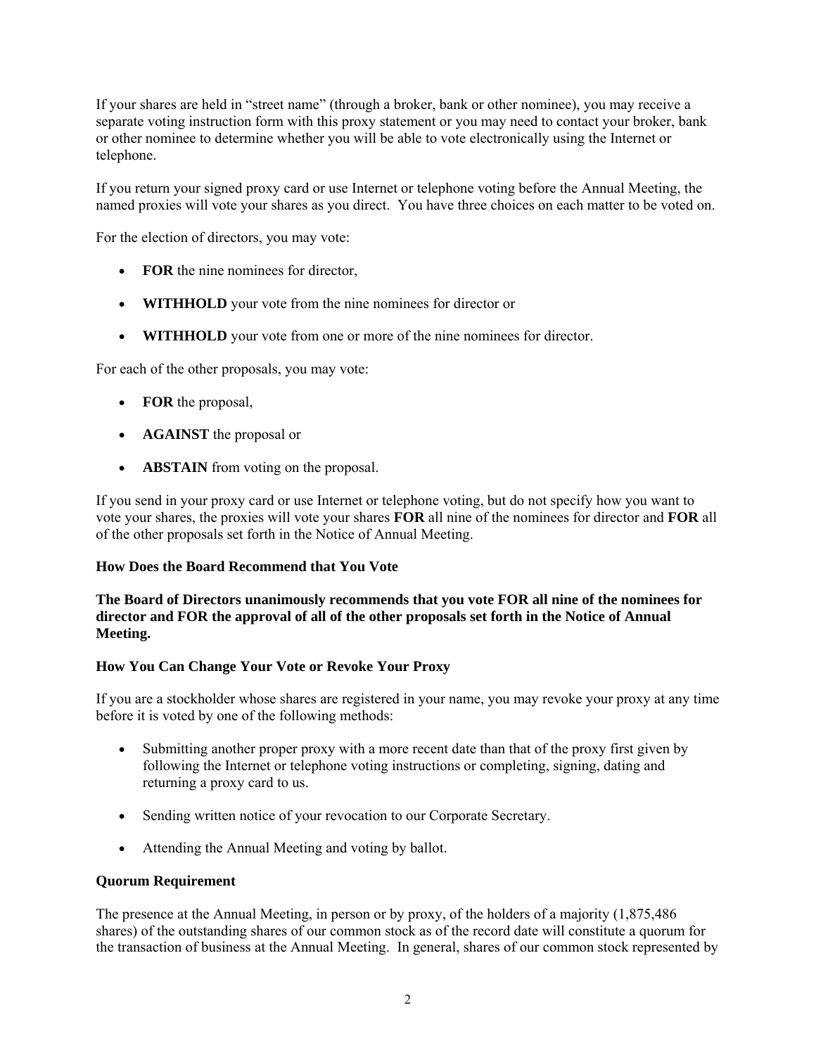If your shares are held in "street name" (through a broker, bank or other nominee), you may receive a separate voting instruction form with this proxy statement or you may need to contact your broker, bank or other nominee to determine whether you will be able to vote electronically using the Internet or telephone.

If you return your signed proxy card or use Internet or telephone voting before the Annual Meeting, the named proxies will vote your shares as you direct. You have three choices on each matter to be voted on.

For the election of directors, you may vote:

- **FOR** the nine nominees for director,
- **WITHHOLD** your vote from the nine nominees for director or
- **WITHHOLD** your vote from one or more of the nine nominees for director.

For each of the other proposals, you may vote:

- **FOR** the proposal,
- **AGAINST** the proposal or
- **ABSTAIN** from voting on the proposal.

If you send in your proxy card or use Internet or telephone voting, but do not specify how you want to vote your shares, the proxies will vote your shares **FOR** all nine of the nominees for director and **FOR** all of the other proposals set forth in the Notice of Annual Meeting.

**How Does the Board Recommend that You Vote**

**The Board of Directors unanimously recommends that you vote FOR all nine of the nominees for director and FOR the approval of all of the other proposals set forth in the Notice of Annual Meeting.**

**How You Can Change Your Vote or Revoke Your Proxy**

If you are a stockholder whose shares are registered in your name, you may revoke your proxy at any time before it is voted by one of the following methods:

- Submitting another proper proxy with a more recent date than that of the proxy first given by following the Internet or telephone voting instructions or completing, signing, dating and returning a proxy card to us.
- Sending written notice of your revocation to our Corporate Secretary.
- Attending the Annual Meeting and voting by ballot.

**Quorum Requirement**

The presence at the Annual Meeting, in person or by proxy, of the holders of a majority (1,875,486 shares) of the outstanding shares of our common stock as of the record date will constitute a quorum for the transaction of business at the Annual Meeting. In general, shares of our common stock represented by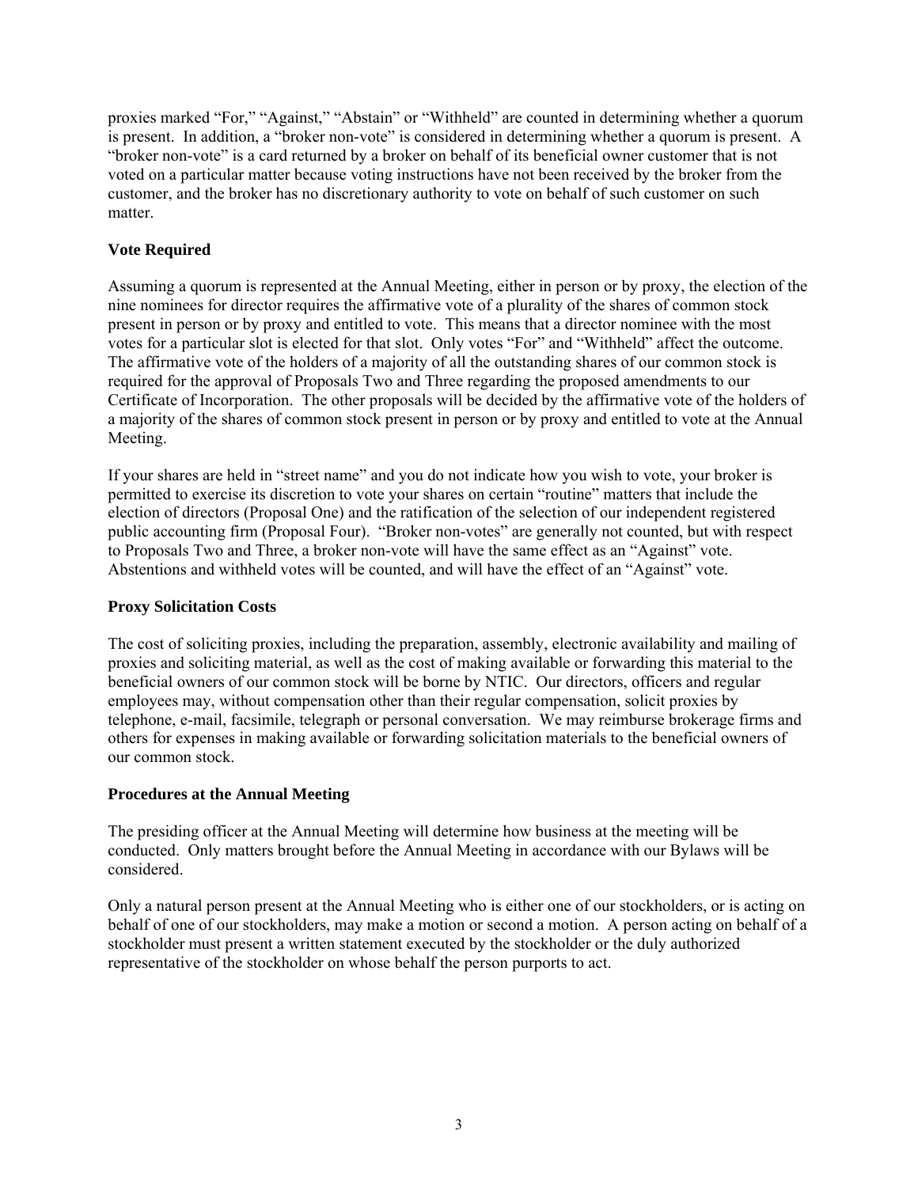proxies marked "For," "Against," "Abstain" or "Withheld" are counted in determining whether a quorum is present. In addition, a "broker non-vote" is considered in determining whether a quorum is present. A "broker non-vote" is a card returned by a broker on behalf of its beneficial owner customer that is not voted on a particular matter because voting instructions have not been received by the broker from the customer, and the broker has no discretionary authority to vote on behalf of such customer on such matter.

### Vote Required

Assuming a quorum is represented at the Annual Meeting, either in person or by proxy, the election of the nine nominees for director requires the affirmative vote of a plurality of the shares of common stock present in person or by proxy and entitled to vote. This means that a director nominee with the most votes for a particular slot is elected for that slot. Only votes "For" and "Withheld" affect the outcome. The affirmative vote of the holders of a majority of all the outstanding shares of our common stock is required for the approval of Proposals Two and Three regarding the proposed amendments to our Certificate of Incorporation. The other proposals will be decided by the affirmative vote of the holders of a majority of the shares of common stock present in person or by proxy and entitled to vote at the Annual Meeting.

If your shares are held in "street name" and you do not indicate how you wish to vote, your broker is permitted to exercise its discretion to vote your shares on certain "routine" matters that include the election of directors (Proposal One) and the ratification of the selection of our independent registered public accounting firm (Proposal Four). "Broker non-votes" are generally not counted, but with respect to Proposals Two and Three, a broker non-vote will have the same effect as an "Against" vote. Abstentions and withheld votes will be counted, and will have the effect of an "Against" vote.

### Proxy Solicitation Costs

The cost of soliciting proxies, including the preparation, assembly, electronic availability and mailing of proxies and soliciting material, as well as the cost of making available or forwarding this material to the beneficial owners of our common stock will be borne by NTIC. Our directors, officers and regular employees may, without compensation other than their regular compensation, solicit proxies by telephone, e-mail, facsimile, telegraph or personal conversation. We may reimburse brokerage firms and others for expenses in making available or forwarding solicitation materials to the beneficial owners of our common stock.

### Procedures at the Annual Meeting

The presiding officer at the Annual Meeting will determine how business at the meeting will be conducted. Only matters brought before the Annual Meeting in accordance with our Bylaws will be considered.

Only a natural person present at the Annual Meeting who is either one of our stockholders, or is acting on behalf of one of our stockholders, may make a motion or second a motion. A person acting on behalf of a stockholder must present a written statement executed by the stockholder or the duly authorized representative of the stockholder on whose behalf the person purports to act.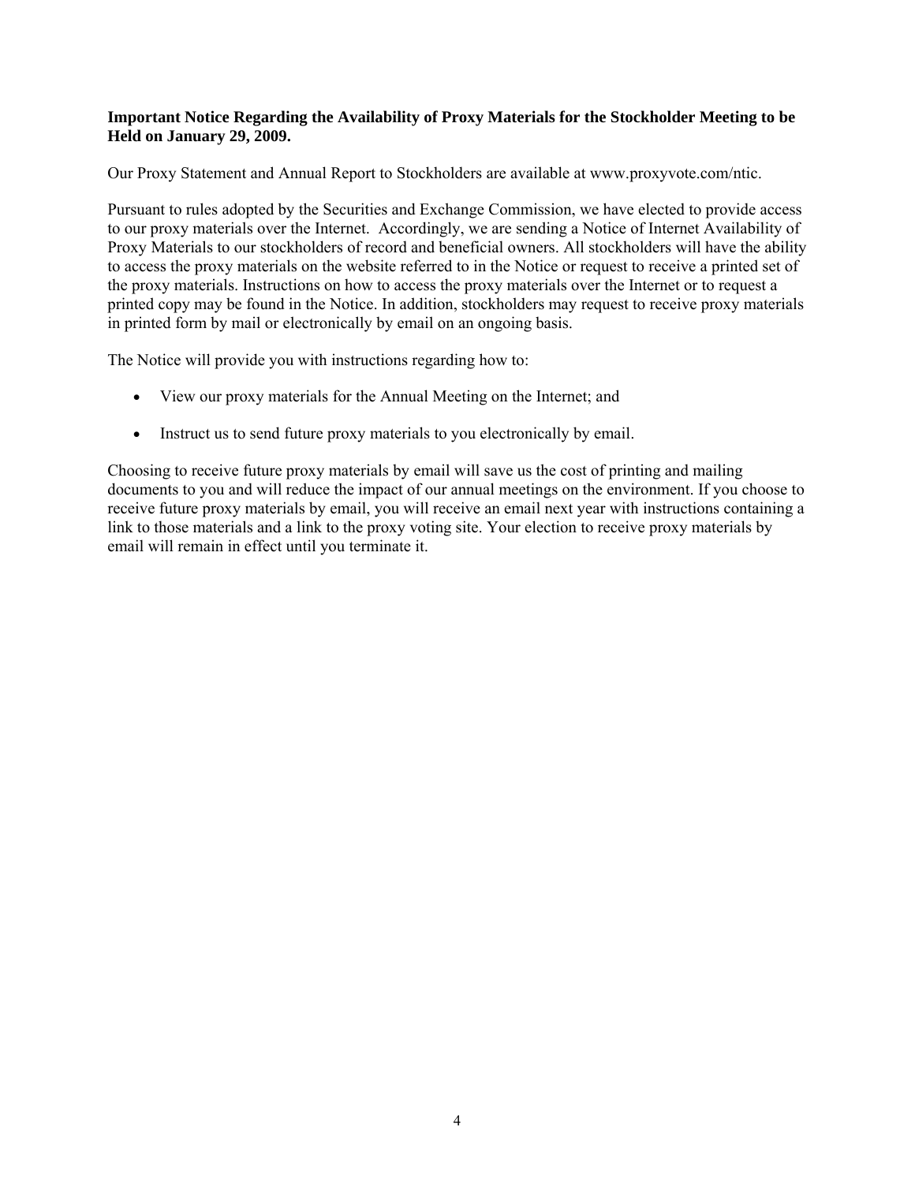**Important Notice Regarding the Availability of Proxy Materials for the Stockholder Meeting to be Held on January 29, 2009.**

Our Proxy Statement and Annual Report to Stockholders are available at www.proxyvote.com/ntic.

Pursuant to rules adopted by the Securities and Exchange Commission, we have elected to provide access to our proxy materials over the Internet. Accordingly, we are sending a Notice of Internet Availability of Proxy Materials to our stockholders of record and beneficial owners. All stockholders will have the ability to access the proxy materials on the website referred to in the Notice or request to receive a printed set of the proxy materials. Instructions on how to access the proxy materials over the Internet or to request a printed copy may be found in the Notice. In addition, stockholders may request to receive proxy materials in printed form by mail or electronically by email on an ongoing basis.

The Notice will provide you with instructions regarding how to:

- View our proxy materials for the Annual Meeting on the Internet; and
- Instruct us to send future proxy materials to you electronically by email.

Choosing to receive future proxy materials by email will save us the cost of printing and mailing documents to you and will reduce the impact of our annual meetings on the environment. If you choose to receive future proxy materials by email, you will receive an email next year with instructions containing a link to those materials and a link to the proxy voting site. Your election to receive proxy materials by email will remain in effect until you terminate it.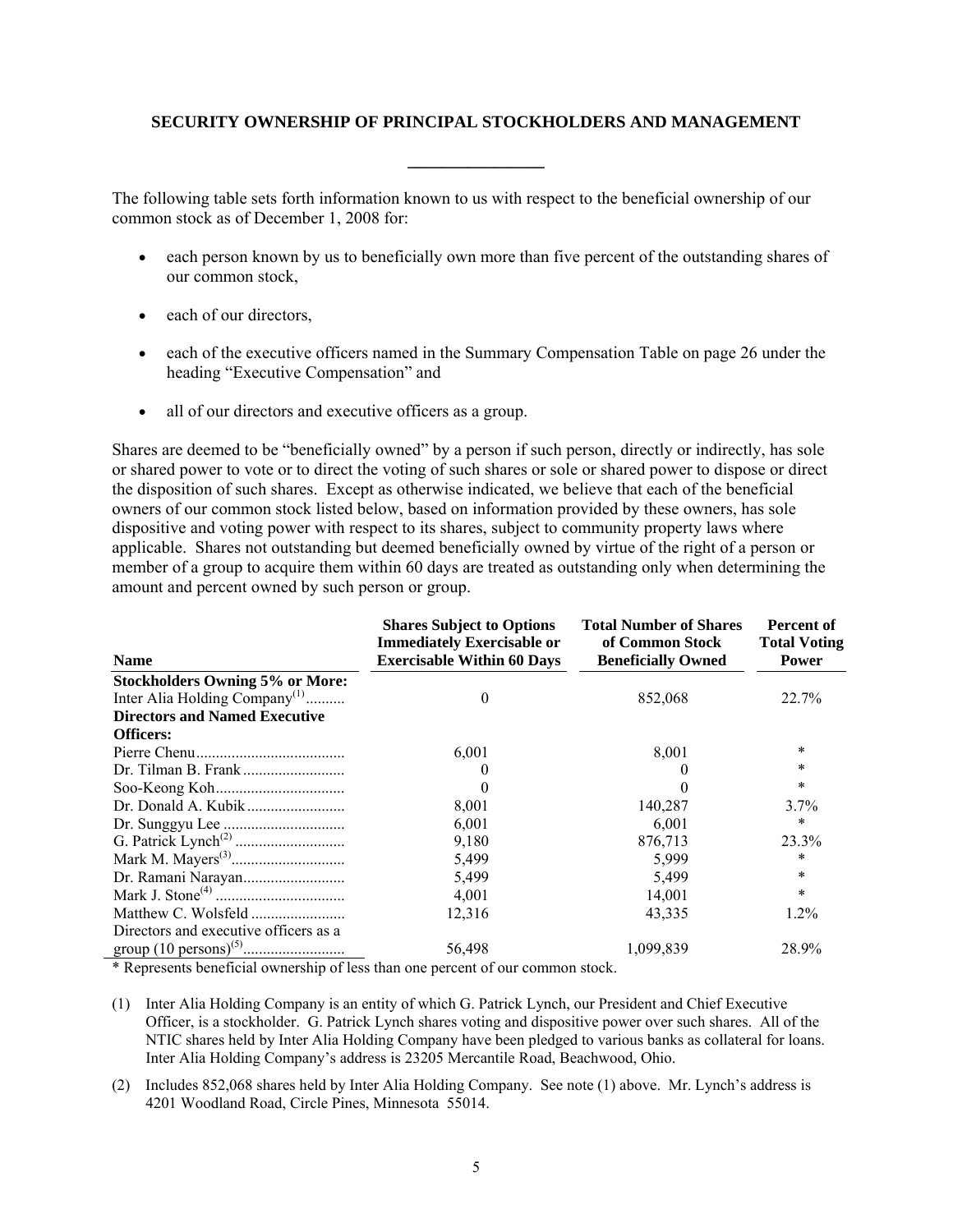## SECURITY OWNERSHIP OF PRINCIPAL STOCKHOLDERS AND MANAGEMENT

The following table sets forth information known to us with respect to the beneficial ownership of our common stock as of December 1, 2008 for:

- each person known by us to beneficially own more than five percent of the outstanding shares of our common stock,
- each of our directors,
- each of the executive officers named in the Summary Compensation Table on page 26 under the heading "Executive Compensation" and
- all of our directors and executive officers as a group.

Shares are deemed to be "beneficially owned" by a person if such person, directly or indirectly, has sole or shared power to vote or to direct the voting of such shares or sole or shared power to dispose or direct the disposition of such shares. Except as otherwise indicated, we believe that each of the beneficial owners of our common stock listed below, based on information provided by these owners, has sole dispositive and voting power with respect to its shares, subject to community property laws where applicable. Shares not outstanding but deemed beneficially owned by virtue of the right of a person or member of a group to acquire them within 60 days are treated as outstanding only when determining the amount and percent owned by such person or group.

| Name | Shares Subject to Options Immediately Exercisable or Exercisable Within 60 Days | Total Number of Shares of Common Stock Beneficially Owned | Percent of Total Voting Power |
|---|---|---|---|
| **Stockholders Owning 5% or More:** | | | |
| Inter Alia Holding Company[(1)] | 0 | 852,068 | 22.7% |
| **Directors and Named Executive Officers:** | | | |
| Pierre Chenu | 6,001 | 8,001 | * |
| Dr. Tilman B. Frank | 0 | 0 | * |
| Soo-Keong Koh | 0 | 0 | * |
| Dr. Donald A. Kubik | 8,001 | 140,287 | 3.7% |
| Dr. Sunggyu Lee | 6,001 | 6,001 | * |
| G. Patrick Lynch[(2)] | 9,180 | 876,713 | 23.3% |
| Mark M. Mayers[(3)] | 5,499 | 5,999 | * |
| Dr. Ramani Narayan | 5,499 | 5,499 | * |
| Mark J. Stone[(4)] | 4,001 | 14,001 | * |
| Matthew C. Wolsfeld | 12,316 | 43,335 | 1.2% |
| Directors and executive officers as a group (10 persons)[(5)] | 56,498 | 1,099,839 | 28.9% |

* Represents beneficial ownership of less than one percent of our common stock.

(1) Inter Alia Holding Company is an entity of which G. Patrick Lynch, our President and Chief Executive Officer, is a stockholder. G. Patrick Lynch shares voting and dispositive power over such shares. All of the NTIC shares held by Inter Alia Holding Company have been pledged to various banks as collateral for loans. Inter Alia Holding Company's address is 23205 Mercantile Road, Beachwood, Ohio.

(2) Includes 852,068 shares held by Inter Alia Holding Company. See note (1) above. Mr. Lynch's address is 4201 Woodland Road, Circle Pines, Minnesota 55014.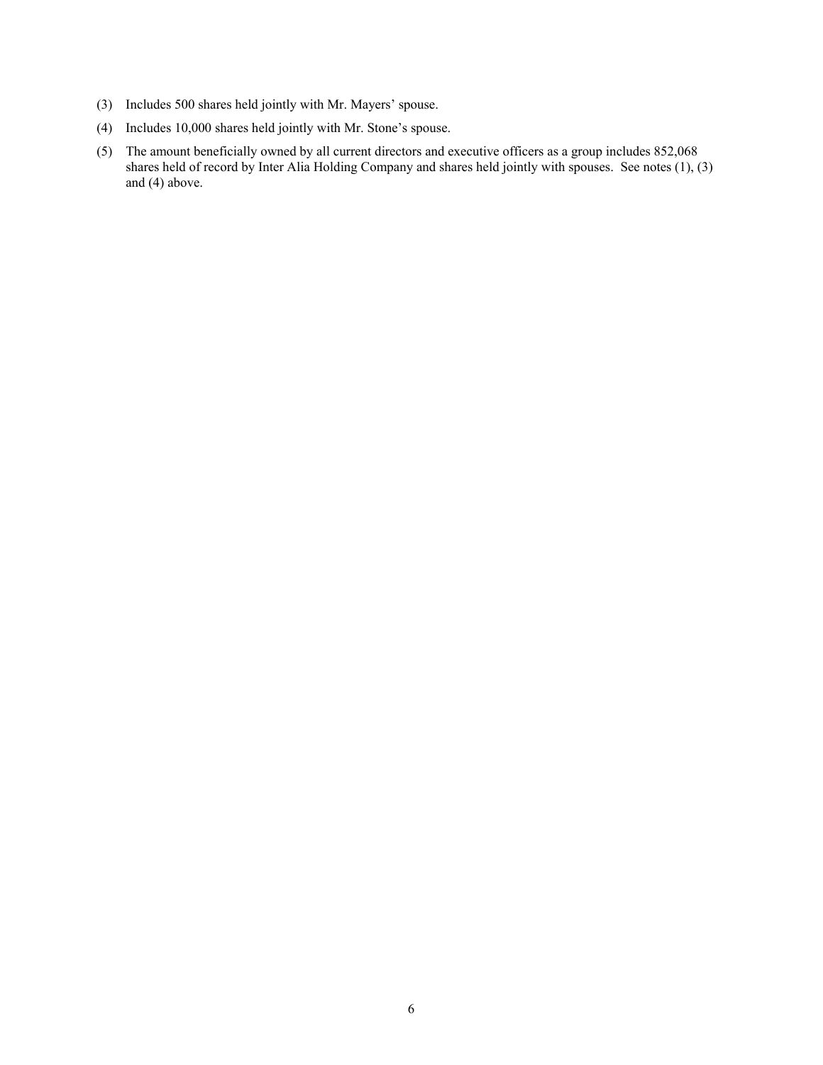(3) Includes 500 shares held jointly with Mr. Mayers' spouse.

(4) Includes 10,000 shares held jointly with Mr. Stone's spouse.

(5) The amount beneficially owned by all current directors and executive officers as a group includes 852,068 shares held of record by Inter Alia Holding Company and shares held jointly with spouses. See notes (1), (3) and (4) above.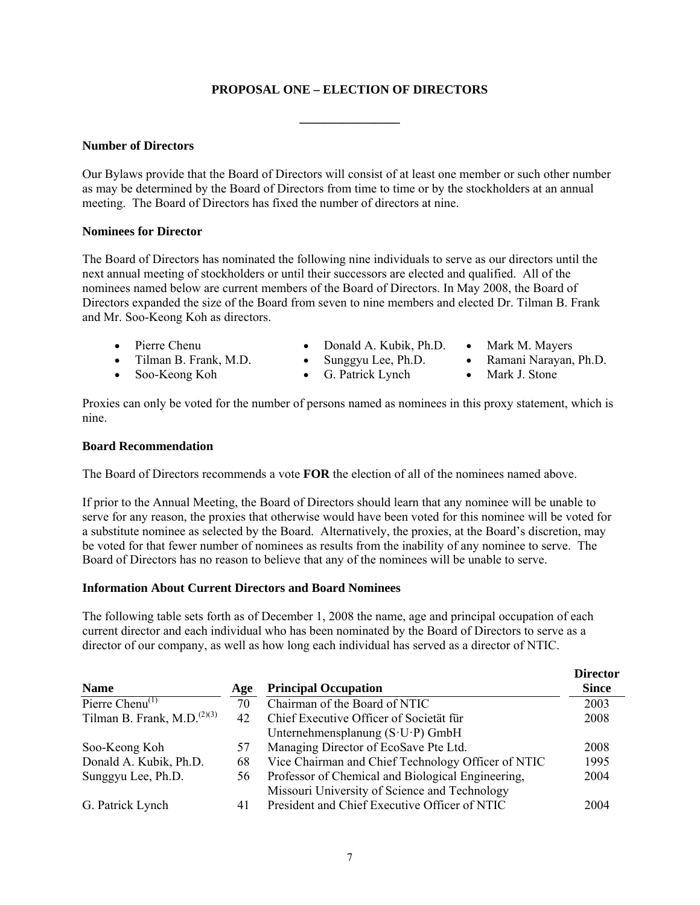## PROPOSAL ONE – ELECTION OF DIRECTORS

---

**Number of Directors**

Our Bylaws provide that the Board of Directors will consist of at least one member or such other number as may be determined by the Board of Directors from time to time or by the stockholders at an annual meeting. The Board of Directors has fixed the number of directors at nine.

**Nominees for Director**

The Board of Directors has nominated the following nine individuals to serve as our directors until the next annual meeting of stockholders or until their successors are elected and qualified. All of the nominees named below are current members of the Board of Directors. In May 2008, the Board of Directors expanded the size of the Board from seven to nine members and elected Dr. Tilman B. Frank and Mr. Soo-Keong Koh as directors.

- Pierre Chenu
- Tilman B. Frank, M.D.
- Soo-Keong Koh
- Donald A. Kubik, Ph.D.
- Sunggyu Lee, Ph.D.
- G. Patrick Lynch
- Mark M. Mayers
- Ramani Narayan, Ph.D.
- Mark J. Stone

Proxies can only be voted for the number of persons named as nominees in this proxy statement, which is nine.

**Board Recommendation**

The Board of Directors recommends a vote **FOR** the election of all of the nominees named above.

If prior to the Annual Meeting, the Board of Directors should learn that any nominee will be unable to serve for any reason, the proxies that otherwise would have been voted for this nominee will be voted for a substitute nominee as selected by the Board. Alternatively, the proxies, at the Board's discretion, may be voted for that fewer number of nominees as results from the inability of any nominee to serve. The Board of Directors has no reason to believe that any of the nominees will be unable to serve.

**Information About Current Directors and Board Nominees**

The following table sets forth as of December 1, 2008 the name, age and principal occupation of each current director and each individual who has been nominated by the Board of Directors to serve as a director of our company, as well as how long each individual has served as a director of NTIC.

| Name | Age | Principal Occupation | Director Since |
|---|---|---|---|
| Pierre Chenu[(1)] | 70 | Chairman of the Board of NTIC | 2003 |
| Tilman B. Frank, M.D.[(2)(3)] | 42 | Chief Executive Officer of Societät für Unternehmensplanung (S·U·P) GmbH | 2008 |
| Soo-Keong Koh | 57 | Managing Director of EcoSave Pte Ltd. | 2008 |
| Donald A. Kubik, Ph.D. | 68 | Vice Chairman and Chief Technology Officer of NTIC | 1995 |
| Sunggyu Lee, Ph.D. | 56 | Professor of Chemical and Biological Engineering, Missouri University of Science and Technology | 2004 |
| G. Patrick Lynch | 41 | President and Chief Executive Officer of NTIC | 2004 |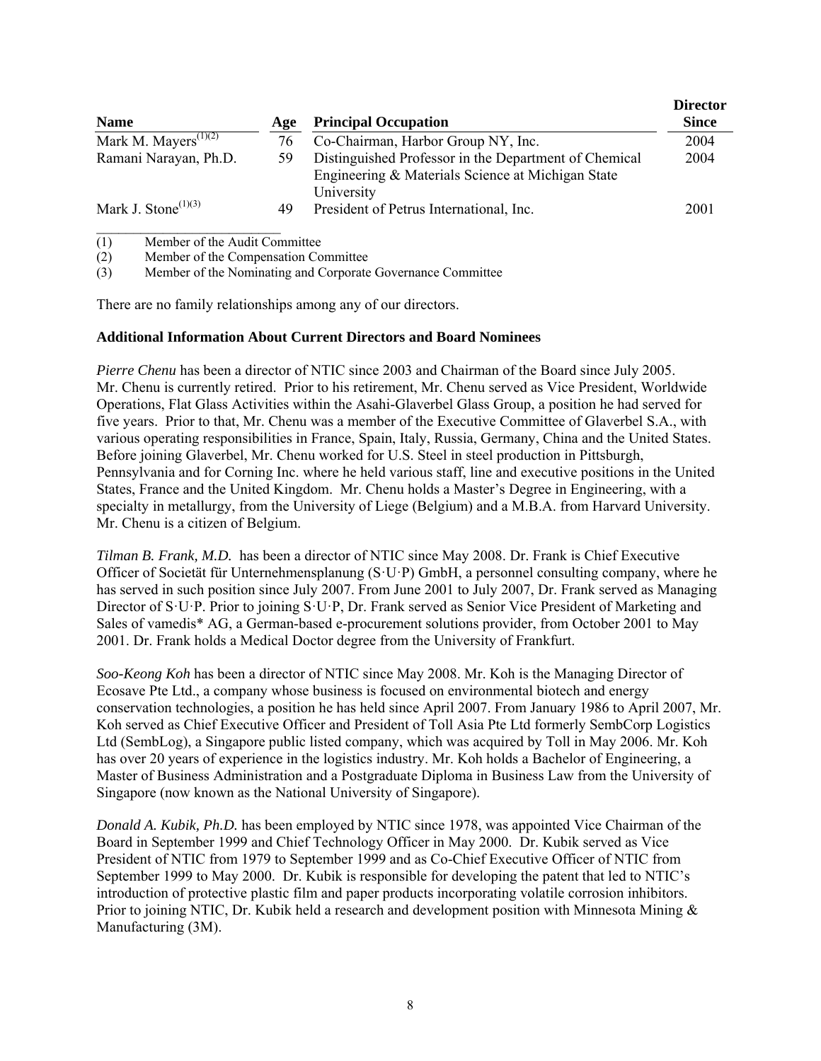| Name | Age | Principal Occupation | Director Since |
|---|---|---|---|
| Mark M. Mayers[(1)(2)] | 76 | Co-Chairman, Harbor Group NY, Inc. | 2004 |
| Ramani Narayan, Ph.D. | 59 | Distinguished Professor in the Department of Chemical Engineering & Materials Science at Michigan State University | 2004 |
| Mark J. Stone[(1)(3)] | 49 | President of Petrus International, Inc. | 2001 |

(1) Member of the Audit Committee
(2) Member of the Compensation Committee
(3) Member of the Nominating and Corporate Governance Committee

There are no family relationships among any of our directors.

**Additional Information About Current Directors and Board Nominees**

*Pierre Chenu* has been a director of NTIC since 2003 and Chairman of the Board since July 2005. Mr. Chenu is currently retired. Prior to his retirement, Mr. Chenu served as Vice President, Worldwide Operations, Flat Glass Activities within the Asahi-Glaverbel Glass Group, a position he had served for five years. Prior to that, Mr. Chenu was a member of the Executive Committee of Glaverbel S.A., with various operating responsibilities in France, Spain, Italy, Russia, Germany, China and the United States. Before joining Glaverbel, Mr. Chenu worked for U.S. Steel in steel production in Pittsburgh, Pennsylvania and for Corning Inc. where he held various staff, line and executive positions in the United States, France and the United Kingdom. Mr. Chenu holds a Master's Degree in Engineering, with a specialty in metallurgy, from the University of Liege (Belgium) and a M.B.A. from Harvard University. Mr. Chenu is a citizen of Belgium.

*Tilman B. Frank, M.D.* has been a director of NTIC since May 2008. Dr. Frank is Chief Executive Officer of Societät für Unternehmensplanung (S·U·P) GmbH, a personnel consulting company, where he has served in such position since July 2007. From June 2001 to July 2007, Dr. Frank served as Managing Director of S·U·P. Prior to joining S·U·P, Dr. Frank served as Senior Vice President of Marketing and Sales of vamedis* AG, a German-based e-procurement solutions provider, from October 2001 to May 2001. Dr. Frank holds a Medical Doctor degree from the University of Frankfurt.

*Soo-Keong Koh* has been a director of NTIC since May 2008. Mr. Koh is the Managing Director of Ecosave Pte Ltd., a company whose business is focused on environmental biotech and energy conservation technologies, a position he has held since April 2007. From January 1986 to April 2007, Mr. Koh served as Chief Executive Officer and President of Toll Asia Pte Ltd formerly SembCorp Logistics Ltd (SembLog), a Singapore public listed company, which was acquired by Toll in May 2006. Mr. Koh has over 20 years of experience in the logistics industry. Mr. Koh holds a Bachelor of Engineering, a Master of Business Administration and a Postgraduate Diploma in Business Law from the University of Singapore (now known as the National University of Singapore).

*Donald A. Kubik, Ph.D.* has been employed by NTIC since 1978, was appointed Vice Chairman of the Board in September 1999 and Chief Technology Officer in May 2000. Dr. Kubik served as Vice President of NTIC from 1979 to September 1999 and as Co-Chief Executive Officer of NTIC from September 1999 to May 2000. Dr. Kubik is responsible for developing the patent that led to NTIC's introduction of protective plastic film and paper products incorporating volatile corrosion inhibitors. Prior to joining NTIC, Dr. Kubik held a research and development position with Minnesota Mining & Manufacturing (3M).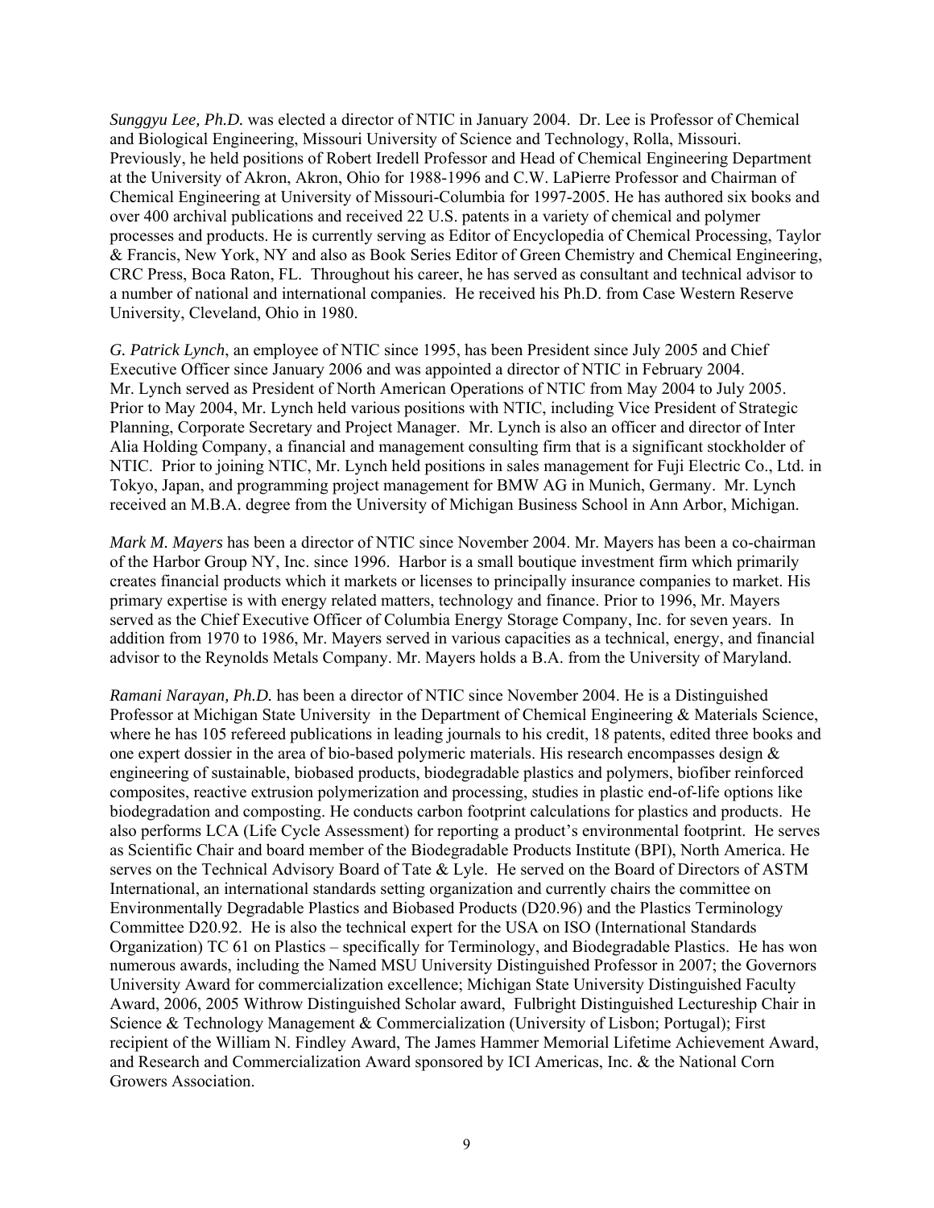*Sunggyu Lee, Ph.D.* was elected a director of NTIC in January 2004. Dr. Lee is Professor of Chemical and Biological Engineering, Missouri University of Science and Technology, Rolla, Missouri. Previously, he held positions of Robert Iredell Professor and Head of Chemical Engineering Department at the University of Akron, Akron, Ohio for 1988-1996 and C.W. LaPierre Professor and Chairman of Chemical Engineering at University of Missouri-Columbia for 1997-2005. He has authored six books and over 400 archival publications and received 22 U.S. patents in a variety of chemical and polymer processes and products. He is currently serving as Editor of Encyclopedia of Chemical Processing, Taylor & Francis, New York, NY and also as Book Series Editor of Green Chemistry and Chemical Engineering, CRC Press, Boca Raton, FL. Throughout his career, he has served as consultant and technical advisor to a number of national and international companies. He received his Ph.D. from Case Western Reserve University, Cleveland, Ohio in 1980.

*G. Patrick Lynch*, an employee of NTIC since 1995, has been President since July 2005 and Chief Executive Officer since January 2006 and was appointed a director of NTIC in February 2004. Mr. Lynch served as President of North American Operations of NTIC from May 2004 to July 2005. Prior to May 2004, Mr. Lynch held various positions with NTIC, including Vice President of Strategic Planning, Corporate Secretary and Project Manager. Mr. Lynch is also an officer and director of Inter Alia Holding Company, a financial and management consulting firm that is a significant stockholder of NTIC. Prior to joining NTIC, Mr. Lynch held positions in sales management for Fuji Electric Co., Ltd. in Tokyo, Japan, and programming project management for BMW AG in Munich, Germany. Mr. Lynch received an M.B.A. degree from the University of Michigan Business School in Ann Arbor, Michigan.

*Mark M. Mayers* has been a director of NTIC since November 2004. Mr. Mayers has been a co-chairman of the Harbor Group NY, Inc. since 1996. Harbor is a small boutique investment firm which primarily creates financial products which it markets or licenses to principally insurance companies to market. His primary expertise is with energy related matters, technology and finance. Prior to 1996, Mr. Mayers served as the Chief Executive Officer of Columbia Energy Storage Company, Inc. for seven years. In addition from 1970 to 1986, Mr. Mayers served in various capacities as a technical, energy, and financial advisor to the Reynolds Metals Company. Mr. Mayers holds a B.A. from the University of Maryland.

*Ramani Narayan, Ph.D.* has been a director of NTIC since November 2004. He is a Distinguished Professor at Michigan State University in the Department of Chemical Engineering & Materials Science, where he has 105 refereed publications in leading journals to his credit, 18 patents, edited three books and one expert dossier in the area of bio-based polymeric materials. His research encompasses design & engineering of sustainable, biobased products, biodegradable plastics and polymers, biofiber reinforced composites, reactive extrusion polymerization and processing, studies in plastic end-of-life options like biodegradation and composting. He conducts carbon footprint calculations for plastics and products. He also performs LCA (Life Cycle Assessment) for reporting a product's environmental footprint. He serves as Scientific Chair and board member of the Biodegradable Products Institute (BPI), North America. He serves on the Technical Advisory Board of Tate & Lyle. He served on the Board of Directors of ASTM International, an international standards setting organization and currently chairs the committee on Environmentally Degradable Plastics and Biobased Products (D20.96) and the Plastics Terminology Committee D20.92. He is also the technical expert for the USA on ISO (International Standards Organization) TC 61 on Plastics – specifically for Terminology, and Biodegradable Plastics. He has won numerous awards, including the Named MSU University Distinguished Professor in 2007; the Governors University Award for commercialization excellence; Michigan State University Distinguished Faculty Award, 2006, 2005 Withrow Distinguished Scholar award, Fulbright Distinguished Lectureship Chair in Science & Technology Management & Commercialization (University of Lisbon; Portugal); First recipient of the William N. Findley Award, The James Hammer Memorial Lifetime Achievement Award, and Research and Commercialization Award sponsored by ICI Americas, Inc. & the National Corn Growers Association.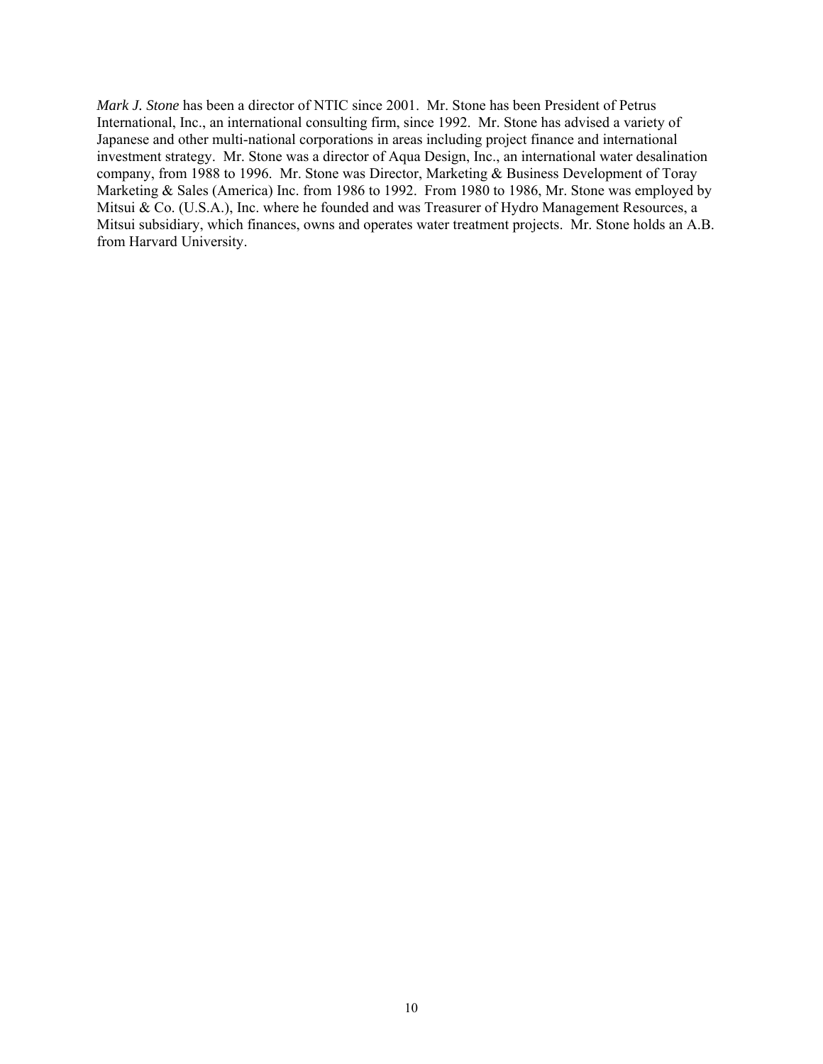*Mark J. Stone* has been a director of NTIC since 2001. Mr. Stone has been President of Petrus International, Inc., an international consulting firm, since 1992. Mr. Stone has advised a variety of Japanese and other multi-national corporations in areas including project finance and international investment strategy. Mr. Stone was a director of Aqua Design, Inc., an international water desalination company, from 1988 to 1996. Mr. Stone was Director, Marketing & Business Development of Toray Marketing & Sales (America) Inc. from 1986 to 1992. From 1980 to 1986, Mr. Stone was employed by Mitsui & Co. (U.S.A.), Inc. where he founded and was Treasurer of Hydro Management Resources, a Mitsui subsidiary, which finances, owns and operates water treatment projects. Mr. Stone holds an A.B. from Harvard University.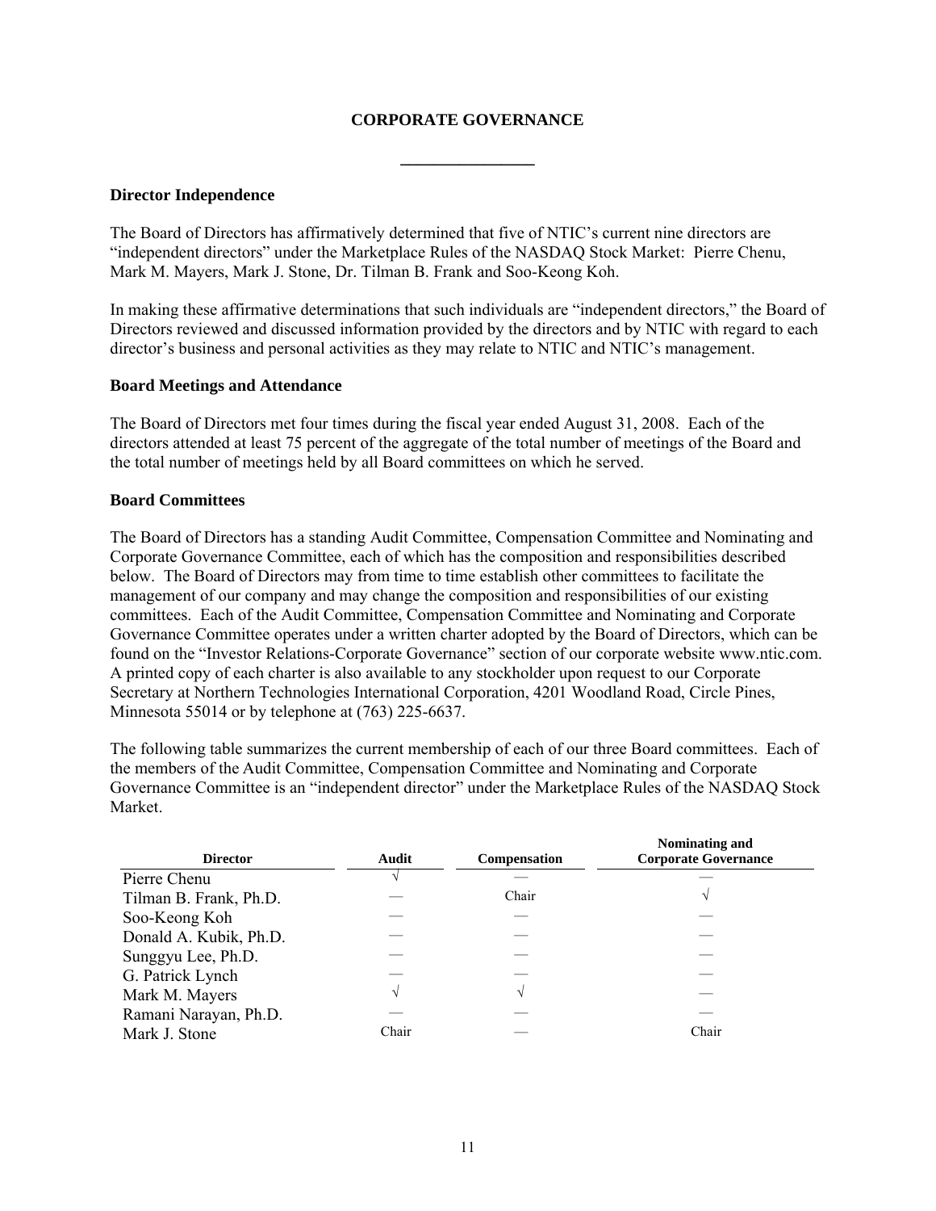## CORPORATE GOVERNANCE

---

### Director Independence

The Board of Directors has affirmatively determined that five of NTIC's current nine directors are "independent directors" under the Marketplace Rules of the NASDAQ Stock Market: Pierre Chenu, Mark M. Mayers, Mark J. Stone, Dr. Tilman B. Frank and Soo-Keong Koh.

In making these affirmative determinations that such individuals are "independent directors," the Board of Directors reviewed and discussed information provided by the directors and by NTIC with regard to each director's business and personal activities as they may relate to NTIC and NTIC's management.

### Board Meetings and Attendance

The Board of Directors met four times during the fiscal year ended August 31, 2008. Each of the directors attended at least 75 percent of the aggregate of the total number of meetings of the Board and the total number of meetings held by all Board committees on which he served.

### Board Committees

The Board of Directors has a standing Audit Committee, Compensation Committee and Nominating and Corporate Governance Committee, each of which has the composition and responsibilities described below. The Board of Directors may from time to time establish other committees to facilitate the management of our company and may change the composition and responsibilities of our existing committees. Each of the Audit Committee, Compensation Committee and Nominating and Corporate Governance Committee operates under a written charter adopted by the Board of Directors, which can be found on the "Investor Relations-Corporate Governance" section of our corporate website www.ntic.com. A printed copy of each charter is also available to any stockholder upon request to our Corporate Secretary at Northern Technologies International Corporation, 4201 Woodland Road, Circle Pines, Minnesota 55014 or by telephone at (763) 225-6637.

The following table summarizes the current membership of each of our three Board committees. Each of the members of the Audit Committee, Compensation Committee and Nominating and Corporate Governance Committee is an "independent director" under the Marketplace Rules of the NASDAQ Stock Market.

| Director | Audit | Compensation | Nominating and Corporate Governance |
|---|---|---|---|
| Pierre Chenu | √ | — | — |
| Tilman B. Frank, Ph.D. | — | Chair | √ |
| Soo-Keong Koh | — | — | — |
| Donald A. Kubik, Ph.D. | — | — | — |
| Sunggyu Lee, Ph.D. | — | — | — |
| G. Patrick Lynch | — | — | — |
| Mark M. Mayers | √ | √ | — |
| Ramani Narayan, Ph.D. | — | — | — |
| Mark J. Stone | Chair | — | Chair |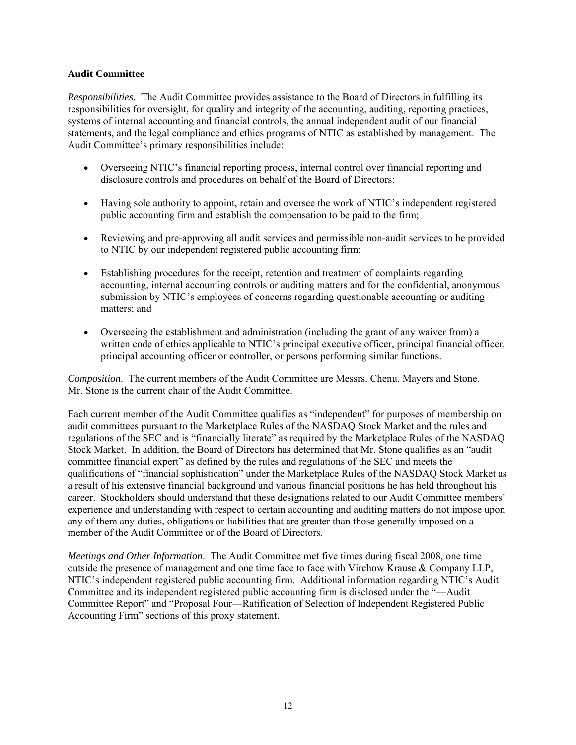**Audit Committee**

*Responsibilities*. The Audit Committee provides assistance to the Board of Directors in fulfilling its responsibilities for oversight, for quality and integrity of the accounting, auditing, reporting practices, systems of internal accounting and financial controls, the annual independent audit of our financial statements, and the legal compliance and ethics programs of NTIC as established by management. The Audit Committee's primary responsibilities include:

- Overseeing NTIC's financial reporting process, internal control over financial reporting and disclosure controls and procedures on behalf of the Board of Directors;
- Having sole authority to appoint, retain and oversee the work of NTIC's independent registered public accounting firm and establish the compensation to be paid to the firm;
- Reviewing and pre-approving all audit services and permissible non-audit services to be provided to NTIC by our independent registered public accounting firm;
- Establishing procedures for the receipt, retention and treatment of complaints regarding accounting, internal accounting controls or auditing matters and for the confidential, anonymous submission by NTIC's employees of concerns regarding questionable accounting or auditing matters; and
- Overseeing the establishment and administration (including the grant of any waiver from) a written code of ethics applicable to NTIC's principal executive officer, principal financial officer, principal accounting officer or controller, or persons performing similar functions.

*Composition*. The current members of the Audit Committee are Messrs. Chenu, Mayers and Stone. Mr. Stone is the current chair of the Audit Committee.

Each current member of the Audit Committee qualifies as "independent" for purposes of membership on audit committees pursuant to the Marketplace Rules of the NASDAQ Stock Market and the rules and regulations of the SEC and is "financially literate" as required by the Marketplace Rules of the NASDAQ Stock Market. In addition, the Board of Directors has determined that Mr. Stone qualifies as an "audit committee financial expert" as defined by the rules and regulations of the SEC and meets the qualifications of "financial sophistication" under the Marketplace Rules of the NASDAQ Stock Market as a result of his extensive financial background and various financial positions he has held throughout his career. Stockholders should understand that these designations related to our Audit Committee members' experience and understanding with respect to certain accounting and auditing matters do not impose upon any of them any duties, obligations or liabilities that are greater than those generally imposed on a member of the Audit Committee or of the Board of Directors.

*Meetings and Other Information*. The Audit Committee met five times during fiscal 2008, one time outside the presence of management and one time face to face with Virchow Krause & Company LLP, NTIC's independent registered public accounting firm. Additional information regarding NTIC's Audit Committee and its independent registered public accounting firm is disclosed under the "—Audit Committee Report" and "Proposal Four—Ratification of Selection of Independent Registered Public Accounting Firm" sections of this proxy statement.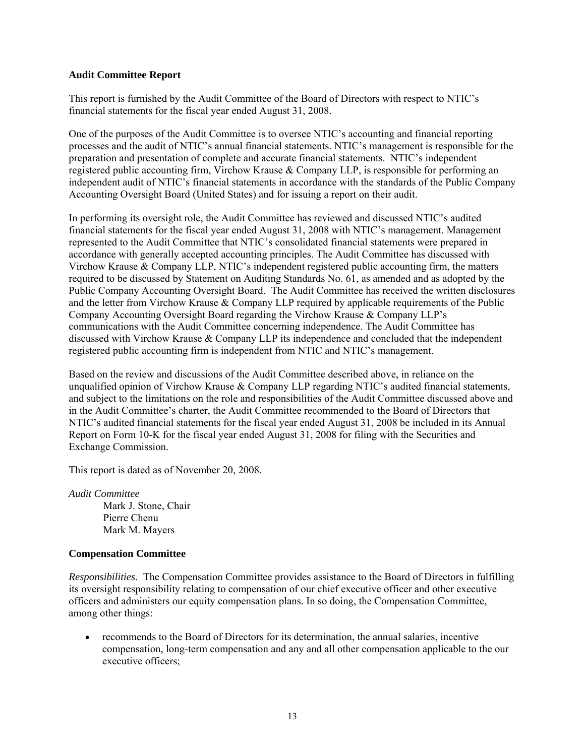**Audit Committee Report**

This report is furnished by the Audit Committee of the Board of Directors with respect to NTIC's financial statements for the fiscal year ended August 31, 2008.

One of the purposes of the Audit Committee is to oversee NTIC's accounting and financial reporting processes and the audit of NTIC's annual financial statements. NTIC's management is responsible for the preparation and presentation of complete and accurate financial statements. NTIC's independent registered public accounting firm, Virchow Krause & Company LLP, is responsible for performing an independent audit of NTIC's financial statements in accordance with the standards of the Public Company Accounting Oversight Board (United States) and for issuing a report on their audit.

In performing its oversight role, the Audit Committee has reviewed and discussed NTIC's audited financial statements for the fiscal year ended August 31, 2008 with NTIC's management. Management represented to the Audit Committee that NTIC's consolidated financial statements were prepared in accordance with generally accepted accounting principles. The Audit Committee has discussed with Virchow Krause & Company LLP, NTIC's independent registered public accounting firm, the matters required to be discussed by Statement on Auditing Standards No. 61, as amended and as adopted by the Public Company Accounting Oversight Board. The Audit Committee has received the written disclosures and the letter from Virchow Krause & Company LLP required by applicable requirements of the Public Company Accounting Oversight Board regarding the Virchow Krause & Company LLP's communications with the Audit Committee concerning independence. The Audit Committee has discussed with Virchow Krause & Company LLP its independence and concluded that the independent registered public accounting firm is independent from NTIC and NTIC's management.

Based on the review and discussions of the Audit Committee described above, in reliance on the unqualified opinion of Virchow Krause & Company LLP regarding NTIC's audited financial statements, and subject to the limitations on the role and responsibilities of the Audit Committee discussed above and in the Audit Committee's charter, the Audit Committee recommended to the Board of Directors that NTIC's audited financial statements for the fiscal year ended August 31, 2008 be included in its Annual Report on Form 10-K for the fiscal year ended August 31, 2008 for filing with the Securities and Exchange Commission.

This report is dated as of November 20, 2008.

*Audit Committee*

Mark J. Stone, Chair
Pierre Chenu
Mark M. Mayers

**Compensation Committee**

*Responsibilities*. The Compensation Committee provides assistance to the Board of Directors in fulfilling its oversight responsibility relating to compensation of our chief executive officer and other executive officers and administers our equity compensation plans. In so doing, the Compensation Committee, among other things:

- recommends to the Board of Directors for its determination, the annual salaries, incentive compensation, long-term compensation and any and all other compensation applicable to the our executive officers;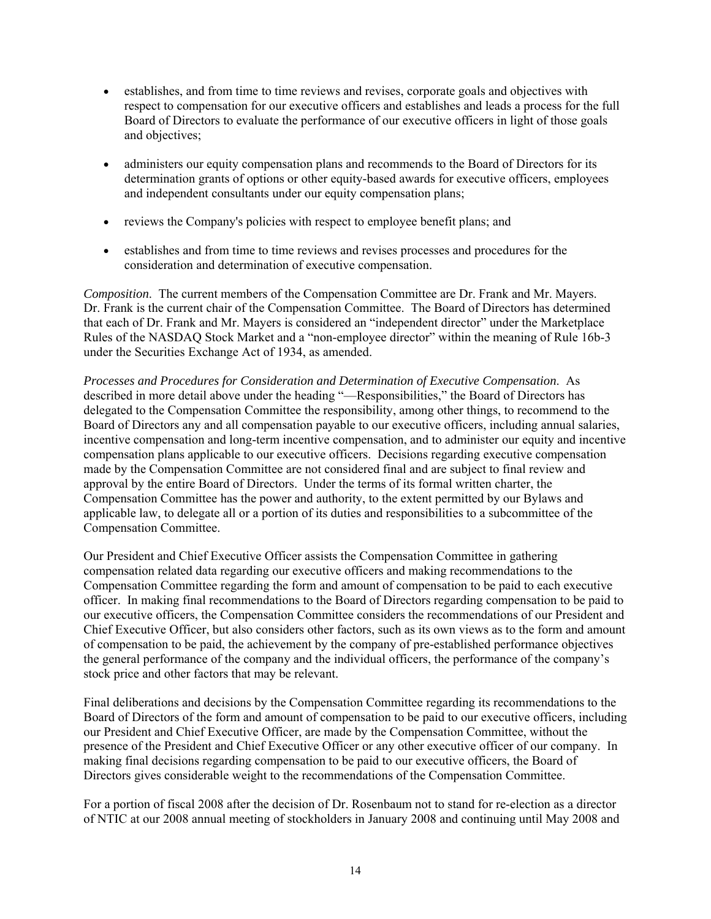- establishes, and from time to time reviews and revises, corporate goals and objectives with respect to compensation for our executive officers and establishes and leads a process for the full Board of Directors to evaluate the performance of our executive officers in light of those goals and objectives;
- administers our equity compensation plans and recommends to the Board of Directors for its determination grants of options or other equity-based awards for executive officers, employees and independent consultants under our equity compensation plans;
- reviews the Company's policies with respect to employee benefit plans; and
- establishes and from time to time reviews and revises processes and procedures for the consideration and determination of executive compensation.

*Composition*. The current members of the Compensation Committee are Dr. Frank and Mr. Mayers. Dr. Frank is the current chair of the Compensation Committee. The Board of Directors has determined that each of Dr. Frank and Mr. Mayers is considered an "independent director" under the Marketplace Rules of the NASDAQ Stock Market and a "non-employee director" within the meaning of Rule 16b-3 under the Securities Exchange Act of 1934, as amended.

*Processes and Procedures for Consideration and Determination of Executive Compensation*. As described in more detail above under the heading "—Responsibilities," the Board of Directors has delegated to the Compensation Committee the responsibility, among other things, to recommend to the Board of Directors any and all compensation payable to our executive officers, including annual salaries, incentive compensation and long-term incentive compensation, and to administer our equity and incentive compensation plans applicable to our executive officers. Decisions regarding executive compensation made by the Compensation Committee are not considered final and are subject to final review and approval by the entire Board of Directors. Under the terms of its formal written charter, the Compensation Committee has the power and authority, to the extent permitted by our Bylaws and applicable law, to delegate all or a portion of its duties and responsibilities to a subcommittee of the Compensation Committee.

Our President and Chief Executive Officer assists the Compensation Committee in gathering compensation related data regarding our executive officers and making recommendations to the Compensation Committee regarding the form and amount of compensation to be paid to each executive officer. In making final recommendations to the Board of Directors regarding compensation to be paid to our executive officers, the Compensation Committee considers the recommendations of our President and Chief Executive Officer, but also considers other factors, such as its own views as to the form and amount of compensation to be paid, the achievement by the company of pre-established performance objectives the general performance of the company and the individual officers, the performance of the company's stock price and other factors that may be relevant.

Final deliberations and decisions by the Compensation Committee regarding its recommendations to the Board of Directors of the form and amount of compensation to be paid to our executive officers, including our President and Chief Executive Officer, are made by the Compensation Committee, without the presence of the President and Chief Executive Officer or any other executive officer of our company. In making final decisions regarding compensation to be paid to our executive officers, the Board of Directors gives considerable weight to the recommendations of the Compensation Committee.

For a portion of fiscal 2008 after the decision of Dr. Rosenbaum not to stand for re-election as a director of NTIC at our 2008 annual meeting of stockholders in January 2008 and continuing until May 2008 and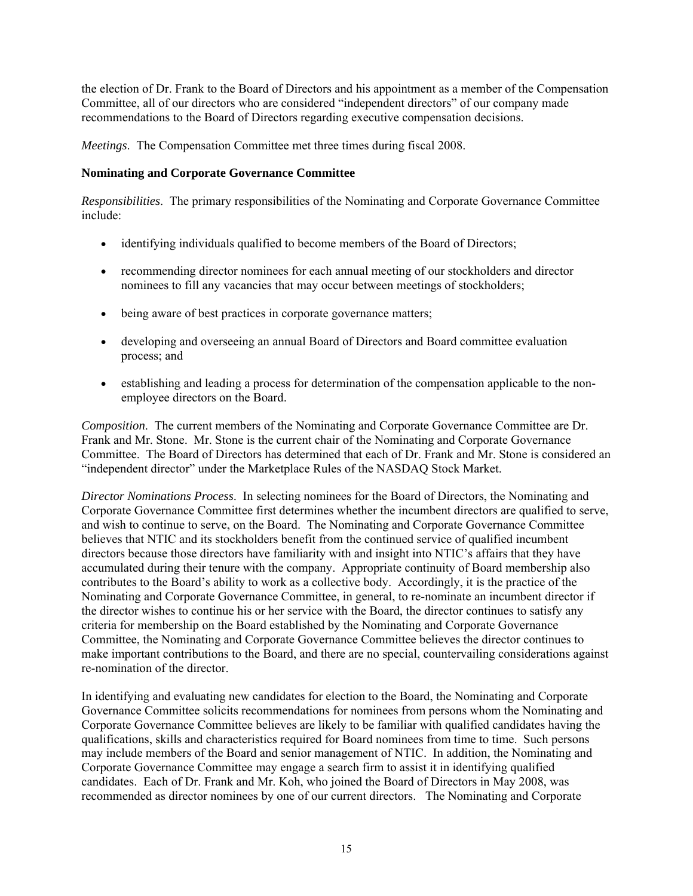the election of Dr. Frank to the Board of Directors and his appointment as a member of the Compensation Committee, all of our directors who are considered "independent directors" of our company made recommendations to the Board of Directors regarding executive compensation decisions.

*Meetings*. The Compensation Committee met three times during fiscal 2008.

**Nominating and Corporate Governance Committee**

*Responsibilities*. The primary responsibilities of the Nominating and Corporate Governance Committee include:

- identifying individuals qualified to become members of the Board of Directors;
- recommending director nominees for each annual meeting of our stockholders and director nominees to fill any vacancies that may occur between meetings of stockholders;
- being aware of best practices in corporate governance matters;
- developing and overseeing an annual Board of Directors and Board committee evaluation process; and
- establishing and leading a process for determination of the compensation applicable to the non-employee directors on the Board.

*Composition*. The current members of the Nominating and Corporate Governance Committee are Dr. Frank and Mr. Stone. Mr. Stone is the current chair of the Nominating and Corporate Governance Committee. The Board of Directors has determined that each of Dr. Frank and Mr. Stone is considered an "independent director" under the Marketplace Rules of the NASDAQ Stock Market.

*Director Nominations Process*. In selecting nominees for the Board of Directors, the Nominating and Corporate Governance Committee first determines whether the incumbent directors are qualified to serve, and wish to continue to serve, on the Board. The Nominating and Corporate Governance Committee believes that NTIC and its stockholders benefit from the continued service of qualified incumbent directors because those directors have familiarity with and insight into NTIC's affairs that they have accumulated during their tenure with the company. Appropriate continuity of Board membership also contributes to the Board's ability to work as a collective body. Accordingly, it is the practice of the Nominating and Corporate Governance Committee, in general, to re-nominate an incumbent director if the director wishes to continue his or her service with the Board, the director continues to satisfy any criteria for membership on the Board established by the Nominating and Corporate Governance Committee, the Nominating and Corporate Governance Committee believes the director continues to make important contributions to the Board, and there are no special, countervailing considerations against re-nomination of the director.

In identifying and evaluating new candidates for election to the Board, the Nominating and Corporate Governance Committee solicits recommendations for nominees from persons whom the Nominating and Corporate Governance Committee believes are likely to be familiar with qualified candidates having the qualifications, skills and characteristics required for Board nominees from time to time. Such persons may include members of the Board and senior management of NTIC. In addition, the Nominating and Corporate Governance Committee may engage a search firm to assist it in identifying qualified candidates. Each of Dr. Frank and Mr. Koh, who joined the Board of Directors in May 2008, was recommended as director nominees by one of our current directors. The Nominating and Corporate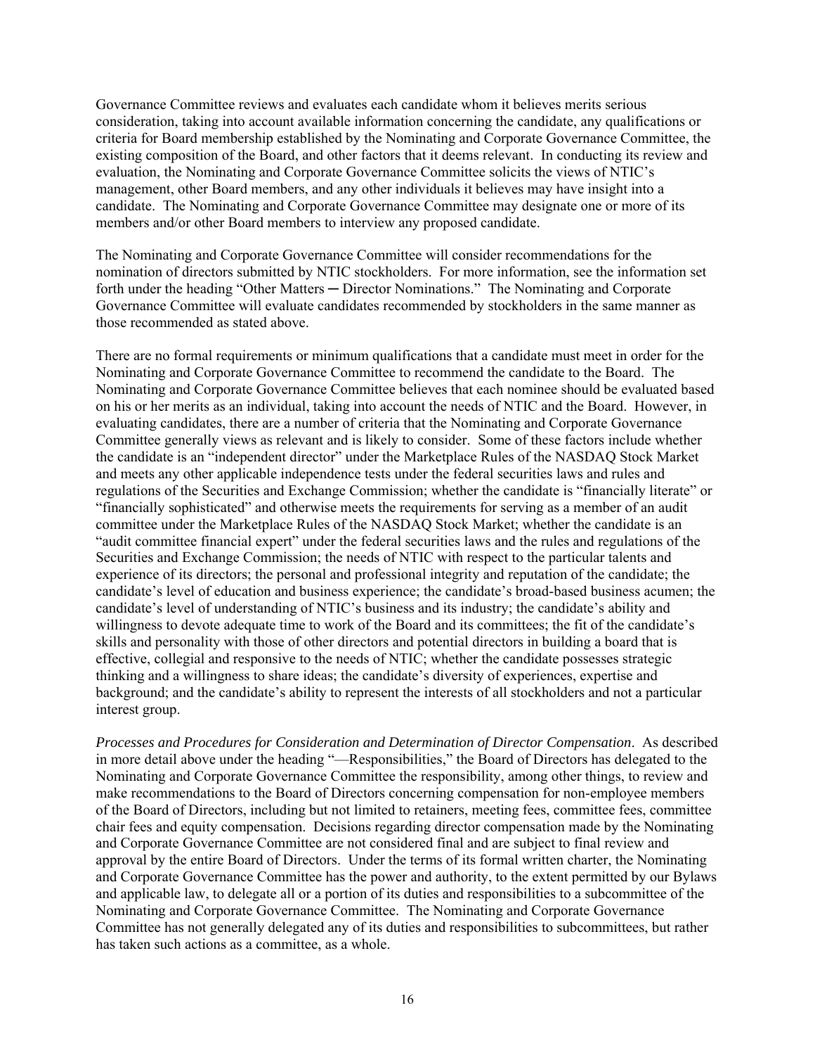Governance Committee reviews and evaluates each candidate whom it believes merits serious consideration, taking into account available information concerning the candidate, any qualifications or criteria for Board membership established by the Nominating and Corporate Governance Committee, the existing composition of the Board, and other factors that it deems relevant. In conducting its review and evaluation, the Nominating and Corporate Governance Committee solicits the views of NTIC's management, other Board members, and any other individuals it believes may have insight into a candidate. The Nominating and Corporate Governance Committee may designate one or more of its members and/or other Board members to interview any proposed candidate.

The Nominating and Corporate Governance Committee will consider recommendations for the nomination of directors submitted by NTIC stockholders. For more information, see the information set forth under the heading "Other Matters ─ Director Nominations." The Nominating and Corporate Governance Committee will evaluate candidates recommended by stockholders in the same manner as those recommended as stated above.

There are no formal requirements or minimum qualifications that a candidate must meet in order for the Nominating and Corporate Governance Committee to recommend the candidate to the Board. The Nominating and Corporate Governance Committee believes that each nominee should be evaluated based on his or her merits as an individual, taking into account the needs of NTIC and the Board. However, in evaluating candidates, there are a number of criteria that the Nominating and Corporate Governance Committee generally views as relevant and is likely to consider. Some of these factors include whether the candidate is an "independent director" under the Marketplace Rules of the NASDAQ Stock Market and meets any other applicable independence tests under the federal securities laws and rules and regulations of the Securities and Exchange Commission; whether the candidate is "financially literate" or "financially sophisticated" and otherwise meets the requirements for serving as a member of an audit committee under the Marketplace Rules of the NASDAQ Stock Market; whether the candidate is an "audit committee financial expert" under the federal securities laws and the rules and regulations of the Securities and Exchange Commission; the needs of NTIC with respect to the particular talents and experience of its directors; the personal and professional integrity and reputation of the candidate; the candidate's level of education and business experience; the candidate's broad-based business acumen; the candidate's level of understanding of NTIC's business and its industry; the candidate's ability and willingness to devote adequate time to work of the Board and its committees; the fit of the candidate's skills and personality with those of other directors and potential directors in building a board that is effective, collegial and responsive to the needs of NTIC; whether the candidate possesses strategic thinking and a willingness to share ideas; the candidate's diversity of experiences, expertise and background; and the candidate's ability to represent the interests of all stockholders and not a particular interest group.

*Processes and Procedures for Consideration and Determination of Director Compensation*. As described in more detail above under the heading "—Responsibilities," the Board of Directors has delegated to the Nominating and Corporate Governance Committee the responsibility, among other things, to review and make recommendations to the Board of Directors concerning compensation for non-employee members of the Board of Directors, including but not limited to retainers, meeting fees, committee fees, committee chair fees and equity compensation. Decisions regarding director compensation made by the Nominating and Corporate Governance Committee are not considered final and are subject to final review and approval by the entire Board of Directors. Under the terms of its formal written charter, the Nominating and Corporate Governance Committee has the power and authority, to the extent permitted by our Bylaws and applicable law, to delegate all or a portion of its duties and responsibilities to a subcommittee of the Nominating and Corporate Governance Committee. The Nominating and Corporate Governance Committee has not generally delegated any of its duties and responsibilities to subcommittees, but rather has taken such actions as a committee, as a whole.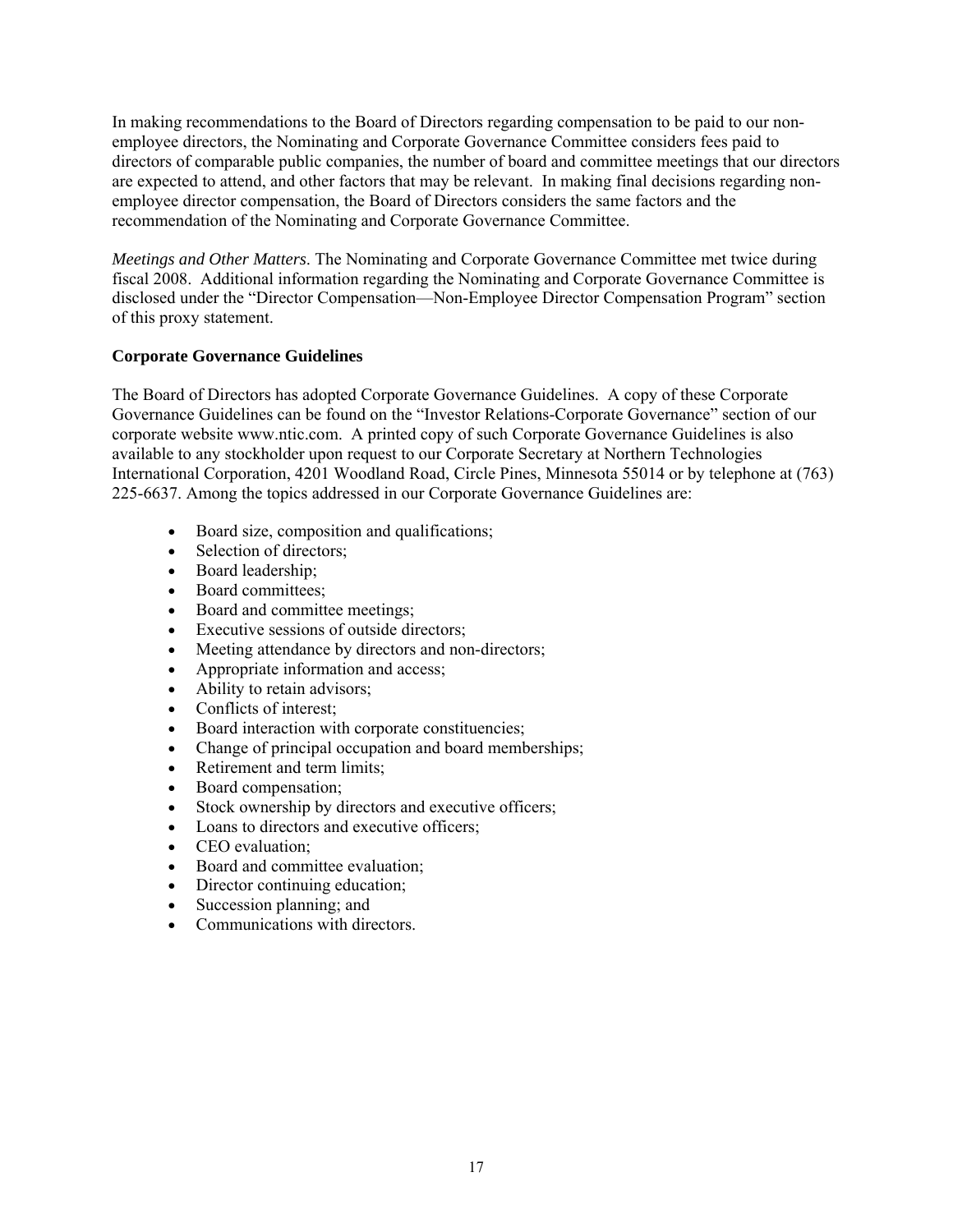In making recommendations to the Board of Directors regarding compensation to be paid to our non-employee directors, the Nominating and Corporate Governance Committee considers fees paid to directors of comparable public companies, the number of board and committee meetings that our directors are expected to attend, and other factors that may be relevant. In making final decisions regarding non-employee director compensation, the Board of Directors considers the same factors and the recommendation of the Nominating and Corporate Governance Committee.

*Meetings and Other Matters*. The Nominating and Corporate Governance Committee met twice during fiscal 2008. Additional information regarding the Nominating and Corporate Governance Committee is disclosed under the "Director Compensation—Non-Employee Director Compensation Program" section of this proxy statement.

**Corporate Governance Guidelines**

The Board of Directors has adopted Corporate Governance Guidelines. A copy of these Corporate Governance Guidelines can be found on the "Investor Relations-Corporate Governance" section of our corporate website www.ntic.com. A printed copy of such Corporate Governance Guidelines is also available to any stockholder upon request to our Corporate Secretary at Northern Technologies International Corporation, 4201 Woodland Road, Circle Pines, Minnesota 55014 or by telephone at (763) 225-6637. Among the topics addressed in our Corporate Governance Guidelines are:

- Board size, composition and qualifications;
- Selection of directors;
- Board leadership;
- Board committees;
- Board and committee meetings;
- Executive sessions of outside directors;
- Meeting attendance by directors and non-directors;
- Appropriate information and access;
- Ability to retain advisors;
- Conflicts of interest;
- Board interaction with corporate constituencies;
- Change of principal occupation and board memberships;
- Retirement and term limits;
- Board compensation;
- Stock ownership by directors and executive officers;
- Loans to directors and executive officers;
- CEO evaluation;
- Board and committee evaluation;
- Director continuing education;
- Succession planning; and
- Communications with directors.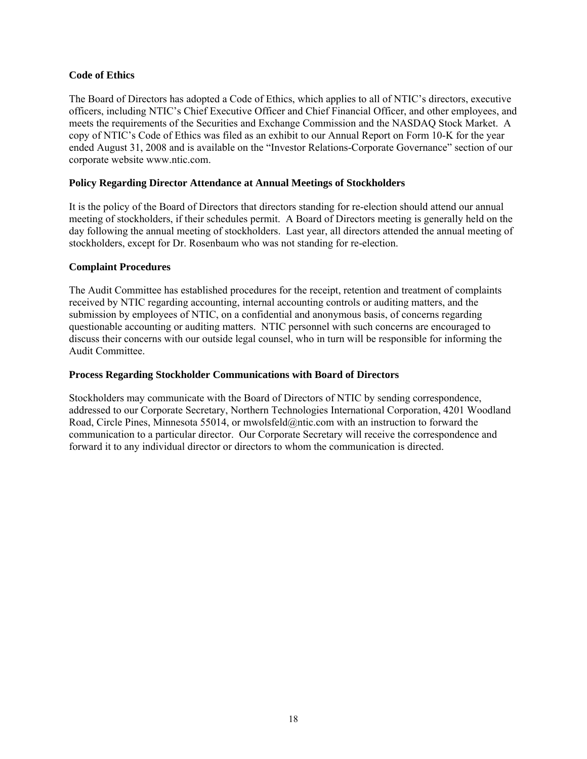**Code of Ethics**

The Board of Directors has adopted a Code of Ethics, which applies to all of NTIC's directors, executive officers, including NTIC's Chief Executive Officer and Chief Financial Officer, and other employees, and meets the requirements of the Securities and Exchange Commission and the NASDAQ Stock Market. A copy of NTIC's Code of Ethics was filed as an exhibit to our Annual Report on Form 10-K for the year ended August 31, 2008 and is available on the "Investor Relations-Corporate Governance" section of our corporate website www.ntic.com.

**Policy Regarding Director Attendance at Annual Meetings of Stockholders**

It is the policy of the Board of Directors that directors standing for re-election should attend our annual meeting of stockholders, if their schedules permit. A Board of Directors meeting is generally held on the day following the annual meeting of stockholders. Last year, all directors attended the annual meeting of stockholders, except for Dr. Rosenbaum who was not standing for re-election.

**Complaint Procedures**

The Audit Committee has established procedures for the receipt, retention and treatment of complaints received by NTIC regarding accounting, internal accounting controls or auditing matters, and the submission by employees of NTIC, on a confidential and anonymous basis, of concerns regarding questionable accounting or auditing matters. NTIC personnel with such concerns are encouraged to discuss their concerns with our outside legal counsel, who in turn will be responsible for informing the Audit Committee.

**Process Regarding Stockholder Communications with Board of Directors**

Stockholders may communicate with the Board of Directors of NTIC by sending correspondence, addressed to our Corporate Secretary, Northern Technologies International Corporation, 4201 Woodland Road, Circle Pines, Minnesota 55014, or mwolsfeld@ntic.com with an instruction to forward the communication to a particular director. Our Corporate Secretary will receive the correspondence and forward it to any individual director or directors to whom the communication is directed.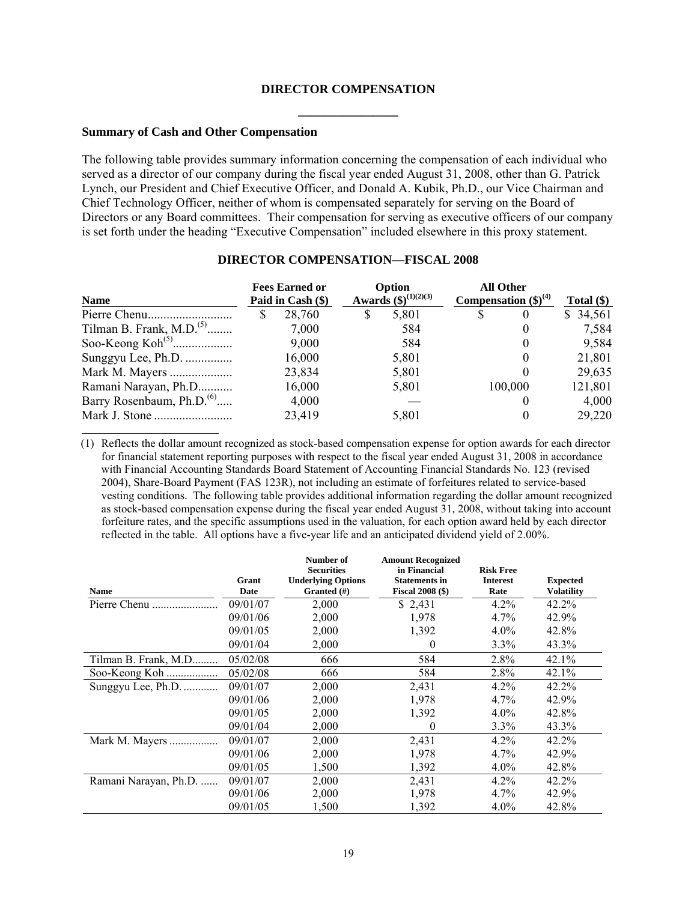## DIRECTOR COMPENSATION

### Summary of Cash and Other Compensation

The following table provides summary information concerning the compensation of each individual who served as a director of our company during the fiscal year ended August 31, 2008, other than G. Patrick Lynch, our President and Chief Executive Officer, and Donald A. Kubik, Ph.D., our Vice Chairman and Chief Technology Officer, neither of whom is compensated separately for serving on the Board of Directors or any Board committees. Their compensation for serving as executive officers of our company is set forth under the heading "Executive Compensation" included elsewhere in this proxy statement.

**DIRECTOR COMPENSATION—FISCAL 2008**

| Name | Fees Earned or Paid in Cash ($) | Option Awards ($)(1)(2)(3) | All Other Compensation ($)(4) | Total ($) |
|---|---|---|---|---|
| Pierre Chenu | $ 28,760 | $ 5,801 | $ 0 | $ 34,561 |
| Tilman B. Frank, M.D.(5) | 7,000 | 584 | 0 | 7,584 |
| Soo-Keong Koh(5) | 9,000 | 584 | 0 | 9,584 |
| Sunggyu Lee, Ph.D. | 16,000 | 5,801 | 0 | 21,801 |
| Mark M. Mayers | 23,834 | 5,801 | 0 | 29,635 |
| Ramani Narayan, Ph.D. | 16,000 | 5,801 | 100,000 | 121,801 |
| Barry Rosenbaum, Ph.D.(6) | 4,000 | — | 0 | 4,000 |
| Mark J. Stone | 23,419 | 5,801 | 0 | 29,220 |

(1) Reflects the dollar amount recognized as stock-based compensation expense for option awards for each director for financial statement reporting purposes with respect to the fiscal year ended August 31, 2008 in accordance with Financial Accounting Standards Board Statement of Accounting Financial Standards No. 123 (revised 2004), Share-Board Payment (FAS 123R), not including an estimate of forfeitures related to service-based vesting conditions. The following table provides additional information regarding the dollar amount recognized as stock-based compensation expense during the fiscal year ended August 31, 2008, without taking into account forfeiture rates, and the specific assumptions used in the valuation, for each option award held by each director reflected in the table. All options have a five-year life and an anticipated dividend yield of 2.00%.

| Name | Grant Date | Number of Securities Underlying Options Granted (#) | Amount Recognized in Financial Statements in Fiscal 2008 ($) | Risk Free Interest Rate | Expected Volatility |
|---|---|---|---|---|---|
| Pierre Chenu | 09/01/07 | 2,000 | $ 2,431 | 4.2% | 42.2% |
| | 09/01/06 | 2,000 | 1,978 | 4.7% | 42.9% |
| | 09/01/05 | 2,000 | 1,392 | 4.0% | 42.8% |
| | 09/01/04 | 2,000 | 0 | 3.3% | 43.3% |
| Tilman B. Frank, M.D. | 05/02/08 | 666 | 584 | 2.8% | 42.1% |
| Soo-Keong Koh | 05/02/08 | 666 | 584 | 2.8% | 42.1% |
| Sunggyu Lee, Ph.D. | 09/01/07 | 2,000 | 2,431 | 4.2% | 42.2% |
| | 09/01/06 | 2,000 | 1,978 | 4.7% | 42.9% |
| | 09/01/05 | 2,000 | 1,392 | 4.0% | 42.8% |
| | 09/01/04 | 2,000 | 0 | 3.3% | 43.3% |
| Mark M. Mayers | 09/01/07 | 2,000 | 2,431 | 4.2% | 42.2% |
| | 09/01/06 | 2,000 | 1,978 | 4.7% | 42.9% |
| | 09/01/05 | 1,500 | 1,392 | 4.0% | 42.8% |
| Ramani Narayan, Ph.D. | 09/01/07 | 2,000 | 2,431 | 4.2% | 42.2% |
| | 09/01/06 | 2,000 | 1,978 | 4.7% | 42.9% |
| | 09/01/05 | 1,500 | 1,392 | 4.0% | 42.8% |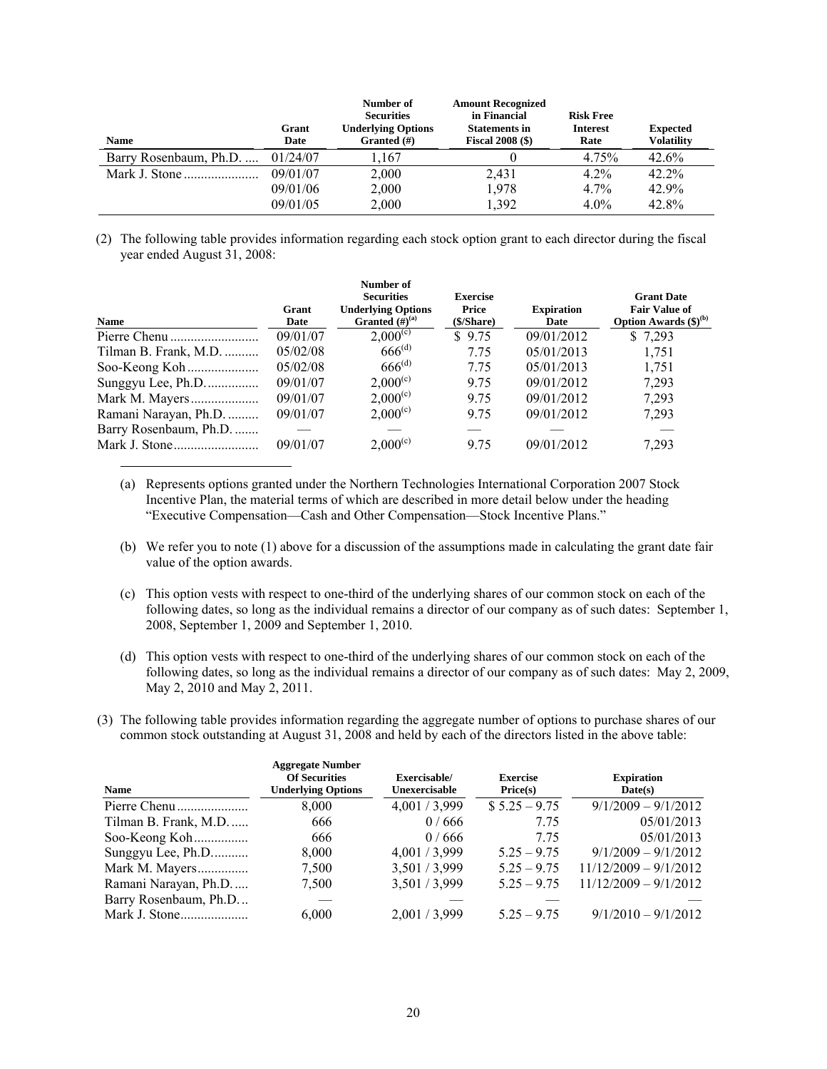| Name | Grant Date | Number of Securities Underlying Options Granted (#) | Amount Recognized in Financial Statements in Fiscal 2008 ($) | Risk Free Interest Rate | Expected Volatility |
|---|---|---|---|---|---|
| Barry Rosenbaum, Ph.D. .... | 01/24/07 | 1,167 | 0 | 4.75% | 42.6% |
| Mark J. Stone ...................... | 09/01/07 | 2,000 | 2,431 | 4.2% | 42.2% |
| | 09/01/06 | 2,000 | 1,978 | 4.7% | 42.9% |
| | 09/01/05 | 2,000 | 1,392 | 4.0% | 42.8% |

(2) The following table provides information regarding each stock option grant to each director during the fiscal year ended August 31, 2008:

| Name | Grant Date | Number of Securities Underlying Options Granted (#)[(a)] | Exercise Price ($/Share) | Expiration Date | Grant Date Fair Value of Option Awards ($)[(b)] |
|---|---|---|---|---|---|
| Pierre Chenu .......................... | 09/01/07 | 2,000[(c)] | $ 9.75 | 09/01/2012 | $ 7,293 |
| Tilman B. Frank, M.D. .......... | 05/02/08 | 666[(d)] | 7.75 | 05/01/2013 | 1,751 |
| Soo-Keong Koh ..................... | 05/02/08 | 666[(d)] | 7.75 | 05/01/2013 | 1,751 |
| Sunggyu Lee, Ph.D. ............... | 09/01/07 | 2,000[(c)] | 9.75 | 09/01/2012 | 7,293 |
| Mark M. Mayers .................... | 09/01/07 | 2,000[(c)] | 9.75 | 09/01/2012 | 7,293 |
| Ramani Narayan, Ph.D. ......... | 09/01/07 | 2,000[(c)] | 9.75 | 09/01/2012 | 7,293 |
| Barry Rosenbaum, Ph.D. ....... | — | — | — | — | — |
| Mark J. Stone ......................... | 09/01/07 | 2,000[(c)] | 9.75 | 09/01/2012 | 7,293 |

(a) Represents options granted under the Northern Technologies International Corporation 2007 Stock Incentive Plan, the material terms of which are described in more detail below under the heading "Executive Compensation—Cash and Other Compensation—Stock Incentive Plans."

(b) We refer you to note (1) above for a discussion of the assumptions made in calculating the grant date fair value of the option awards.

(c) This option vests with respect to one-third of the underlying shares of our common stock on each of the following dates, so long as the individual remains a director of our company as of such dates: September 1, 2008, September 1, 2009 and September 1, 2010.

(d) This option vests with respect to one-third of the underlying shares of our common stock on each of the following dates, so long as the individual remains a director of our company as of such dates: May 2, 2009, May 2, 2010 and May 2, 2011.

(3) The following table provides information regarding the aggregate number of options to purchase shares of our common stock outstanding at August 31, 2008 and held by each of the directors listed in the above table:

| Name | Aggregate Number Of Securities Underlying Options | Exercisable/ Unexercisable | Exercise Price(s) | Expiration Date(s) |
|---|---|---|---|---|
| Pierre Chenu ..................... | 8,000 | 4,001 / 3,999 | $ 5.25 – 9.75 | 9/1/2009 – 9/1/2012 |
| Tilman B. Frank, M.D. ..... | 666 | 0 / 666 | 7.75 | 05/01/2013 |
| Soo-Keong Koh ................ | 666 | 0 / 666 | 7.75 | 05/01/2013 |
| Sunggyu Lee, Ph.D. .......... | 8,000 | 4,001 / 3,999 | 5.25 – 9.75 | 9/1/2009 – 9/1/2012 |
| Mark M. Mayers ............... | 7,500 | 3,501 / 3,999 | 5.25 – 9.75 | 11/12/2009 – 9/1/2012 |
| Ramani Narayan, Ph.D. .... | 7,500 | 3,501 / 3,999 | 5.25 – 9.75 | 11/12/2009 – 9/1/2012 |
| Barry Rosenbaum, Ph.D. .. | — | — | — | — |
| Mark J. Stone .................... | 6,000 | 2,001 / 3,999 | 5.25 – 9.75 | 9/1/2010 – 9/1/2012 |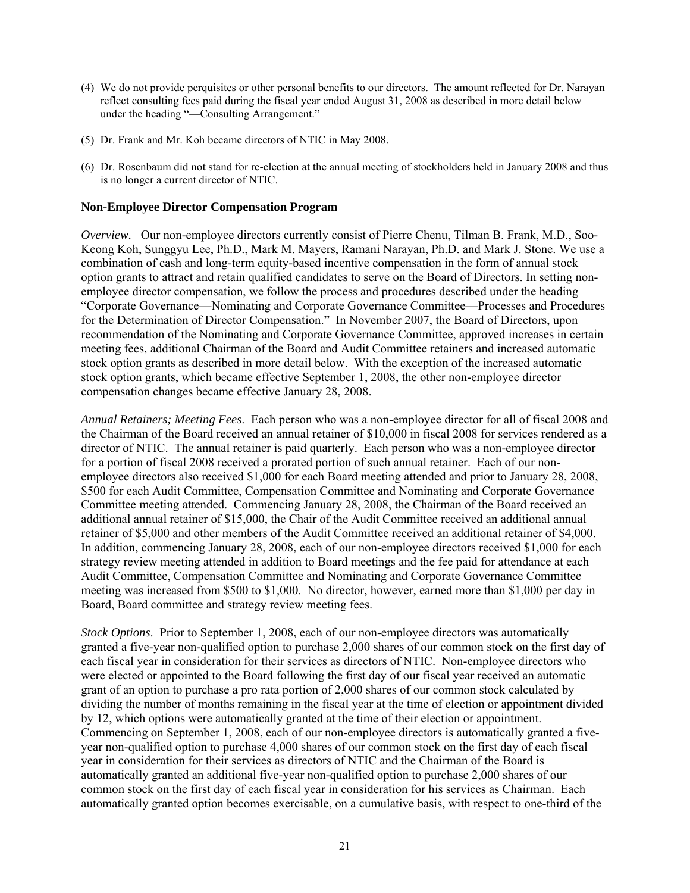(4) We do not provide perquisites or other personal benefits to our directors. The amount reflected for Dr. Narayan reflect consulting fees paid during the fiscal year ended August 31, 2008 as described in more detail below under the heading "—Consulting Arrangement."

(5) Dr. Frank and Mr. Koh became directors of NTIC in May 2008.

(6) Dr. Rosenbaum did not stand for re-election at the annual meeting of stockholders held in January 2008 and thus is no longer a current director of NTIC.

## Non-Employee Director Compensation Program

*Overview.* Our non-employee directors currently consist of Pierre Chenu, Tilman B. Frank, M.D., Soo-Keong Koh, Sunggyu Lee, Ph.D., Mark M. Mayers, Ramani Narayan, Ph.D. and Mark J. Stone. We use a combination of cash and long-term equity-based incentive compensation in the form of annual stock option grants to attract and retain qualified candidates to serve on the Board of Directors. In setting non-employee director compensation, we follow the process and procedures described under the heading "Corporate Governance—Nominating and Corporate Governance Committee—Processes and Procedures for the Determination of Director Compensation." In November 2007, the Board of Directors, upon recommendation of the Nominating and Corporate Governance Committee, approved increases in certain meeting fees, additional Chairman of the Board and Audit Committee retainers and increased automatic stock option grants as described in more detail below. With the exception of the increased automatic stock option grants, which became effective September 1, 2008, the other non-employee director compensation changes became effective January 28, 2008.

*Annual Retainers; Meeting Fees*. Each person who was a non-employee director for all of fiscal 2008 and the Chairman of the Board received an annual retainer of $10,000 in fiscal 2008 for services rendered as a director of NTIC. The annual retainer is paid quarterly. Each person who was a non-employee director for a portion of fiscal 2008 received a prorated portion of such annual retainer. Each of our non-employee directors also received $1,000 for each Board meeting attended and prior to January 28, 2008, $500 for each Audit Committee, Compensation Committee and Nominating and Corporate Governance Committee meeting attended. Commencing January 28, 2008, the Chairman of the Board received an additional annual retainer of $15,000, the Chair of the Audit Committee received an additional annual retainer of $5,000 and other members of the Audit Committee received an additional retainer of $4,000. In addition, commencing January 28, 2008, each of our non-employee directors received $1,000 for each strategy review meeting attended in addition to Board meetings and the fee paid for attendance at each Audit Committee, Compensation Committee and Nominating and Corporate Governance Committee meeting was increased from $500 to $1,000. No director, however, earned more than $1,000 per day in Board, Board committee and strategy review meeting fees.

*Stock Options*. Prior to September 1, 2008, each of our non-employee directors was automatically granted a five-year non-qualified option to purchase 2,000 shares of our common stock on the first day of each fiscal year in consideration for their services as directors of NTIC. Non-employee directors who were elected or appointed to the Board following the first day of our fiscal year received an automatic grant of an option to purchase a pro rata portion of 2,000 shares of our common stock calculated by dividing the number of months remaining in the fiscal year at the time of election or appointment divided by 12, which options were automatically granted at the time of their election or appointment. Commencing on September 1, 2008, each of our non-employee directors is automatically granted a five-year non-qualified option to purchase 4,000 shares of our common stock on the first day of each fiscal year in consideration for their services as directors of NTIC and the Chairman of the Board is automatically granted an additional five-year non-qualified option to purchase 2,000 shares of our common stock on the first day of each fiscal year in consideration for his services as Chairman. Each automatically granted option becomes exercisable, on a cumulative basis, with respect to one-third of the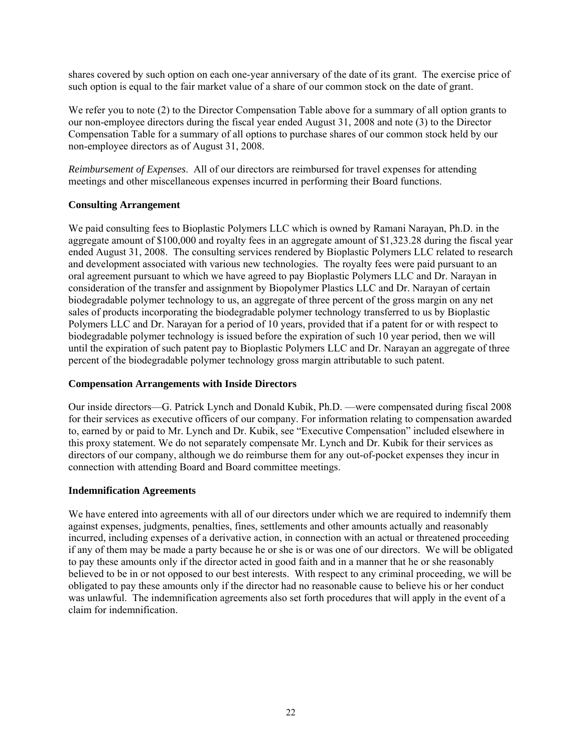shares covered by such option on each one-year anniversary of the date of its grant. The exercise price of such option is equal to the fair market value of a share of our common stock on the date of grant.

We refer you to note (2) to the Director Compensation Table above for a summary of all option grants to our non-employee directors during the fiscal year ended August 31, 2008 and note (3) to the Director Compensation Table for a summary of all options to purchase shares of our common stock held by our non-employee directors as of August 31, 2008.

*Reimbursement of Expenses*. All of our directors are reimbursed for travel expenses for attending meetings and other miscellaneous expenses incurred in performing their Board functions.

**Consulting Arrangement**

We paid consulting fees to Bioplastic Polymers LLC which is owned by Ramani Narayan, Ph.D. in the aggregate amount of $100,000 and royalty fees in an aggregate amount of $1,323.28 during the fiscal year ended August 31, 2008. The consulting services rendered by Bioplastic Polymers LLC related to research and development associated with various new technologies. The royalty fees were paid pursuant to an oral agreement pursuant to which we have agreed to pay Bioplastic Polymers LLC and Dr. Narayan in consideration of the transfer and assignment by Biopolymer Plastics LLC and Dr. Narayan of certain biodegradable polymer technology to us, an aggregate of three percent of the gross margin on any net sales of products incorporating the biodegradable polymer technology transferred to us by Bioplastic Polymers LLC and Dr. Narayan for a period of 10 years, provided that if a patent for or with respect to biodegradable polymer technology is issued before the expiration of such 10 year period, then we will until the expiration of such patent pay to Bioplastic Polymers LLC and Dr. Narayan an aggregate of three percent of the biodegradable polymer technology gross margin attributable to such patent.

**Compensation Arrangements with Inside Directors**

Our inside directors—G. Patrick Lynch and Donald Kubik, Ph.D. —were compensated during fiscal 2008 for their services as executive officers of our company. For information relating to compensation awarded to, earned by or paid to Mr. Lynch and Dr. Kubik, see "Executive Compensation" included elsewhere in this proxy statement. We do not separately compensate Mr. Lynch and Dr. Kubik for their services as directors of our company, although we do reimburse them for any out-of-pocket expenses they incur in connection with attending Board and Board committee meetings.

**Indemnification Agreements**

We have entered into agreements with all of our directors under which we are required to indemnify them against expenses, judgments, penalties, fines, settlements and other amounts actually and reasonably incurred, including expenses of a derivative action, in connection with an actual or threatened proceeding if any of them may be made a party because he or she is or was one of our directors. We will be obligated to pay these amounts only if the director acted in good faith and in a manner that he or she reasonably believed to be in or not opposed to our best interests. With respect to any criminal proceeding, we will be obligated to pay these amounts only if the director had no reasonable cause to believe his or her conduct was unlawful. The indemnification agreements also set forth procedures that will apply in the event of a claim for indemnification.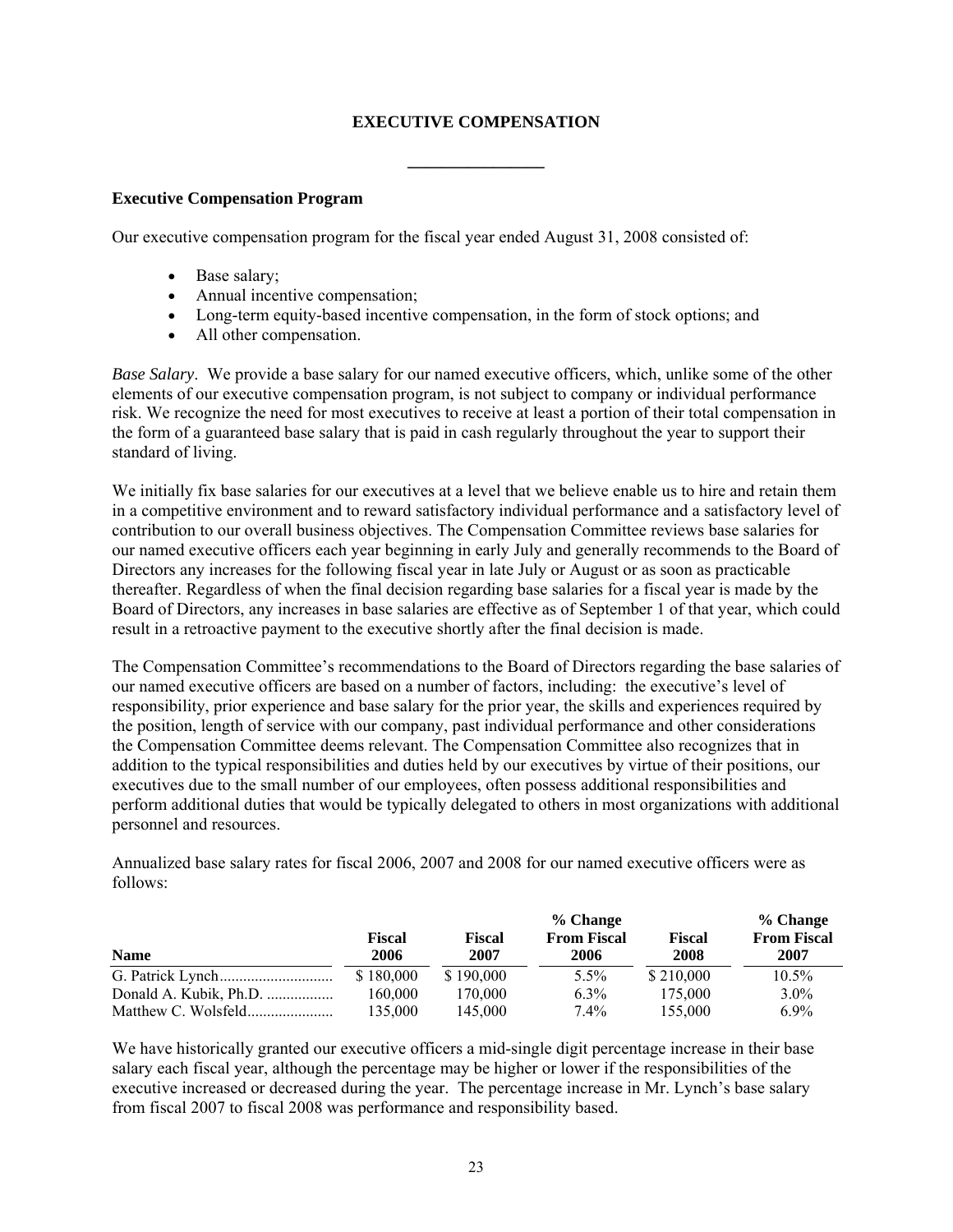# EXECUTIVE COMPENSATION

---

### Executive Compensation Program

Our executive compensation program for the fiscal year ended August 31, 2008 consisted of:

- Base salary;
- Annual incentive compensation;
- Long-term equity-based incentive compensation, in the form of stock options; and
- All other compensation.

*Base Salary*. We provide a base salary for our named executive officers, which, unlike some of the other elements of our executive compensation program, is not subject to company or individual performance risk. We recognize the need for most executives to receive at least a portion of their total compensation in the form of a guaranteed base salary that is paid in cash regularly throughout the year to support their standard of living.

We initially fix base salaries for our executives at a level that we believe enable us to hire and retain them in a competitive environment and to reward satisfactory individual performance and a satisfactory level of contribution to our overall business objectives. The Compensation Committee reviews base salaries for our named executive officers each year beginning in early July and generally recommends to the Board of Directors any increases for the following fiscal year in late July or August or as soon as practicable thereafter. Regardless of when the final decision regarding base salaries for a fiscal year is made by the Board of Directors, any increases in base salaries are effective as of September 1 of that year, which could result in a retroactive payment to the executive shortly after the final decision is made.

The Compensation Committee's recommendations to the Board of Directors regarding the base salaries of our named executive officers are based on a number of factors, including: the executive's level of responsibility, prior experience and base salary for the prior year, the skills and experiences required by the position, length of service with our company, past individual performance and other considerations the Compensation Committee deems relevant. The Compensation Committee also recognizes that in addition to the typical responsibilities and duties held by our executives by virtue of their positions, our executives due to the small number of our employees, often possess additional responsibilities and perform additional duties that would be typically delegated to others in most organizations with additional personnel and resources.

Annualized base salary rates for fiscal 2006, 2007 and 2008 for our named executive officers were as follows:

| Name | Fiscal 2006 | Fiscal 2007 | % Change From Fiscal 2006 | Fiscal 2008 | % Change From Fiscal 2007 |
|---|---|---|---|---|---|
| G. Patrick Lynch | $ 180,000 | $ 190,000 | 5.5% | $ 210,000 | 10.5% |
| Donald A. Kubik, Ph.D. | 160,000 | 170,000 | 6.3% | 175,000 | 3.0% |
| Matthew C. Wolsfeld | 135,000 | 145,000 | 7.4% | 155,000 | 6.9% |

We have historically granted our executive officers a mid-single digit percentage increase in their base salary each fiscal year, although the percentage may be higher or lower if the responsibilities of the executive increased or decreased during the year. The percentage increase in Mr. Lynch's base salary from fiscal 2007 to fiscal 2008 was performance and responsibility based.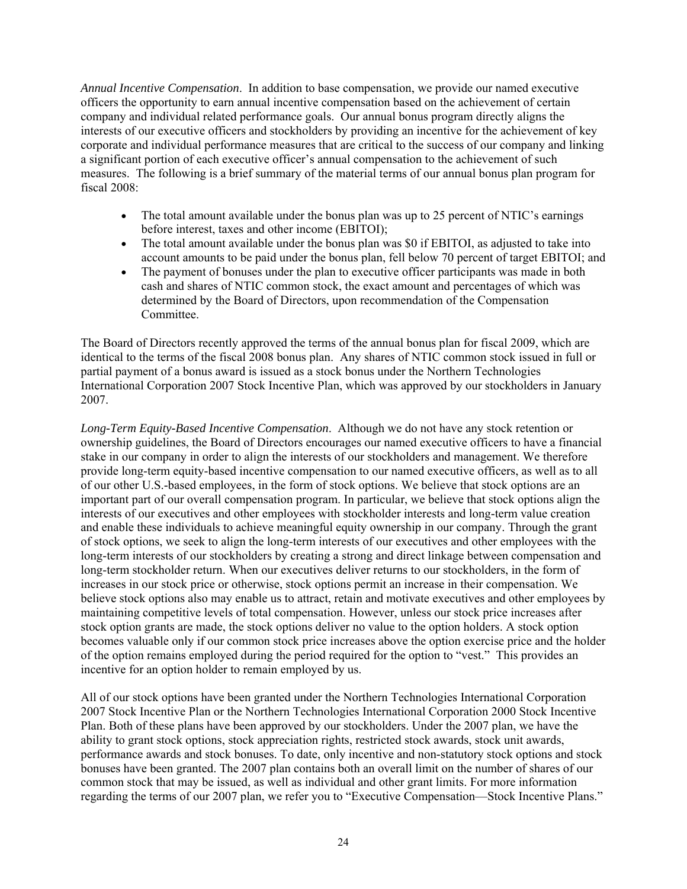*Annual Incentive Compensation*. In addition to base compensation, we provide our named executive officers the opportunity to earn annual incentive compensation based on the achievement of certain company and individual related performance goals. Our annual bonus program directly aligns the interests of our executive officers and stockholders by providing an incentive for the achievement of key corporate and individual performance measures that are critical to the success of our company and linking a significant portion of each executive officer's annual compensation to the achievement of such measures. The following is a brief summary of the material terms of our annual bonus plan program for fiscal 2008:

- The total amount available under the bonus plan was up to 25 percent of NTIC's earnings before interest, taxes and other income (EBITOI);
- The total amount available under the bonus plan was $0 if EBITOI, as adjusted to take into account amounts to be paid under the bonus plan, fell below 70 percent of target EBITOI; and
- The payment of bonuses under the plan to executive officer participants was made in both cash and shares of NTIC common stock, the exact amount and percentages of which was determined by the Board of Directors, upon recommendation of the Compensation Committee.

The Board of Directors recently approved the terms of the annual bonus plan for fiscal 2009, which are identical to the terms of the fiscal 2008 bonus plan. Any shares of NTIC common stock issued in full or partial payment of a bonus award is issued as a stock bonus under the Northern Technologies International Corporation 2007 Stock Incentive Plan, which was approved by our stockholders in January 2007.

*Long-Term Equity-Based Incentive Compensation*. Although we do not have any stock retention or ownership guidelines, the Board of Directors encourages our named executive officers to have a financial stake in our company in order to align the interests of our stockholders and management. We therefore provide long-term equity-based incentive compensation to our named executive officers, as well as to all of our other U.S.-based employees, in the form of stock options. We believe that stock options are an important part of our overall compensation program. In particular, we believe that stock options align the interests of our executives and other employees with stockholder interests and long-term value creation and enable these individuals to achieve meaningful equity ownership in our company. Through the grant of stock options, we seek to align the long-term interests of our executives and other employees with the long-term interests of our stockholders by creating a strong and direct linkage between compensation and long-term stockholder return. When our executives deliver returns to our stockholders, in the form of increases in our stock price or otherwise, stock options permit an increase in their compensation. We believe stock options also may enable us to attract, retain and motivate executives and other employees by maintaining competitive levels of total compensation. However, unless our stock price increases after stock option grants are made, the stock options deliver no value to the option holders. A stock option becomes valuable only if our common stock price increases above the option exercise price and the holder of the option remains employed during the period required for the option to "vest." This provides an incentive for an option holder to remain employed by us.

All of our stock options have been granted under the Northern Technologies International Corporation 2007 Stock Incentive Plan or the Northern Technologies International Corporation 2000 Stock Incentive Plan. Both of these plans have been approved by our stockholders. Under the 2007 plan, we have the ability to grant stock options, stock appreciation rights, restricted stock awards, stock unit awards, performance awards and stock bonuses. To date, only incentive and non-statutory stock options and stock bonuses have been granted. The 2007 plan contains both an overall limit on the number of shares of our common stock that may be issued, as well as individual and other grant limits. For more information regarding the terms of our 2007 plan, we refer you to "Executive Compensation—Stock Incentive Plans."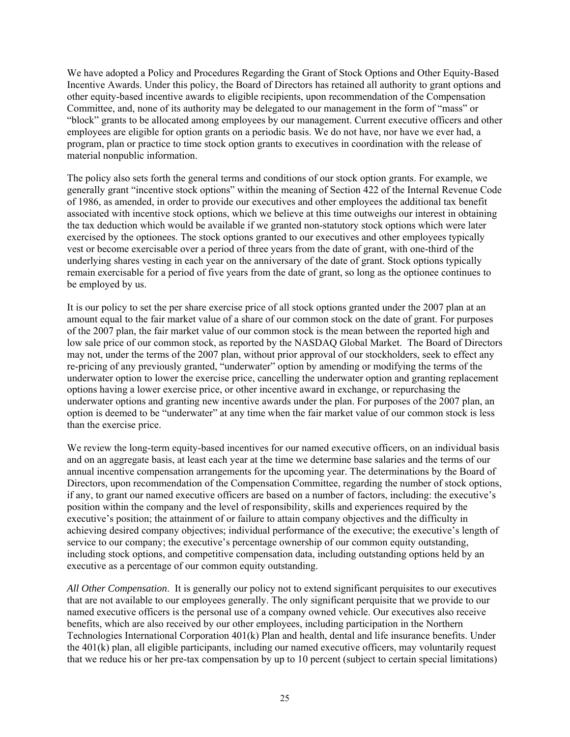We have adopted a Policy and Procedures Regarding the Grant of Stock Options and Other Equity-Based Incentive Awards. Under this policy, the Board of Directors has retained all authority to grant options and other equity-based incentive awards to eligible recipients, upon recommendation of the Compensation Committee, and, none of its authority may be delegated to our management in the form of "mass" or "block" grants to be allocated among employees by our management. Current executive officers and other employees are eligible for option grants on a periodic basis. We do not have, nor have we ever had, a program, plan or practice to time stock option grants to executives in coordination with the release of material nonpublic information.

The policy also sets forth the general terms and conditions of our stock option grants. For example, we generally grant "incentive stock options" within the meaning of Section 422 of the Internal Revenue Code of 1986, as amended, in order to provide our executives and other employees the additional tax benefit associated with incentive stock options, which we believe at this time outweighs our interest in obtaining the tax deduction which would be available if we granted non-statutory stock options which were later exercised by the optionees. The stock options granted to our executives and other employees typically vest or become exercisable over a period of three years from the date of grant, with one-third of the underlying shares vesting in each year on the anniversary of the date of grant. Stock options typically remain exercisable for a period of five years from the date of grant, so long as the optionee continues to be employed by us.

It is our policy to set the per share exercise price of all stock options granted under the 2007 plan at an amount equal to the fair market value of a share of our common stock on the date of grant. For purposes of the 2007 plan, the fair market value of our common stock is the mean between the reported high and low sale price of our common stock, as reported by the NASDAQ Global Market. The Board of Directors may not, under the terms of the 2007 plan, without prior approval of our stockholders, seek to effect any re-pricing of any previously granted, "underwater" option by amending or modifying the terms of the underwater option to lower the exercise price, cancelling the underwater option and granting replacement options having a lower exercise price, or other incentive award in exchange, or repurchasing the underwater options and granting new incentive awards under the plan. For purposes of the 2007 plan, an option is deemed to be "underwater" at any time when the fair market value of our common stock is less than the exercise price.

We review the long-term equity-based incentives for our named executive officers, on an individual basis and on an aggregate basis, at least each year at the time we determine base salaries and the terms of our annual incentive compensation arrangements for the upcoming year. The determinations by the Board of Directors, upon recommendation of the Compensation Committee, regarding the number of stock options, if any, to grant our named executive officers are based on a number of factors, including: the executive's position within the company and the level of responsibility, skills and experiences required by the executive's position; the attainment of or failure to attain company objectives and the difficulty in achieving desired company objectives; individual performance of the executive; the executive's length of service to our company; the executive's percentage ownership of our common equity outstanding, including stock options, and competitive compensation data, including outstanding options held by an executive as a percentage of our common equity outstanding.

*All Other Compensation*. It is generally our policy not to extend significant perquisites to our executives that are not available to our employees generally. The only significant perquisite that we provide to our named executive officers is the personal use of a company owned vehicle. Our executives also receive benefits, which are also received by our other employees, including participation in the Northern Technologies International Corporation 401(k) Plan and health, dental and life insurance benefits. Under the 401(k) plan, all eligible participants, including our named executive officers, may voluntarily request that we reduce his or her pre-tax compensation by up to 10 percent (subject to certain special limitations)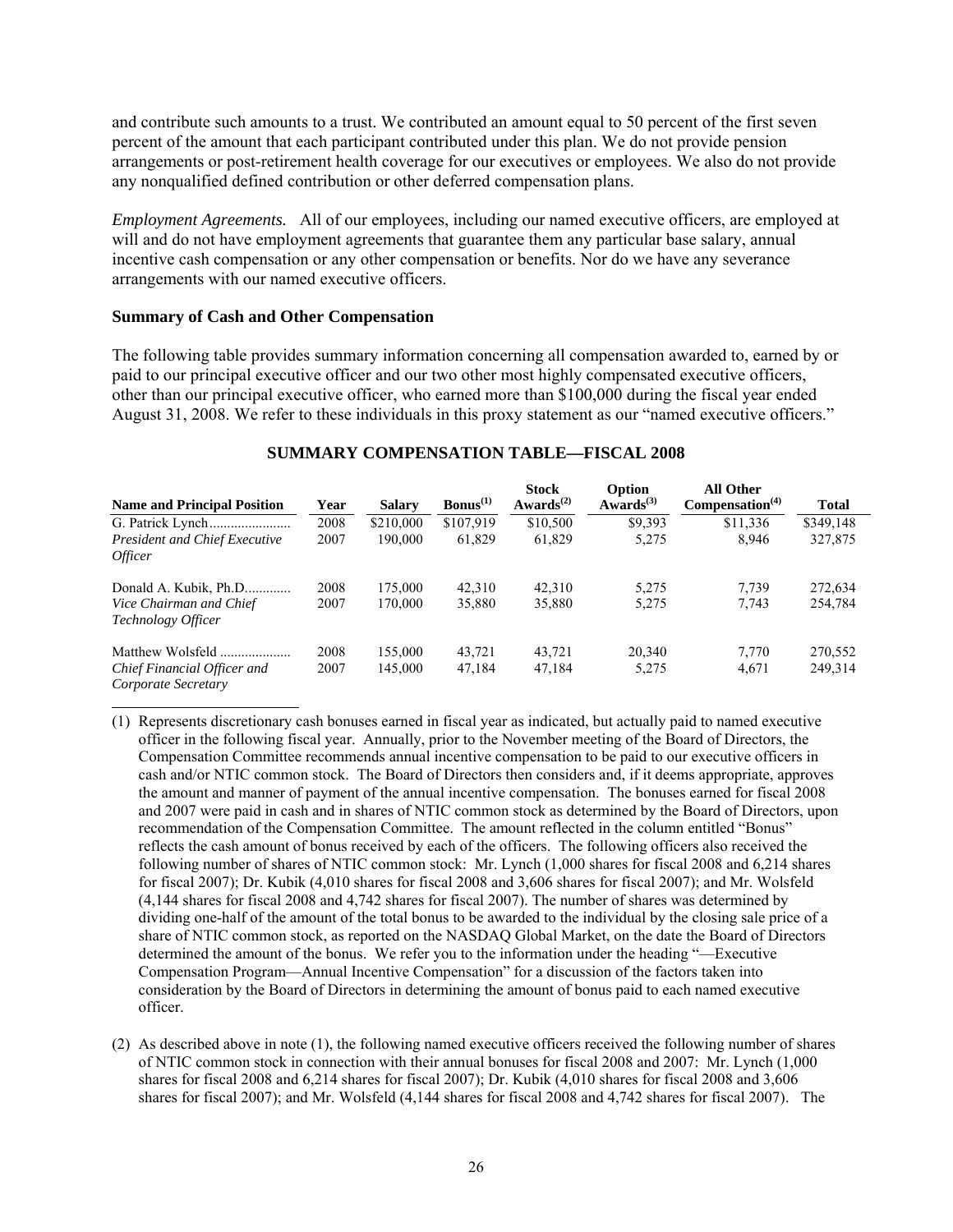and contribute such amounts to a trust. We contributed an amount equal to 50 percent of the first seven percent of the amount that each participant contributed under this plan. We do not provide pension arrangements or post-retirement health coverage for our executives or employees. We also do not provide any nonqualified defined contribution or other deferred compensation plans.

*Employment Agreements.* All of our employees, including our named executive officers, are employed at will and do not have employment agreements that guarantee them any particular base salary, annual incentive cash compensation or any other compensation or benefits. Nor do we have any severance arrangements with our named executive officers.

### Summary of Cash and Other Compensation

The following table provides summary information concerning all compensation awarded to, earned by or paid to our principal executive officer and our two other most highly compensated executive officers, other than our principal executive officer, who earned more than $100,000 during the fiscal year ended August 31, 2008. We refer to these individuals in this proxy statement as our "named executive officers."

**SUMMARY COMPENSATION TABLE—FISCAL 2008**

| Name and Principal Position | Year | Salary | Bonus(1) | Stock Awards(2) | Option Awards(3) | All Other Compensation(4) | Total |
|---|---|---|---|---|---|---|---|
| G. Patrick Lynch | 2008 | $210,000 | $107,919 | $10,500 | $9,393 | $11,336 | $349,148 |
| *President and Chief Executive Officer* | 2007 | 190,000 | 61,829 | 61,829 | 5,275 | 8,946 | 327,875 |
| Donald A. Kubik, Ph.D. | 2008 | 175,000 | 42,310 | 42,310 | 5,275 | 7,739 | 272,634 |
| *Vice Chairman and Chief Technology Officer* | 2007 | 170,000 | 35,880 | 35,880 | 5,275 | 7,743 | 254,784 |
| Matthew Wolsfeld | 2008 | 155,000 | 43,721 | 43,721 | 20,340 | 7,770 | 270,552 |
| *Chief Financial Officer and Corporate Secretary* | 2007 | 145,000 | 47,184 | 47,184 | 5,275 | 4,671 | 249,314 |

(1) Represents discretionary cash bonuses earned in fiscal year as indicated, but actually paid to named executive officer in the following fiscal year. Annually, prior to the November meeting of the Board of Directors, the Compensation Committee recommends annual incentive compensation to be paid to our executive officers in cash and/or NTIC common stock. The Board of Directors then considers and, if it deems appropriate, approves the amount and manner of payment of the annual incentive compensation. The bonuses earned for fiscal 2008 and 2007 were paid in cash and in shares of NTIC common stock as determined by the Board of Directors, upon recommendation of the Compensation Committee. The amount reflected in the column entitled "Bonus" reflects the cash amount of bonus received by each of the officers. The following officers also received the following number of shares of NTIC common stock: Mr. Lynch (1,000 shares for fiscal 2008 and 6,214 shares for fiscal 2007); Dr. Kubik (4,010 shares for fiscal 2008 and 3,606 shares for fiscal 2007); and Mr. Wolsfeld (4,144 shares for fiscal 2008 and 4,742 shares for fiscal 2007). The number of shares was determined by dividing one-half of the amount of the total bonus to be awarded to the individual by the closing sale price of a share of NTIC common stock, as reported on the NASDAQ Global Market, on the date the Board of Directors determined the amount of the bonus. We refer you to the information under the heading "—Executive Compensation Program—Annual Incentive Compensation" for a discussion of the factors taken into consideration by the Board of Directors in determining the amount of bonus paid to each named executive officer.

(2) As described above in note (1), the following named executive officers received the following number of shares of NTIC common stock in connection with their annual bonuses for fiscal 2008 and 2007: Mr. Lynch (1,000 shares for fiscal 2008 and 6,214 shares for fiscal 2007); Dr. Kubik (4,010 shares for fiscal 2008 and 3,606 shares for fiscal 2007); and Mr. Wolsfeld (4,144 shares for fiscal 2008 and 4,742 shares for fiscal 2007). The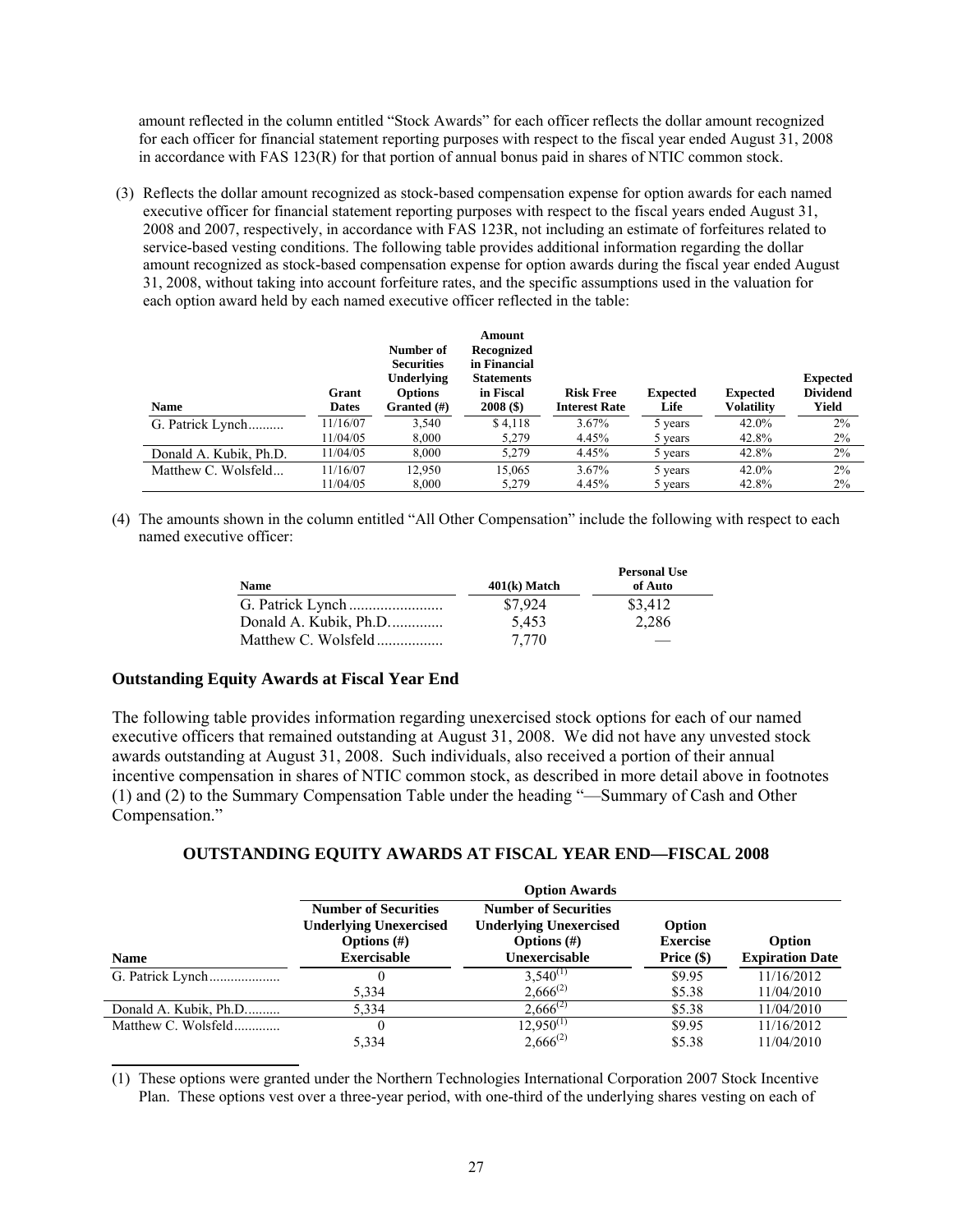amount reflected in the column entitled "Stock Awards" for each officer reflects the dollar amount recognized for each officer for financial statement reporting purposes with respect to the fiscal year ended August 31, 2008 in accordance with FAS 123(R) for that portion of annual bonus paid in shares of NTIC common stock.

(3) Reflects the dollar amount recognized as stock-based compensation expense for option awards for each named executive officer for financial statement reporting purposes with respect to the fiscal years ended August 31, 2008 and 2007, respectively, in accordance with FAS 123R, not including an estimate of forfeitures related to service-based vesting conditions. The following table provides additional information regarding the dollar amount recognized as stock-based compensation expense for option awards during the fiscal year ended August 31, 2008, without taking into account forfeiture rates, and the specific assumptions used in the valuation for each option award held by each named executive officer reflected in the table:

| Name | Grant Dates | Number of Securities Underlying Options Granted (#) | Amount Recognized in Financial Statements in Fiscal 2008 ($) | Risk Free Interest Rate | Expected Life | Expected Volatility | Expected Dividend Yield |
|---|---|---|---|---|---|---|---|
| G. Patrick Lynch.......... | 11/16/07 | 3,540 | $ 4,118 | 3.67% | 5 years | 42.0% | 2% |
| | 11/04/05 | 8,000 | 5,279 | 4.45% | 5 years | 42.8% | 2% |
| Donald A. Kubik, Ph.D. | 11/04/05 | 8,000 | 5,279 | 4.45% | 5 years | 42.8% | 2% |
| Matthew C. Wolsfeld... | 11/16/07 | 12,950 | 15,065 | 3.67% | 5 years | 42.0% | 2% |
| | 11/04/05 | 8,000 | 5,279 | 4.45% | 5 years | 42.8% | 2% |

(4) The amounts shown in the column entitled "All Other Compensation" include the following with respect to each named executive officer:

| Name | 401(k) Match | Personal Use of Auto |
|---|---|---|
| G. Patrick Lynch........................ | $7,924 | $3,412 |
| Donald A. Kubik, Ph.D............. | 5,453 | 2,286 |
| Matthew C. Wolsfeld................. | 7,770 | — |

## Outstanding Equity Awards at Fiscal Year End

The following table provides information regarding unexercised stock options for each of our named executive officers that remained outstanding at August 31, 2008. We did not have any unvested stock awards outstanding at August 31, 2008. Such individuals, also received a portion of their annual incentive compensation in shares of NTIC common stock, as described in more detail above in footnotes (1) and (2) to the Summary Compensation Table under the heading "—Summary of Cash and Other Compensation."

### OUTSTANDING EQUITY AWARDS AT FISCAL YEAR END—FISCAL 2008

| | Option Awards | | | |
|---|---|---|---|---|
| Name | Number of Securities Underlying Unexercised Options (#) Exercisable | Number of Securities Underlying Unexercised Options (#) Unexercisable | Option Exercise Price ($) | Option Expiration Date |
| G. Patrick Lynch.................... | 0 | 3,540(1) | $9.95 | 11/16/2012 |
| | 5,334 | 2,666(2) | $5.38 | 11/04/2010 |
| Donald A. Kubik, Ph.D.......... | 5,334 | 2,666(2) | $5.38 | 11/04/2010 |
| Matthew C. Wolsfeld............ | 0 | 12,950(1) | $9.95 | 11/16/2012 |
| | 5,334 | 2,666(2) | $5.38 | 11/04/2010 |

(1) These options were granted under the Northern Technologies International Corporation 2007 Stock Incentive Plan. These options vest over a three-year period, with one-third of the underlying shares vesting on each of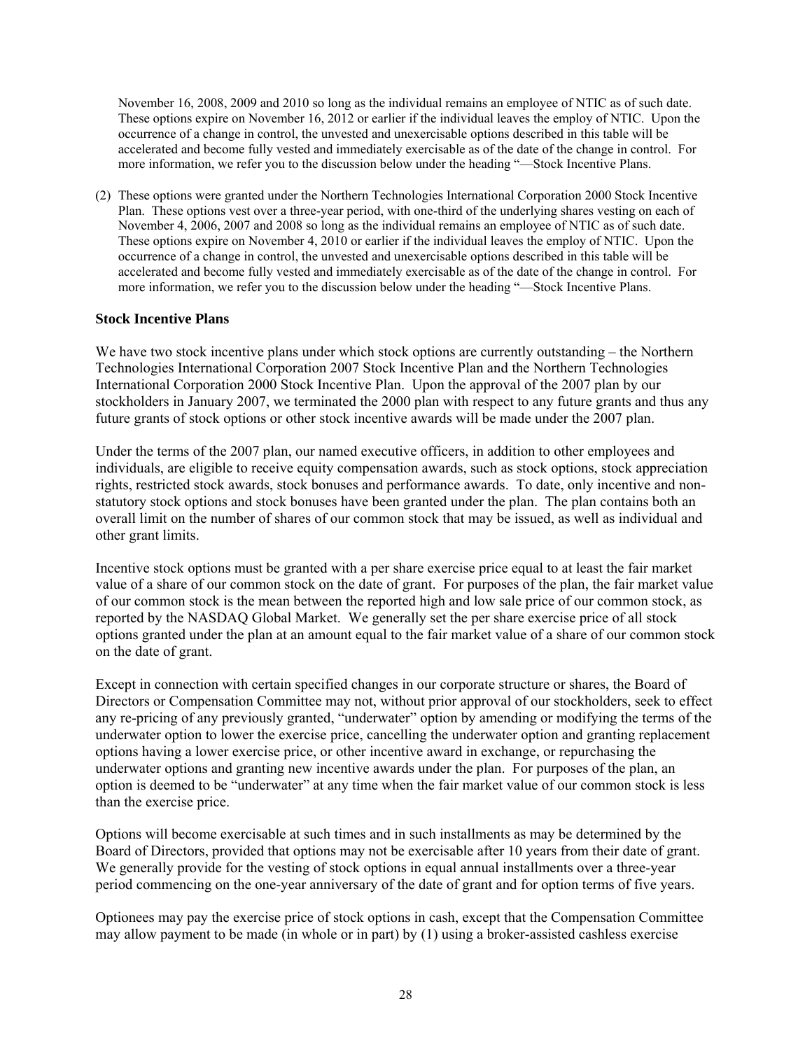November 16, 2008, 2009 and 2010 so long as the individual remains an employee of NTIC as of such date. These options expire on November 16, 2012 or earlier if the individual leaves the employ of NTIC. Upon the occurrence of a change in control, the unvested and unexercisable options described in this table will be accelerated and become fully vested and immediately exercisable as of the date of the change in control. For more information, we refer you to the discussion below under the heading "—Stock Incentive Plans.

(2) These options were granted under the Northern Technologies International Corporation 2000 Stock Incentive Plan. These options vest over a three-year period, with one-third of the underlying shares vesting on each of November 4, 2006, 2007 and 2008 so long as the individual remains an employee of NTIC as of such date. These options expire on November 4, 2010 or earlier if the individual leaves the employ of NTIC. Upon the occurrence of a change in control, the unvested and unexercisable options described in this table will be accelerated and become fully vested and immediately exercisable as of the date of the change in control. For more information, we refer you to the discussion below under the heading "—Stock Incentive Plans.

**Stock Incentive Plans**

We have two stock incentive plans under which stock options are currently outstanding – the Northern Technologies International Corporation 2007 Stock Incentive Plan and the Northern Technologies International Corporation 2000 Stock Incentive Plan. Upon the approval of the 2007 plan by our stockholders in January 2007, we terminated the 2000 plan with respect to any future grants and thus any future grants of stock options or other stock incentive awards will be made under the 2007 plan.

Under the terms of the 2007 plan, our named executive officers, in addition to other employees and individuals, are eligible to receive equity compensation awards, such as stock options, stock appreciation rights, restricted stock awards, stock bonuses and performance awards. To date, only incentive and non-statutory stock options and stock bonuses have been granted under the plan. The plan contains both an overall limit on the number of shares of our common stock that may be issued, as well as individual and other grant limits.

Incentive stock options must be granted with a per share exercise price equal to at least the fair market value of a share of our common stock on the date of grant. For purposes of the plan, the fair market value of our common stock is the mean between the reported high and low sale price of our common stock, as reported by the NASDAQ Global Market. We generally set the per share exercise price of all stock options granted under the plan at an amount equal to the fair market value of a share of our common stock on the date of grant.

Except in connection with certain specified changes in our corporate structure or shares, the Board of Directors or Compensation Committee may not, without prior approval of our stockholders, seek to effect any re-pricing of any previously granted, "underwater" option by amending or modifying the terms of the underwater option to lower the exercise price, cancelling the underwater option and granting replacement options having a lower exercise price, or other incentive award in exchange, or repurchasing the underwater options and granting new incentive awards under the plan. For purposes of the plan, an option is deemed to be "underwater" at any time when the fair market value of our common stock is less than the exercise price.

Options will become exercisable at such times and in such installments as may be determined by the Board of Directors, provided that options may not be exercisable after 10 years from their date of grant. We generally provide for the vesting of stock options in equal annual installments over a three-year period commencing on the one-year anniversary of the date of grant and for option terms of five years.

Optionees may pay the exercise price of stock options in cash, except that the Compensation Committee may allow payment to be made (in whole or in part) by (1) using a broker-assisted cashless exercise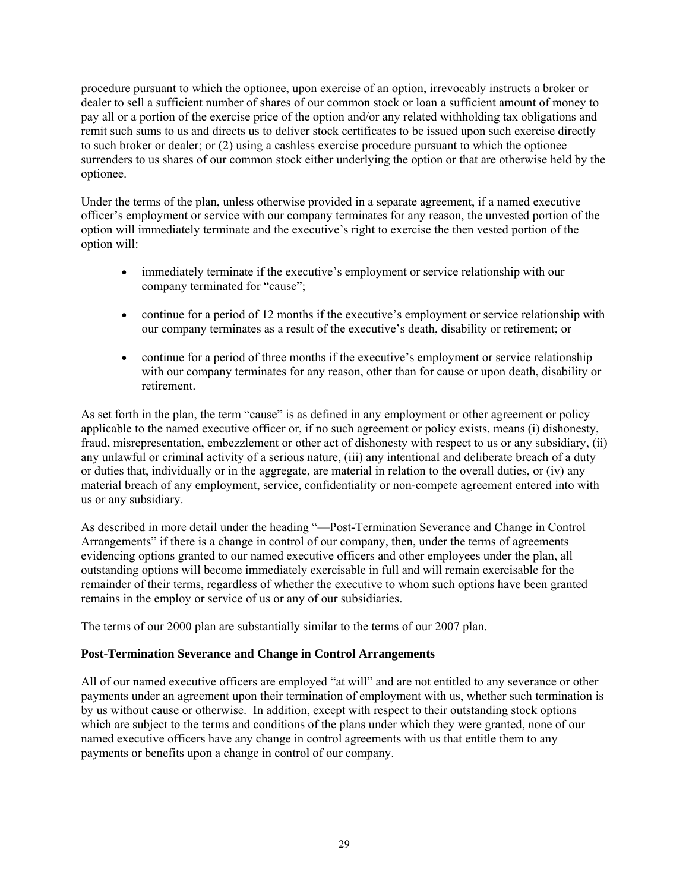procedure pursuant to which the optionee, upon exercise of an option, irrevocably instructs a broker or dealer to sell a sufficient number of shares of our common stock or loan a sufficient amount of money to pay all or a portion of the exercise price of the option and/or any related withholding tax obligations and remit such sums to us and directs us to deliver stock certificates to be issued upon such exercise directly to such broker or dealer; or (2) using a cashless exercise procedure pursuant to which the optionee surrenders to us shares of our common stock either underlying the option or that are otherwise held by the optionee.

Under the terms of the plan, unless otherwise provided in a separate agreement, if a named executive officer's employment or service with our company terminates for any reason, the unvested portion of the option will immediately terminate and the executive's right to exercise the then vested portion of the option will:

- immediately terminate if the executive's employment or service relationship with our company terminated for "cause";
- continue for a period of 12 months if the executive's employment or service relationship with our company terminates as a result of the executive's death, disability or retirement; or
- continue for a period of three months if the executive's employment or service relationship with our company terminates for any reason, other than for cause or upon death, disability or retirement.

As set forth in the plan, the term "cause" is as defined in any employment or other agreement or policy applicable to the named executive officer or, if no such agreement or policy exists, means (i) dishonesty, fraud, misrepresentation, embezzlement or other act of dishonesty with respect to us or any subsidiary, (ii) any unlawful or criminal activity of a serious nature, (iii) any intentional and deliberate breach of a duty or duties that, individually or in the aggregate, are material in relation to the overall duties, or (iv) any material breach of any employment, service, confidentiality or non-compete agreement entered into with us or any subsidiary.

As described in more detail under the heading "—Post-Termination Severance and Change in Control Arrangements" if there is a change in control of our company, then, under the terms of agreements evidencing options granted to our named executive officers and other employees under the plan, all outstanding options will become immediately exercisable in full and will remain exercisable for the remainder of their terms, regardless of whether the executive to whom such options have been granted remains in the employ or service of us or any of our subsidiaries.

The terms of our 2000 plan are substantially similar to the terms of our 2007 plan.

### Post-Termination Severance and Change in Control Arrangements

All of our named executive officers are employed "at will" and are not entitled to any severance or other payments under an agreement upon their termination of employment with us, whether such termination is by us without cause or otherwise. In addition, except with respect to their outstanding stock options which are subject to the terms and conditions of the plans under which they were granted, none of our named executive officers have any change in control agreements with us that entitle them to any payments or benefits upon a change in control of our company.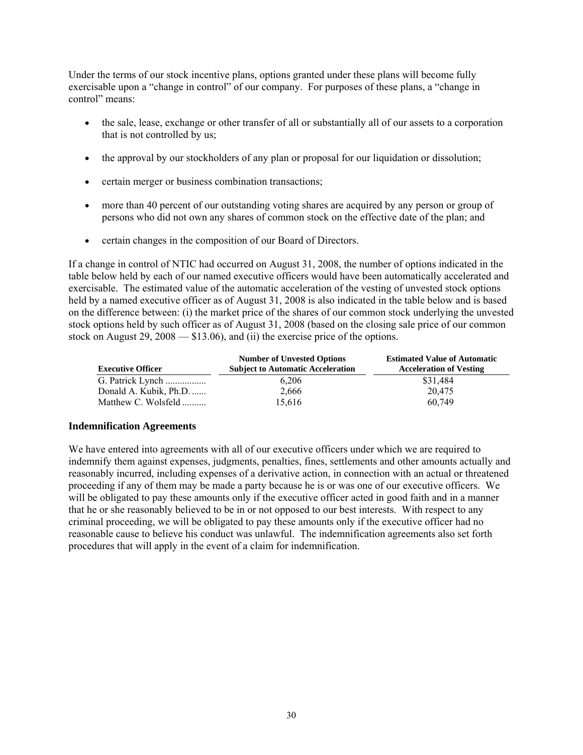Under the terms of our stock incentive plans, options granted under these plans will become fully exercisable upon a "change in control" of our company. For purposes of these plans, a "change in control" means:

- the sale, lease, exchange or other transfer of all or substantially all of our assets to a corporation that is not controlled by us;
- the approval by our stockholders of any plan or proposal for our liquidation or dissolution;
- certain merger or business combination transactions;
- more than 40 percent of our outstanding voting shares are acquired by any person or group of persons who did not own any shares of common stock on the effective date of the plan; and
- certain changes in the composition of our Board of Directors.

If a change in control of NTIC had occurred on August 31, 2008, the number of options indicated in the table below held by each of our named executive officers would have been automatically accelerated and exercisable. The estimated value of the automatic acceleration of the vesting of unvested stock options held by a named executive officer as of August 31, 2008 is also indicated in the table below and is based on the difference between: (i) the market price of the shares of our common stock underlying the unvested stock options held by such officer as of August 31, 2008 (based on the closing sale price of our common stock on August 29, 2008 — $13.06), and (ii) the exercise price of the options.

| Executive Officer | Number of Unvested Options Subject to Automatic Acceleration | Estimated Value of Automatic Acceleration of Vesting |
|---|---|---|
| G. Patrick Lynch ................. | 6,206 | $31,484 |
| Donald A. Kubik, Ph.D. ...... | 2,666 | 20,475 |
| Matthew C. Wolsfeld .......... | 15,616 | 60,749 |

### Indemnification Agreements

We have entered into agreements with all of our executive officers under which we are required to indemnify them against expenses, judgments, penalties, fines, settlements and other amounts actually and reasonably incurred, including expenses of a derivative action, in connection with an actual or threatened proceeding if any of them may be made a party because he is or was one of our executive officers. We will be obligated to pay these amounts only if the executive officer acted in good faith and in a manner that he or she reasonably believed to be in or not opposed to our best interests. With respect to any criminal proceeding, we will be obligated to pay these amounts only if the executive officer had no reasonable cause to believe his conduct was unlawful. The indemnification agreements also set forth procedures that will apply in the event of a claim for indemnification.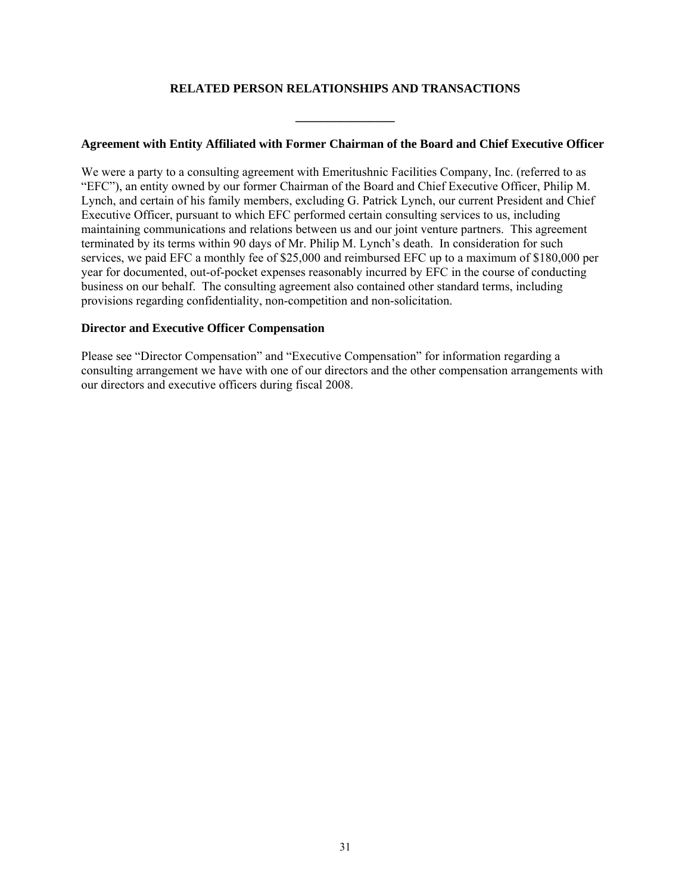# RELATED PERSON RELATIONSHIPS AND TRANSACTIONS

---

### Agreement with Entity Affiliated with Former Chairman of the Board and Chief Executive Officer

We were a party to a consulting agreement with Emeritushnic Facilities Company, Inc. (referred to as "EFC"), an entity owned by our former Chairman of the Board and Chief Executive Officer, Philip M. Lynch, and certain of his family members, excluding G. Patrick Lynch, our current President and Chief Executive Officer, pursuant to which EFC performed certain consulting services to us, including maintaining communications and relations between us and our joint venture partners. This agreement terminated by its terms within 90 days of Mr. Philip M. Lynch's death. In consideration for such services, we paid EFC a monthly fee of $25,000 and reimbursed EFC up to a maximum of $180,000 per year for documented, out-of-pocket expenses reasonably incurred by EFC in the course of conducting business on our behalf. The consulting agreement also contained other standard terms, including provisions regarding confidentiality, non-competition and non-solicitation.

### Director and Executive Officer Compensation

Please see "Director Compensation" and "Executive Compensation" for information regarding a consulting arrangement we have with one of our directors and the other compensation arrangements with our directors and executive officers during fiscal 2008.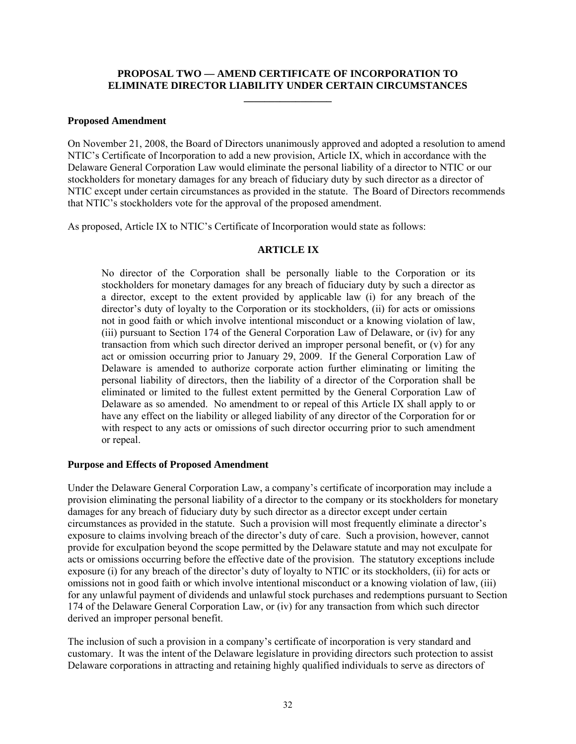## PROPOSAL TWO — AMEND CERTIFICATE OF INCORPORATION TO ELIMINATE DIRECTOR LIABILITY UNDER CERTAIN CIRCUMSTANCES

**Proposed Amendment**

On November 21, 2008, the Board of Directors unanimously approved and adopted a resolution to amend NTIC's Certificate of Incorporation to add a new provision, Article IX, which in accordance with the Delaware General Corporation Law would eliminate the personal liability of a director to NTIC or our stockholders for monetary damages for any breach of fiduciary duty by such director as a director of NTIC except under certain circumstances as provided in the statute. The Board of Directors recommends that NTIC's stockholders vote for the approval of the proposed amendment.

As proposed, Article IX to NTIC's Certificate of Incorporation would state as follows:

**ARTICLE IX**

> No director of the Corporation shall be personally liable to the Corporation or its stockholders for monetary damages for any breach of fiduciary duty by such a director as a director, except to the extent provided by applicable law (i) for any breach of the director's duty of loyalty to the Corporation or its stockholders, (ii) for acts or omissions not in good faith or which involve intentional misconduct or a knowing violation of law, (iii) pursuant to Section 174 of the General Corporation Law of Delaware, or (iv) for any transaction from which such director derived an improper personal benefit, or (v) for any act or omission occurring prior to January 29, 2009. If the General Corporation Law of Delaware is amended to authorize corporate action further eliminating or limiting the personal liability of directors, then the liability of a director of the Corporation shall be eliminated or limited to the fullest extent permitted by the General Corporation Law of Delaware as so amended. No amendment to or repeal of this Article IX shall apply to or have any effect on the liability or alleged liability of any director of the Corporation for or with respect to any acts or omissions of such director occurring prior to such amendment or repeal.

**Purpose and Effects of Proposed Amendment**

Under the Delaware General Corporation Law, a company's certificate of incorporation may include a provision eliminating the personal liability of a director to the company or its stockholders for monetary damages for any breach of fiduciary duty by such director as a director except under certain circumstances as provided in the statute. Such a provision will most frequently eliminate a director's exposure to claims involving breach of the director's duty of care. Such a provision, however, cannot provide for exculpation beyond the scope permitted by the Delaware statute and may not exculpate for acts or omissions occurring before the effective date of the provision. The statutory exceptions include exposure (i) for any breach of the director's duty of loyalty to NTIC or its stockholders, (ii) for acts or omissions not in good faith or which involve intentional misconduct or a knowing violation of law, (iii) for any unlawful payment of dividends and unlawful stock purchases and redemptions pursuant to Section 174 of the Delaware General Corporation Law, or (iv) for any transaction from which such director derived an improper personal benefit.

The inclusion of such a provision in a company's certificate of incorporation is very standard and customary. It was the intent of the Delaware legislature in providing directors such protection to assist Delaware corporations in attracting and retaining highly qualified individuals to serve as directors of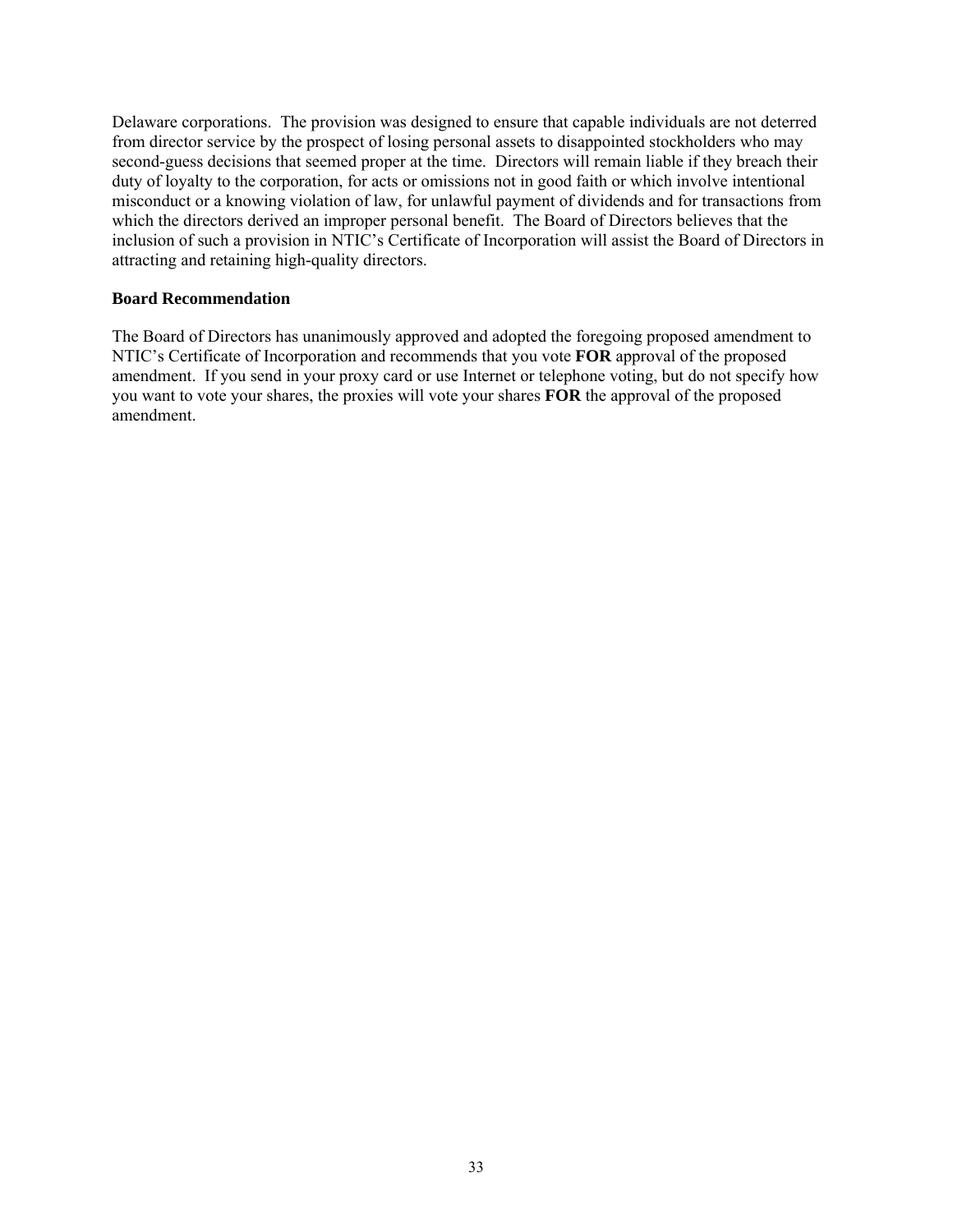Delaware corporations. The provision was designed to ensure that capable individuals are not deterred from director service by the prospect of losing personal assets to disappointed stockholders who may second-guess decisions that seemed proper at the time. Directors will remain liable if they breach their duty of loyalty to the corporation, for acts or omissions not in good faith or which involve intentional misconduct or a knowing violation of law, for unlawful payment of dividends and for transactions from which the directors derived an improper personal benefit. The Board of Directors believes that the inclusion of such a provision in NTIC's Certificate of Incorporation will assist the Board of Directors in attracting and retaining high-quality directors.

**Board Recommendation**

The Board of Directors has unanimously approved and adopted the foregoing proposed amendment to NTIC's Certificate of Incorporation and recommends that you vote **FOR** approval of the proposed amendment. If you send in your proxy card or use Internet or telephone voting, but do not specify how you want to vote your shares, the proxies will vote your shares **FOR** the approval of the proposed amendment.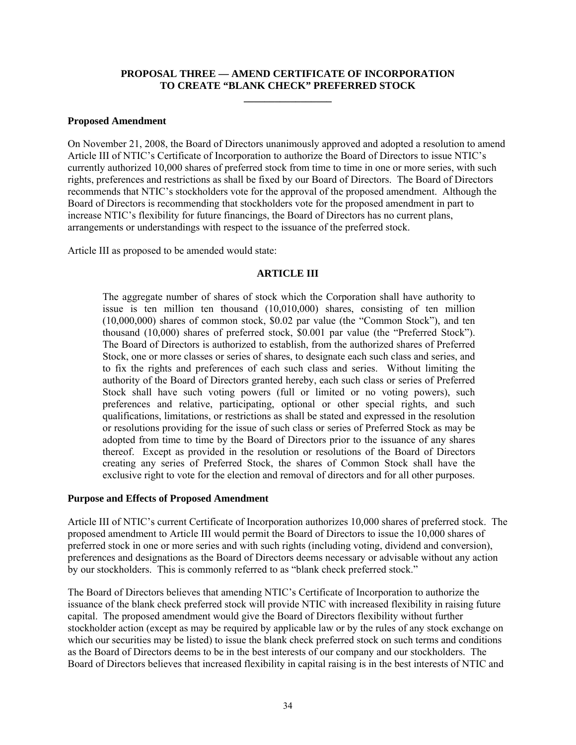## PROPOSAL THREE — AMEND CERTIFICATE OF INCORPORATION TO CREATE "BLANK CHECK" PREFERRED STOCK

### Proposed Amendment

On November 21, 2008, the Board of Directors unanimously approved and adopted a resolution to amend Article III of NTIC's Certificate of Incorporation to authorize the Board of Directors to issue NTIC's currently authorized 10,000 shares of preferred stock from time to time in one or more series, with such rights, preferences and restrictions as shall be fixed by our Board of Directors. The Board of Directors recommends that NTIC's stockholders vote for the approval of the proposed amendment. Although the Board of Directors is recommending that stockholders vote for the proposed amendment in part to increase NTIC's flexibility for future financings, the Board of Directors has no current plans, arrangements or understandings with respect to the issuance of the preferred stock.

Article III as proposed to be amended would state:

**ARTICLE III**

> The aggregate number of shares of stock which the Corporation shall have authority to issue is ten million ten thousand (10,010,000) shares, consisting of ten million (10,000,000) shares of common stock, $0.02 par value (the "Common Stock"), and ten thousand (10,000) shares of preferred stock, $0.001 par value (the "Preferred Stock"). The Board of Directors is authorized to establish, from the authorized shares of Preferred Stock, one or more classes or series of shares, to designate each such class and series, and to fix the rights and preferences of each such class and series. Without limiting the authority of the Board of Directors granted hereby, each such class or series of Preferred Stock shall have such voting powers (full or limited or no voting powers), such preferences and relative, participating, optional or other special rights, and such qualifications, limitations, or restrictions as shall be stated and expressed in the resolution or resolutions providing for the issue of such class or series of Preferred Stock as may be adopted from time to time by the Board of Directors prior to the issuance of any shares thereof. Except as provided in the resolution or resolutions of the Board of Directors creating any series of Preferred Stock, the shares of Common Stock shall have the exclusive right to vote for the election and removal of directors and for all other purposes.

### Purpose and Effects of Proposed Amendment

Article III of NTIC's current Certificate of Incorporation authorizes 10,000 shares of preferred stock. The proposed amendment to Article III would permit the Board of Directors to issue the 10,000 shares of preferred stock in one or more series and with such rights (including voting, dividend and conversion), preferences and designations as the Board of Directors deems necessary or advisable without any action by our stockholders. This is commonly referred to as "blank check preferred stock."

The Board of Directors believes that amending NTIC's Certificate of Incorporation to authorize the issuance of the blank check preferred stock will provide NTIC with increased flexibility in raising future capital. The proposed amendment would give the Board of Directors flexibility without further stockholder action (except as may be required by applicable law or by the rules of any stock exchange on which our securities may be listed) to issue the blank check preferred stock on such terms and conditions as the Board of Directors deems to be in the best interests of our company and our stockholders. The Board of Directors believes that increased flexibility in capital raising is in the best interests of NTIC and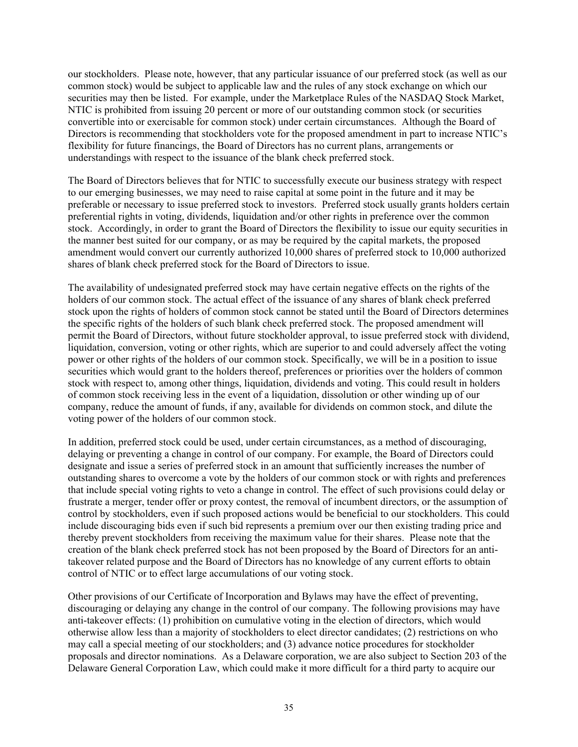our stockholders. Please note, however, that any particular issuance of our preferred stock (as well as our common stock) would be subject to applicable law and the rules of any stock exchange on which our securities may then be listed. For example, under the Marketplace Rules of the NASDAQ Stock Market, NTIC is prohibited from issuing 20 percent or more of our outstanding common stock (or securities convertible into or exercisable for common stock) under certain circumstances. Although the Board of Directors is recommending that stockholders vote for the proposed amendment in part to increase NTIC's flexibility for future financings, the Board of Directors has no current plans, arrangements or understandings with respect to the issuance of the blank check preferred stock.

The Board of Directors believes that for NTIC to successfully execute our business strategy with respect to our emerging businesses, we may need to raise capital at some point in the future and it may be preferable or necessary to issue preferred stock to investors. Preferred stock usually grants holders certain preferential rights in voting, dividends, liquidation and/or other rights in preference over the common stock. Accordingly, in order to grant the Board of Directors the flexibility to issue our equity securities in the manner best suited for our company, or as may be required by the capital markets, the proposed amendment would convert our currently authorized 10,000 shares of preferred stock to 10,000 authorized shares of blank check preferred stock for the Board of Directors to issue.

The availability of undesignated preferred stock may have certain negative effects on the rights of the holders of our common stock. The actual effect of the issuance of any shares of blank check preferred stock upon the rights of holders of common stock cannot be stated until the Board of Directors determines the specific rights of the holders of such blank check preferred stock. The proposed amendment will permit the Board of Directors, without future stockholder approval, to issue preferred stock with dividend, liquidation, conversion, voting or other rights, which are superior to and could adversely affect the voting power or other rights of the holders of our common stock. Specifically, we will be in a position to issue securities which would grant to the holders thereof, preferences or priorities over the holders of common stock with respect to, among other things, liquidation, dividends and voting. This could result in holders of common stock receiving less in the event of a liquidation, dissolution or other winding up of our company, reduce the amount of funds, if any, available for dividends on common stock, and dilute the voting power of the holders of our common stock.

In addition, preferred stock could be used, under certain circumstances, as a method of discouraging, delaying or preventing a change in control of our company. For example, the Board of Directors could designate and issue a series of preferred stock in an amount that sufficiently increases the number of outstanding shares to overcome a vote by the holders of our common stock or with rights and preferences that include special voting rights to veto a change in control. The effect of such provisions could delay or frustrate a merger, tender offer or proxy contest, the removal of incumbent directors, or the assumption of control by stockholders, even if such proposed actions would be beneficial to our stockholders. This could include discouraging bids even if such bid represents a premium over our then existing trading price and thereby prevent stockholders from receiving the maximum value for their shares. Please note that the creation of the blank check preferred stock has not been proposed by the Board of Directors for an anti-takeover related purpose and the Board of Directors has no knowledge of any current efforts to obtain control of NTIC or to effect large accumulations of our voting stock.

Other provisions of our Certificate of Incorporation and Bylaws may have the effect of preventing, discouraging or delaying any change in the control of our company. The following provisions may have anti-takeover effects: (1) prohibition on cumulative voting in the election of directors, which would otherwise allow less than a majority of stockholders to elect director candidates; (2) restrictions on who may call a special meeting of our stockholders; and (3) advance notice procedures for stockholder proposals and director nominations. As a Delaware corporation, we are also subject to Section 203 of the Delaware General Corporation Law, which could make it more difficult for a third party to acquire our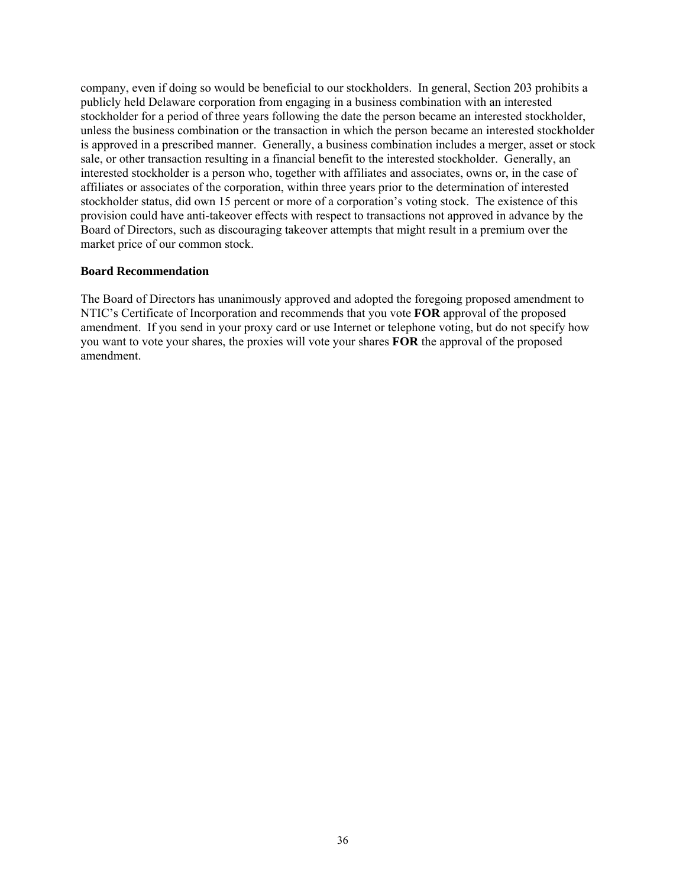company, even if doing so would be beneficial to our stockholders. In general, Section 203 prohibits a publicly held Delaware corporation from engaging in a business combination with an interested stockholder for a period of three years following the date the person became an interested stockholder, unless the business combination or the transaction in which the person became an interested stockholder is approved in a prescribed manner. Generally, a business combination includes a merger, asset or stock sale, or other transaction resulting in a financial benefit to the interested stockholder. Generally, an interested stockholder is a person who, together with affiliates and associates, owns or, in the case of affiliates or associates of the corporation, within three years prior to the determination of interested stockholder status, did own 15 percent or more of a corporation's voting stock. The existence of this provision could have anti-takeover effects with respect to transactions not approved in advance by the Board of Directors, such as discouraging takeover attempts that might result in a premium over the market price of our common stock.

**Board Recommendation**

The Board of Directors has unanimously approved and adopted the foregoing proposed amendment to NTIC's Certificate of Incorporation and recommends that you vote **FOR** approval of the proposed amendment. If you send in your proxy card or use Internet or telephone voting, but do not specify how you want to vote your shares, the proxies will vote your shares **FOR** the approval of the proposed amendment.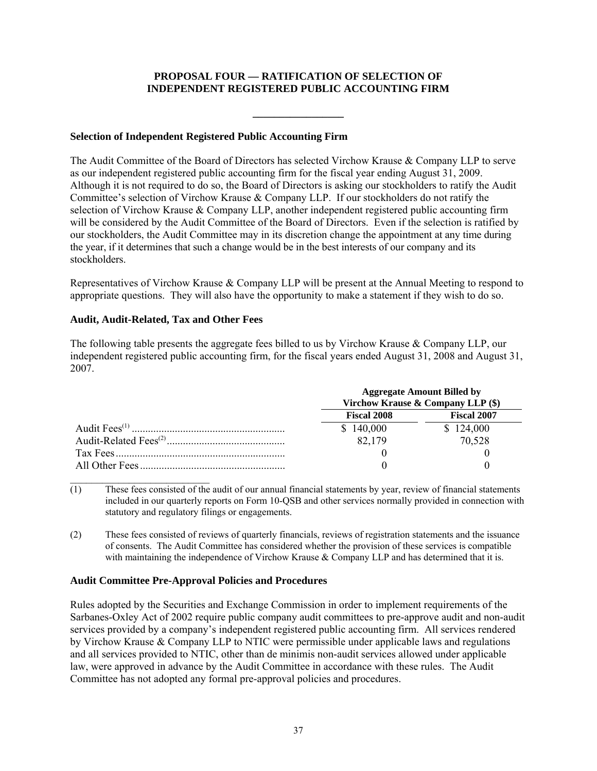## PROPOSAL FOUR — RATIFICATION OF SELECTION OF INDEPENDENT REGISTERED PUBLIC ACCOUNTING FIRM

### Selection of Independent Registered Public Accounting Firm

The Audit Committee of the Board of Directors has selected Virchow Krause & Company LLP to serve as our independent registered public accounting firm for the fiscal year ending August 31, 2009. Although it is not required to do so, the Board of Directors is asking our stockholders to ratify the Audit Committee's selection of Virchow Krause & Company LLP. If our stockholders do not ratify the selection of Virchow Krause & Company LLP, another independent registered public accounting firm will be considered by the Audit Committee of the Board of Directors. Even if the selection is ratified by our stockholders, the Audit Committee may in its discretion change the appointment at any time during the year, if it determines that such a change would be in the best interests of our company and its stockholders.

Representatives of Virchow Krause & Company LLP will be present at the Annual Meeting to respond to appropriate questions. They will also have the opportunity to make a statement if they wish to do so.

### Audit, Audit-Related, Tax and Other Fees

The following table presents the aggregate fees billed to us by Virchow Krause & Company LLP, our independent registered public accounting firm, for the fiscal years ended August 31, 2008 and August 31, 2007.

| | Aggregate Amount Billed by Virchow Krause & Company LLP ($) | |
|---|---|---|
| | **Fiscal 2008** | **Fiscal 2007** |
| Audit Fees[1] | $ 140,000 | $ 124,000 |
| Audit-Related Fees[2] | 82,179 | 70,528 |
| Tax Fees | 0 | 0 |
| All Other Fees | 0 | 0 |

(1) These fees consisted of the audit of our annual financial statements by year, review of financial statements included in our quarterly reports on Form 10-QSB and other services normally provided in connection with statutory and regulatory filings or engagements.

(2) These fees consisted of reviews of quarterly financials, reviews of registration statements and the issuance of consents. The Audit Committee has considered whether the provision of these services is compatible with maintaining the independence of Virchow Krause & Company LLP and has determined that it is.

### Audit Committee Pre-Approval Policies and Procedures

Rules adopted by the Securities and Exchange Commission in order to implement requirements of the Sarbanes-Oxley Act of 2002 require public company audit committees to pre-approve audit and non-audit services provided by a company's independent registered public accounting firm. All services rendered by Virchow Krause & Company LLP to NTIC were permissible under applicable laws and regulations and all services provided to NTIC, other than de minimis non-audit services allowed under applicable law, were approved in advance by the Audit Committee in accordance with these rules. The Audit Committee has not adopted any formal pre-approval policies and procedures.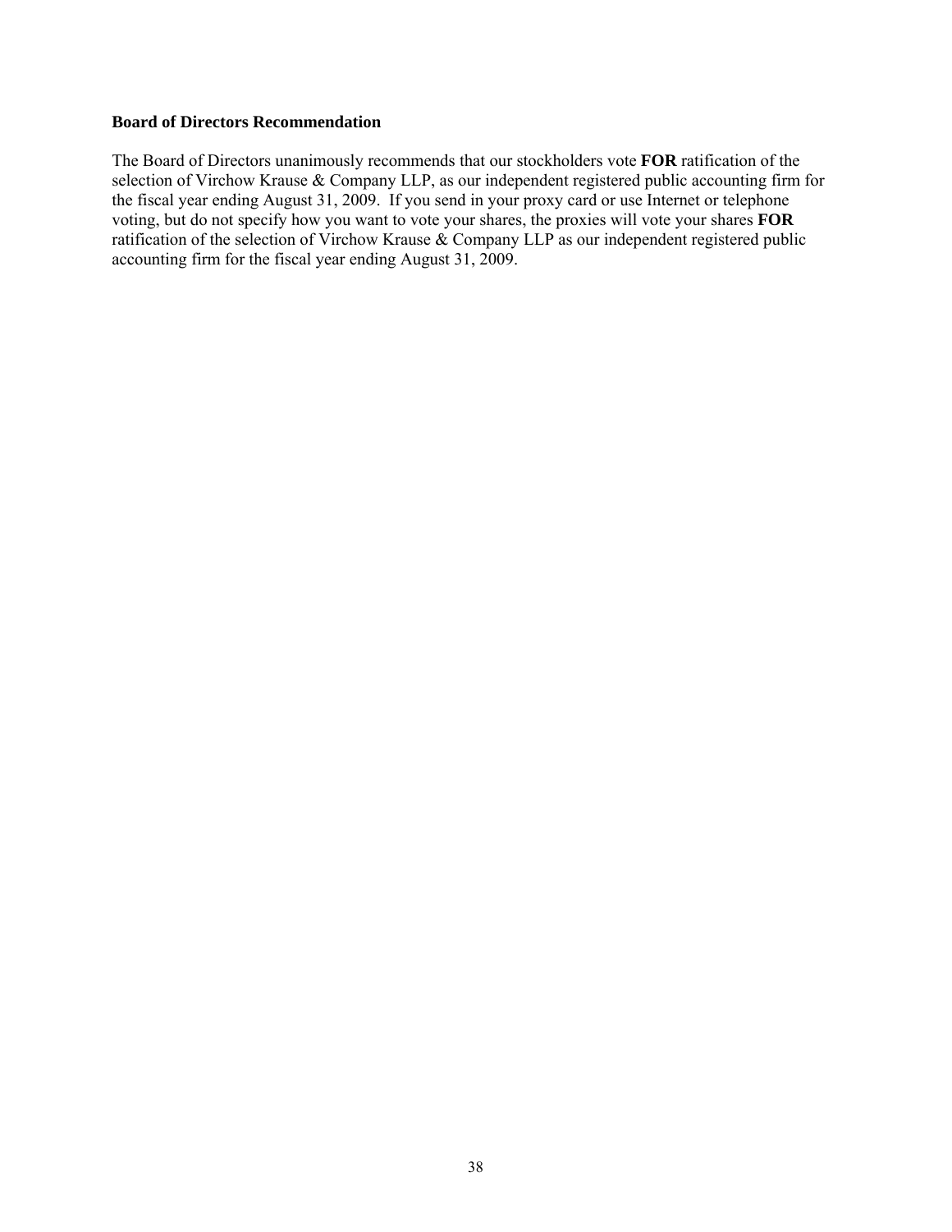**Board of Directors Recommendation**

The Board of Directors unanimously recommends that our stockholders vote **FOR** ratification of the selection of Virchow Krause & Company LLP, as our independent registered public accounting firm for the fiscal year ending August 31, 2009. If you send in your proxy card or use Internet or telephone voting, but do not specify how you want to vote your shares, the proxies will vote your shares **FOR** ratification of the selection of Virchow Krause & Company LLP as our independent registered public accounting firm for the fiscal year ending August 31, 2009.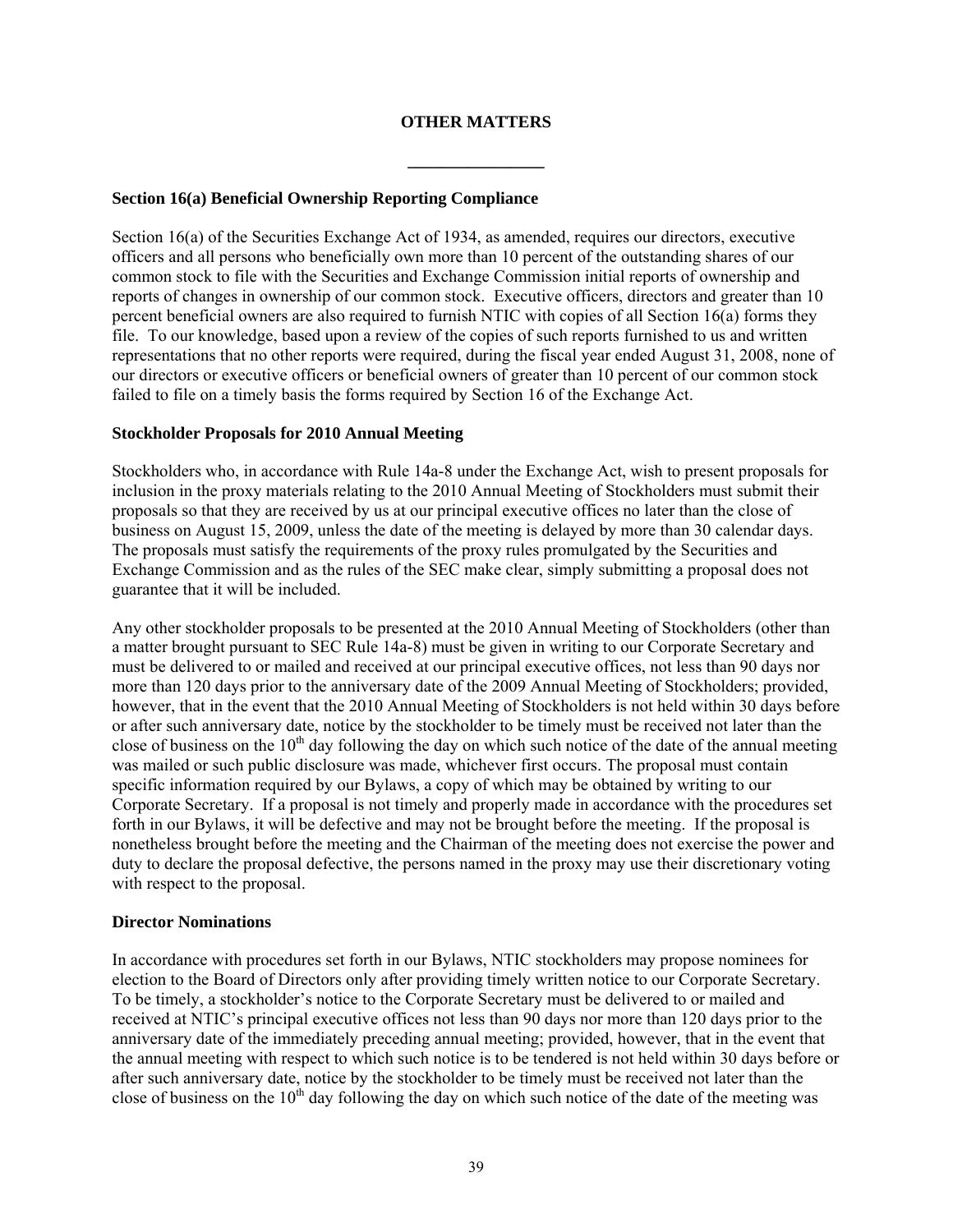# OTHER MATTERS

---

### Section 16(a) Beneficial Ownership Reporting Compliance

Section 16(a) of the Securities Exchange Act of 1934, as amended, requires our directors, executive officers and all persons who beneficially own more than 10 percent of the outstanding shares of our common stock to file with the Securities and Exchange Commission initial reports of ownership and reports of changes in ownership of our common stock. Executive officers, directors and greater than 10 percent beneficial owners are also required to furnish NTIC with copies of all Section 16(a) forms they file. To our knowledge, based upon a review of the copies of such reports furnished to us and written representations that no other reports were required, during the fiscal year ended August 31, 2008, none of our directors or executive officers or beneficial owners of greater than 10 percent of our common stock failed to file on a timely basis the forms required by Section 16 of the Exchange Act.

### Stockholder Proposals for 2010 Annual Meeting

Stockholders who, in accordance with Rule 14a-8 under the Exchange Act, wish to present proposals for inclusion in the proxy materials relating to the 2010 Annual Meeting of Stockholders must submit their proposals so that they are received by us at our principal executive offices no later than the close of business on August 15, 2009, unless the date of the meeting is delayed by more than 30 calendar days. The proposals must satisfy the requirements of the proxy rules promulgated by the Securities and Exchange Commission and as the rules of the SEC make clear, simply submitting a proposal does not guarantee that it will be included.

Any other stockholder proposals to be presented at the 2010 Annual Meeting of Stockholders (other than a matter brought pursuant to SEC Rule 14a-8) must be given in writing to our Corporate Secretary and must be delivered to or mailed and received at our principal executive offices, not less than 90 days nor more than 120 days prior to the anniversary date of the 2009 Annual Meeting of Stockholders; provided, however, that in the event that the 2010 Annual Meeting of Stockholders is not held within 30 days before or after such anniversary date, notice by the stockholder to be timely must be received not later than the close of business on the 10th day following the day on which such notice of the date of the annual meeting was mailed or such public disclosure was made, whichever first occurs. The proposal must contain specific information required by our Bylaws, a copy of which may be obtained by writing to our Corporate Secretary. If a proposal is not timely and properly made in accordance with the procedures set forth in our Bylaws, it will be defective and may not be brought before the meeting. If the proposal is nonetheless brought before the meeting and the Chairman of the meeting does not exercise the power and duty to declare the proposal defective, the persons named in the proxy may use their discretionary voting with respect to the proposal.

### Director Nominations

In accordance with procedures set forth in our Bylaws, NTIC stockholders may propose nominees for election to the Board of Directors only after providing timely written notice to our Corporate Secretary. To be timely, a stockholder's notice to the Corporate Secretary must be delivered to or mailed and received at NTIC's principal executive offices not less than 90 days nor more than 120 days prior to the anniversary date of the immediately preceding annual meeting; provided, however, that in the event that the annual meeting with respect to which such notice is to be tendered is not held within 30 days before or after such anniversary date, notice by the stockholder to be timely must be received not later than the close of business on the 10th day following the day on which such notice of the date of the meeting was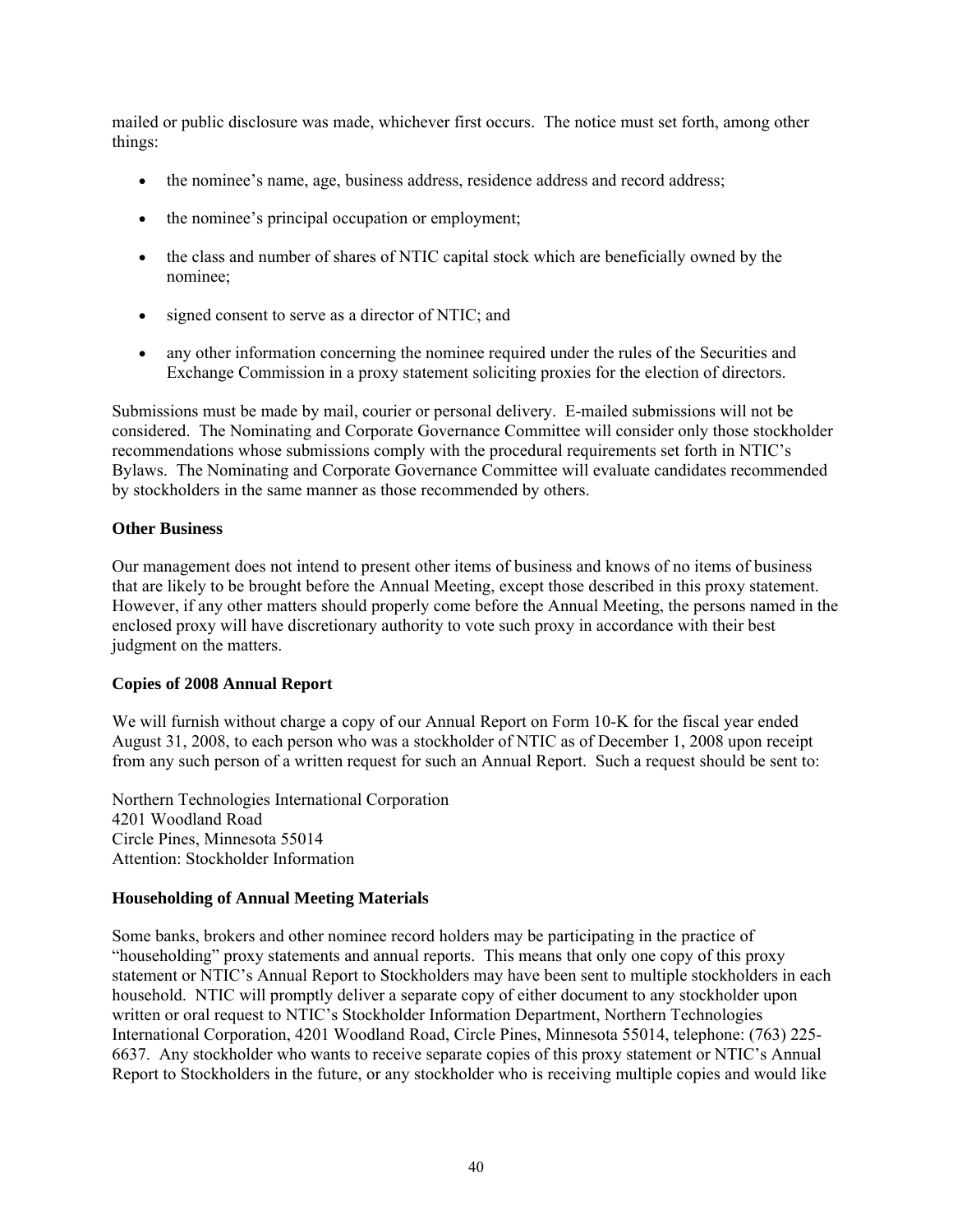mailed or public disclosure was made, whichever first occurs. The notice must set forth, among other things:

- the nominee's name, age, business address, residence address and record address;
- the nominee's principal occupation or employment;
- the class and number of shares of NTIC capital stock which are beneficially owned by the nominee;
- signed consent to serve as a director of NTIC; and
- any other information concerning the nominee required under the rules of the Securities and Exchange Commission in a proxy statement soliciting proxies for the election of directors.

Submissions must be made by mail, courier or personal delivery. E-mailed submissions will not be considered. The Nominating and Corporate Governance Committee will consider only those stockholder recommendations whose submissions comply with the procedural requirements set forth in NTIC's Bylaws. The Nominating and Corporate Governance Committee will evaluate candidates recommended by stockholders in the same manner as those recommended by others.

**Other Business**

Our management does not intend to present other items of business and knows of no items of business that are likely to be brought before the Annual Meeting, except those described in this proxy statement. However, if any other matters should properly come before the Annual Meeting, the persons named in the enclosed proxy will have discretionary authority to vote such proxy in accordance with their best judgment on the matters.

**Copies of 2008 Annual Report**

We will furnish without charge a copy of our Annual Report on Form 10-K for the fiscal year ended August 31, 2008, to each person who was a stockholder of NTIC as of December 1, 2008 upon receipt from any such person of a written request for such an Annual Report. Such a request should be sent to:

Northern Technologies International Corporation
4201 Woodland Road
Circle Pines, Minnesota 55014
Attention: Stockholder Information

**Householding of Annual Meeting Materials**

Some banks, brokers and other nominee record holders may be participating in the practice of "householding" proxy statements and annual reports. This means that only one copy of this proxy statement or NTIC's Annual Report to Stockholders may have been sent to multiple stockholders in each household. NTIC will promptly deliver a separate copy of either document to any stockholder upon written or oral request to NTIC's Stockholder Information Department, Northern Technologies International Corporation, 4201 Woodland Road, Circle Pines, Minnesota 55014, telephone: (763) 225-6637. Any stockholder who wants to receive separate copies of this proxy statement or NTIC's Annual Report to Stockholders in the future, or any stockholder who is receiving multiple copies and would like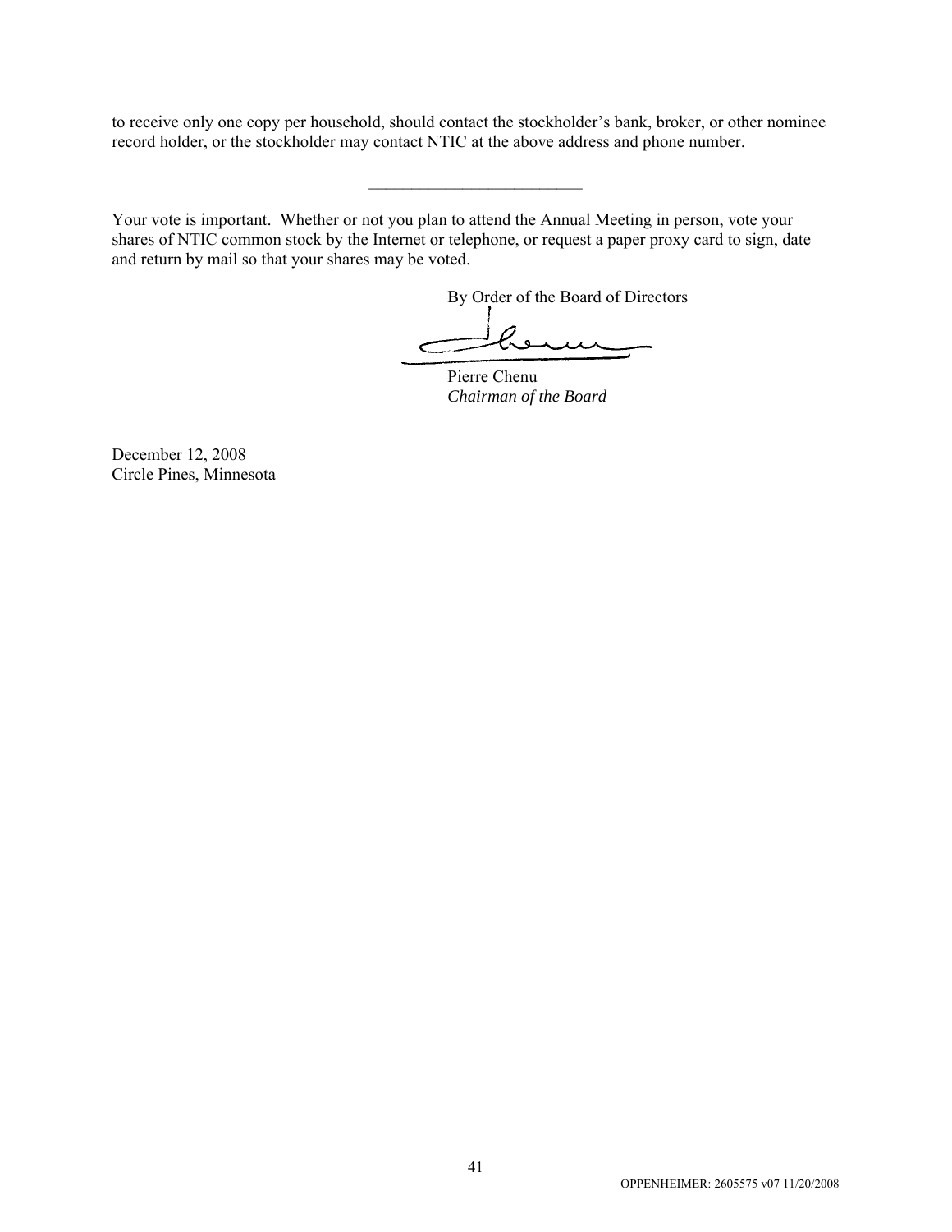to receive only one copy per household, should contact the stockholder's bank, broker, or other nominee record holder, or the stockholder may contact NTIC at the above address and phone number.

---

Your vote is important. Whether or not you plan to attend the Annual Meeting in person, vote your shares of NTIC common stock by the Internet or telephone, or request a paper proxy card to sign, date and return by mail so that your shares may be voted.

By Order of the Board of Directors

Pierre Chenu
*Chairman of the Board*

December 12, 2008
Circle Pines, Minnesota

OPPENHEIMER: 2605575 v07 11/20/2008